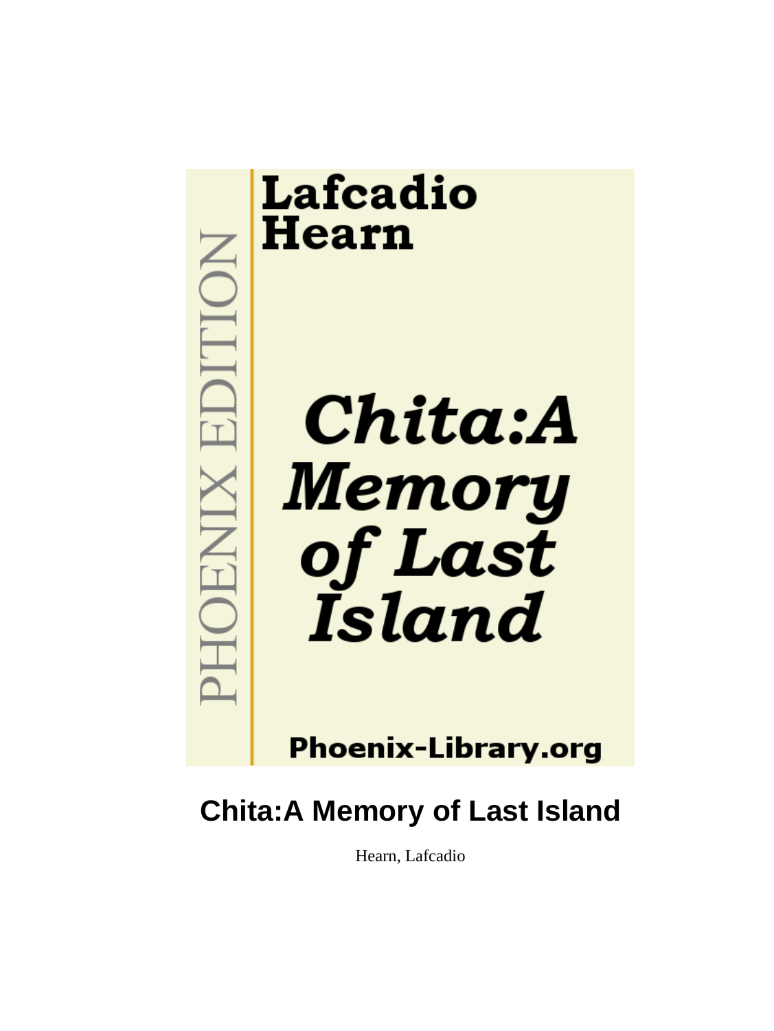Lafcadio Hearn

PHOENIX EDITION

*Chita:A Memory of Last Island*

Phoenix-Library.org

# Chita:A Memory of Last Island

Hearn, Lafcadio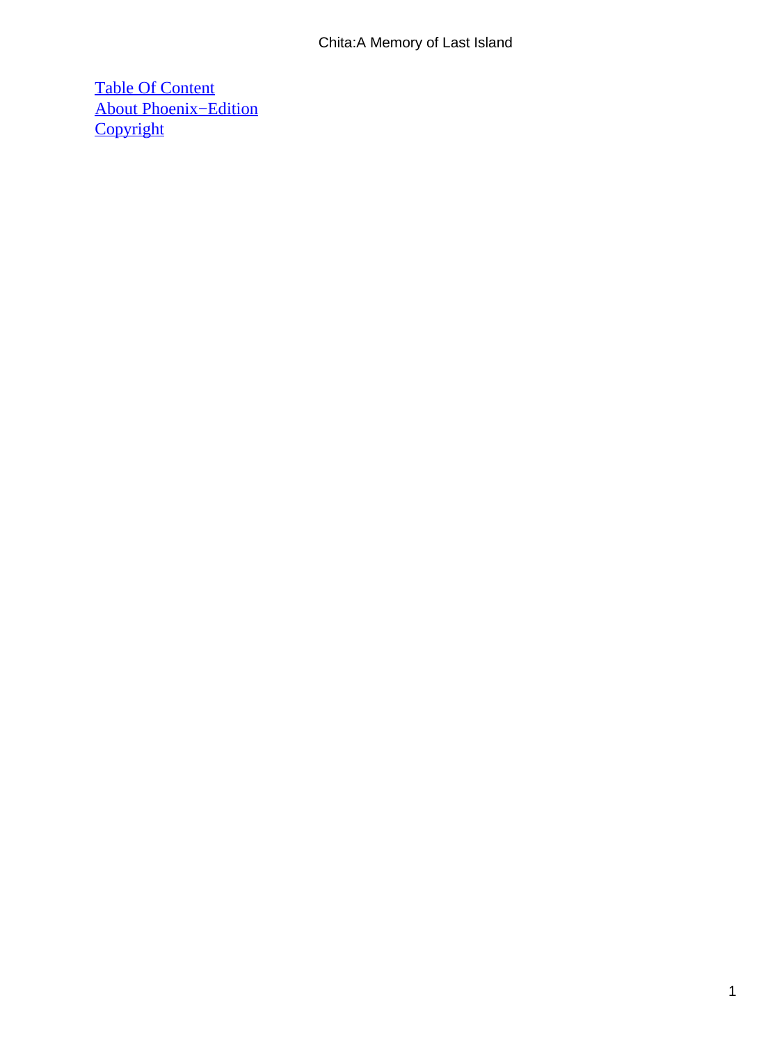Table Of Content
About Phoenix−Edition
Copyright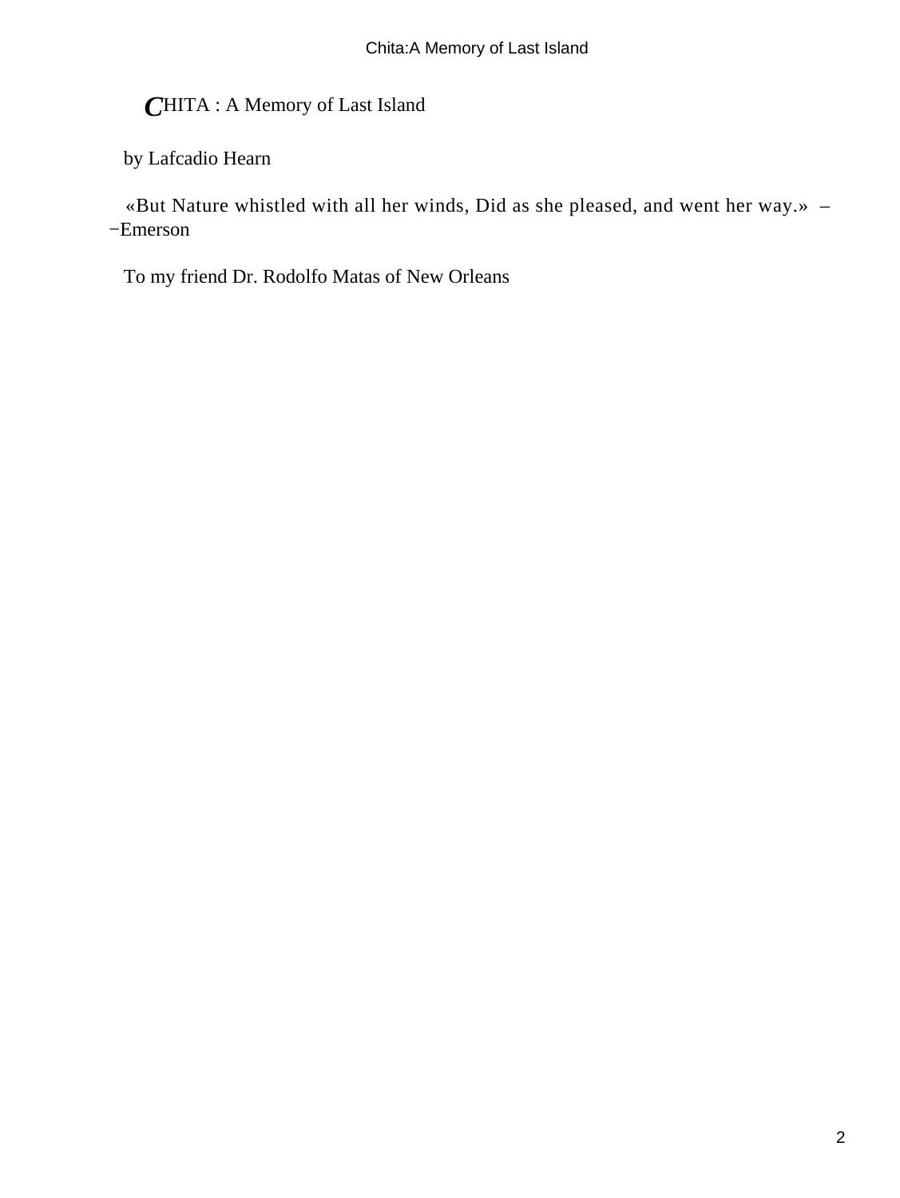# CHITA : A Memory of Last Island

by Lafcadio Hearn

«But Nature whistled with all her winds, Did as she pleased, and went her way.» – −Emerson

To my friend Dr. Rodolfo Matas of New Orleans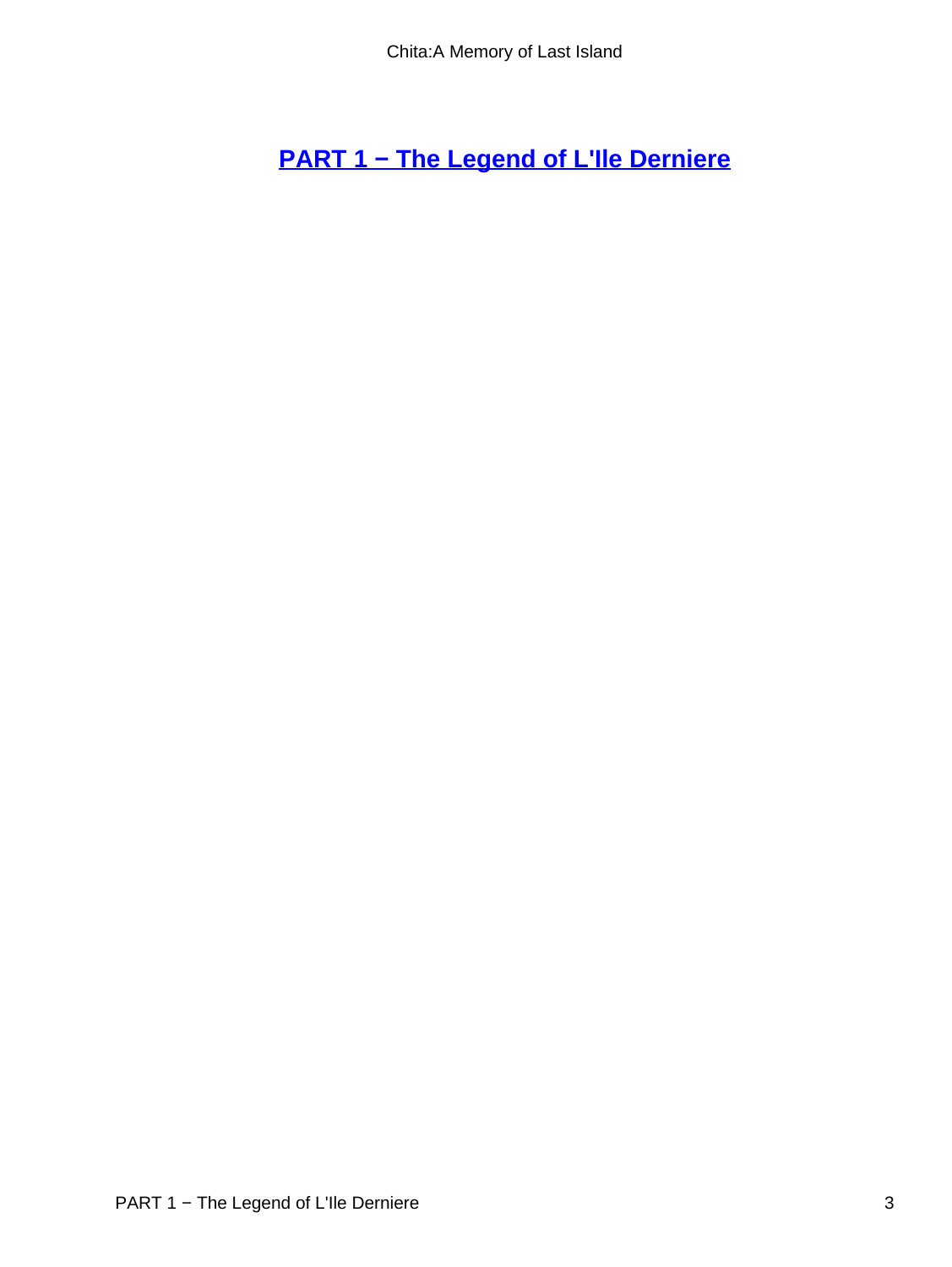# PART 1 − The Legend of L'Ile Derniere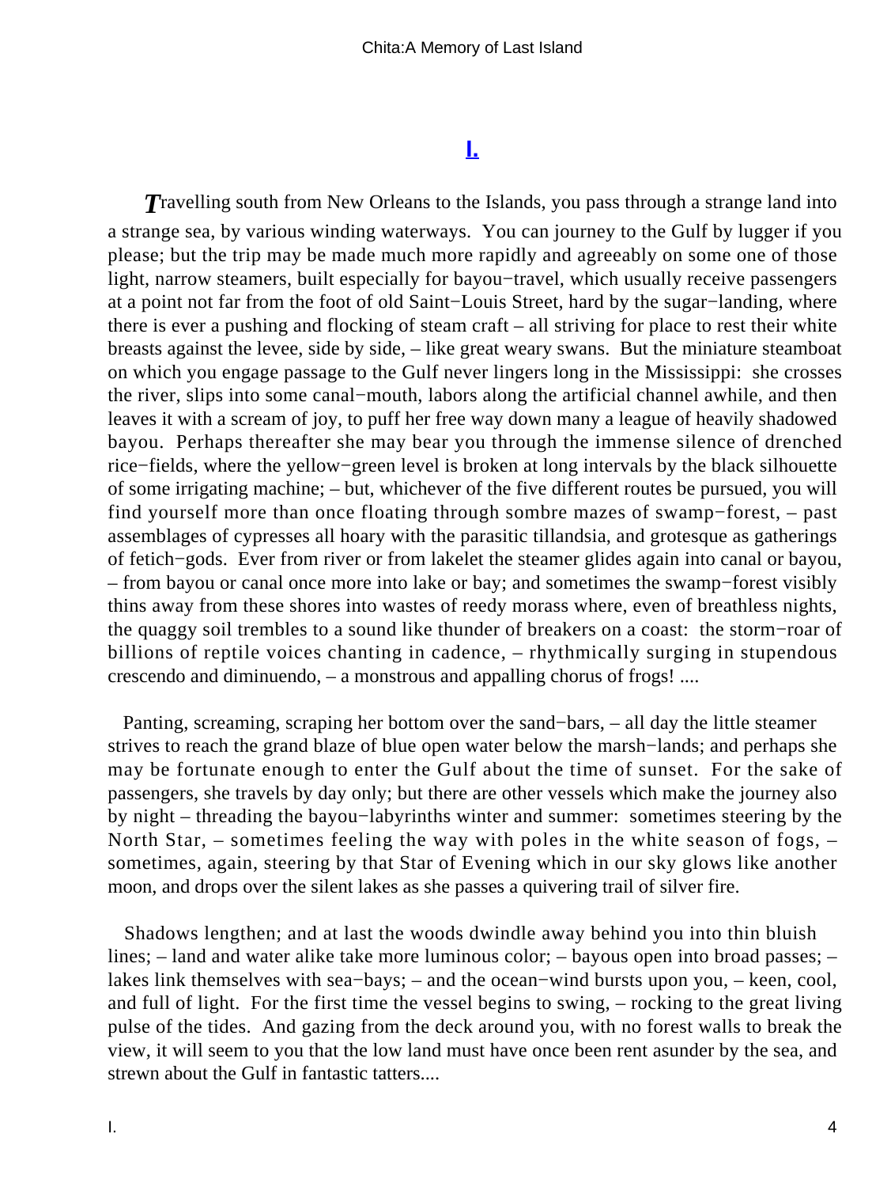## I.

*T*ravelling south from New Orleans to the Islands, you pass through a strange land into a strange sea, by various winding waterways. You can journey to the Gulf by lugger if you please; but the trip may be made much more rapidly and agreeably on some one of those light, narrow steamers, built especially for bayou−travel, which usually receive passengers at a point not far from the foot of old Saint−Louis Street, hard by the sugar−landing, where there is ever a pushing and flocking of steam craft – all striving for place to rest their white breasts against the levee, side by side, – like great weary swans. But the miniature steamboat on which you engage passage to the Gulf never lingers long in the Mississippi: she crosses the river, slips into some canal−mouth, labors along the artificial channel awhile, and then leaves it with a scream of joy, to puff her free way down many a league of heavily shadowed bayou. Perhaps thereafter she may bear you through the immense silence of drenched rice−fields, where the yellow−green level is broken at long intervals by the black silhouette of some irrigating machine; – but, whichever of the five different routes be pursued, you will find yourself more than once floating through sombre mazes of swamp−forest, – past assemblages of cypresses all hoary with the parasitic tillandsia, and grotesque as gatherings of fetich−gods. Ever from river or from lakelet the steamer glides again into canal or bayou, – from bayou or canal once more into lake or bay; and sometimes the swamp−forest visibly thins away from these shores into wastes of reedy morass where, even of breathless nights, the quaggy soil trembles to a sound like thunder of breakers on a coast: the storm−roar of billions of reptile voices chanting in cadence, – rhythmically surging in stupendous crescendo and diminuendo, – a monstrous and appalling chorus of frogs! ....

Panting, screaming, scraping her bottom over the sand−bars, – all day the little steamer strives to reach the grand blaze of blue open water below the marsh−lands; and perhaps she may be fortunate enough to enter the Gulf about the time of sunset. For the sake of passengers, she travels by day only; but there are other vessels which make the journey also by night – threading the bayou−labyrinths winter and summer: sometimes steering by the North Star, – sometimes feeling the way with poles in the white season of fogs, – sometimes, again, steering by that Star of Evening which in our sky glows like another moon, and drops over the silent lakes as she passes a quivering trail of silver fire.

Shadows lengthen; and at last the woods dwindle away behind you into thin bluish lines; – land and water alike take more luminous color; – bayous open into broad passes; – lakes link themselves with sea−bays; – and the ocean−wind bursts upon you, – keen, cool, and full of light. For the first time the vessel begins to swing, – rocking to the great living pulse of the tides. And gazing from the deck around you, with no forest walls to break the view, it will seem to you that the low land must have once been rent asunder by the sea, and strewn about the Gulf in fantastic tatters....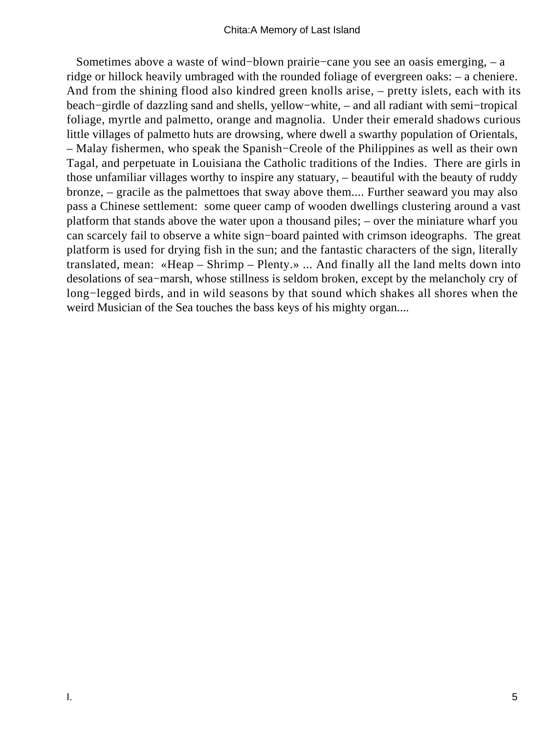Sometimes above a waste of wind−blown prairie−cane you see an oasis emerging, – a ridge or hillock heavily umbraged with the rounded foliage of evergreen oaks: – a cheniere. And from the shining flood also kindred green knolls arise, – pretty islets, each with its beach−girdle of dazzling sand and shells, yellow−white, – and all radiant with semi−tropical foliage, myrtle and palmetto, orange and magnolia. Under their emerald shadows curious little villages of palmetto huts are drowsing, where dwell a swarthy population of Orientals, – Malay fishermen, who speak the Spanish−Creole of the Philippines as well as their own Tagal, and perpetuate in Louisiana the Catholic traditions of the Indies. There are girls in those unfamiliar villages worthy to inspire any statuary, – beautiful with the beauty of ruddy bronze, – gracile as the palmettoes that sway above them.... Further seaward you may also pass a Chinese settlement: some queer camp of wooden dwellings clustering around a vast platform that stands above the water upon a thousand piles; – over the miniature wharf you can scarcely fail to observe a white sign−board painted with crimson ideographs. The great platform is used for drying fish in the sun; and the fantastic characters of the sign, literally translated, mean: «Heap – Shrimp – Plenty.» ... And finally all the land melts down into desolations of sea−marsh, whose stillness is seldom broken, except by the melancholy cry of long−legged birds, and in wild seasons by that sound which shakes all shores when the weird Musician of the Sea touches the bass keys of his mighty organ....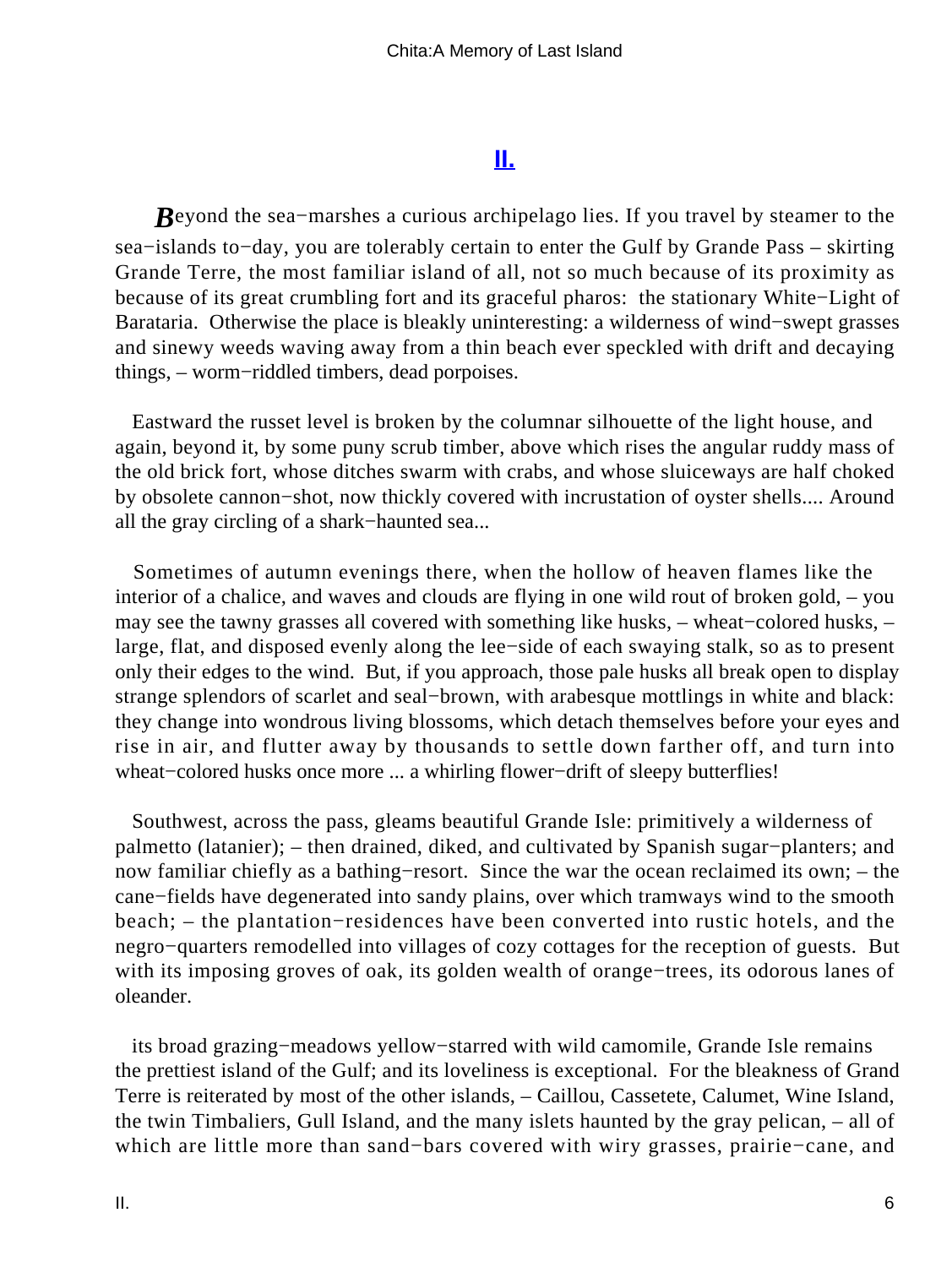## [II.]

**B**eyond the sea−marshes a curious archipelago lies. If you travel by steamer to the sea−islands to−day, you are tolerably certain to enter the Gulf by Grande Pass – skirting Grande Terre, the most familiar island of all, not so much because of its proximity as because of its great crumbling fort and its graceful pharos: the stationary White−Light of Barataria. Otherwise the place is bleakly uninteresting: a wilderness of wind−swept grasses and sinewy weeds waving away from a thin beach ever speckled with drift and decaying things, – worm−riddled timbers, dead porpoises.

Eastward the russet level is broken by the columnar silhouette of the light house, and again, beyond it, by some puny scrub timber, above which rises the angular ruddy mass of the old brick fort, whose ditches swarm with crabs, and whose sluiceways are half choked by obsolete cannon−shot, now thickly covered with incrustation of oyster shells.... Around all the gray circling of a shark−haunted sea...

Sometimes of autumn evenings there, when the hollow of heaven flames like the interior of a chalice, and waves and clouds are flying in one wild rout of broken gold, – you may see the tawny grasses all covered with something like husks, – wheat−colored husks, – large, flat, and disposed evenly along the lee−side of each swaying stalk, so as to present only their edges to the wind. But, if you approach, those pale husks all break open to display strange splendors of scarlet and seal−brown, with arabesque mottlings in white and black: they change into wondrous living blossoms, which detach themselves before your eyes and rise in air, and flutter away by thousands to settle down farther off, and turn into wheat−colored husks once more ... a whirling flower−drift of sleepy butterflies!

Southwest, across the pass, gleams beautiful Grande Isle: primitively a wilderness of palmetto (latanier); – then drained, diked, and cultivated by Spanish sugar−planters; and now familiar chiefly as a bathing−resort. Since the war the ocean reclaimed its own; – the cane−fields have degenerated into sandy plains, over which tramways wind to the smooth beach; – the plantation−residences have been converted into rustic hotels, and the negro−quarters remodelled into villages of cozy cottages for the reception of guests. But with its imposing groves of oak, its golden wealth of orange−trees, its odorous lanes of oleander.

its broad grazing−meadows yellow−starred with wild camomile, Grande Isle remains the prettiest island of the Gulf; and its loveliness is exceptional. For the bleakness of Grand Terre is reiterated by most of the other islands, – Caillou, Cassetete, Calumet, Wine Island, the twin Timbaliers, Gull Island, and the many islets haunted by the gray pelican, – all of which are little more than sand−bars covered with wiry grasses, prairie−cane, and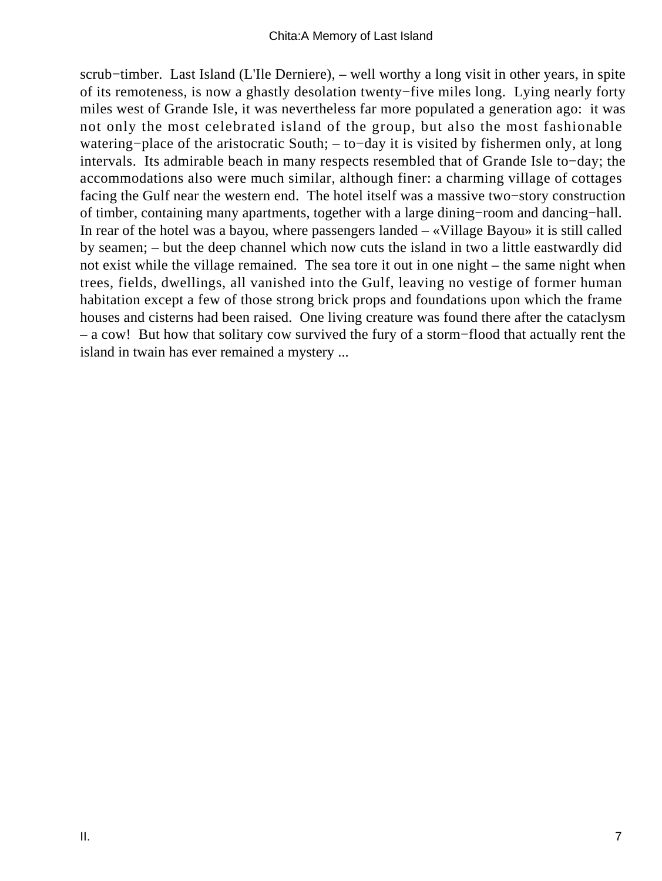scrub−timber. Last Island (L'Ile Derniere), – well worthy a long visit in other years, in spite of its remoteness, is now a ghastly desolation twenty−five miles long. Lying nearly forty miles west of Grande Isle, it was nevertheless far more populated a generation ago: it was not only the most celebrated island of the group, but also the most fashionable watering−place of the aristocratic South; – to−day it is visited by fishermen only, at long intervals. Its admirable beach in many respects resembled that of Grande Isle to−day; the accommodations also were much similar, although finer: a charming village of cottages facing the Gulf near the western end. The hotel itself was a massive two−story construction of timber, containing many apartments, together with a large dining−room and dancing−hall. In rear of the hotel was a bayou, where passengers landed – «Village Bayou» it is still called by seamen; – but the deep channel which now cuts the island in two a little eastwardly did not exist while the village remained. The sea tore it out in one night – the same night when trees, fields, dwellings, all vanished into the Gulf, leaving no vestige of former human habitation except a few of those strong brick props and foundations upon which the frame houses and cisterns had been raised. One living creature was found there after the cataclysm – a cow! But how that solitary cow survived the fury of a storm−flood that actually rent the island in twain has ever remained a mystery ...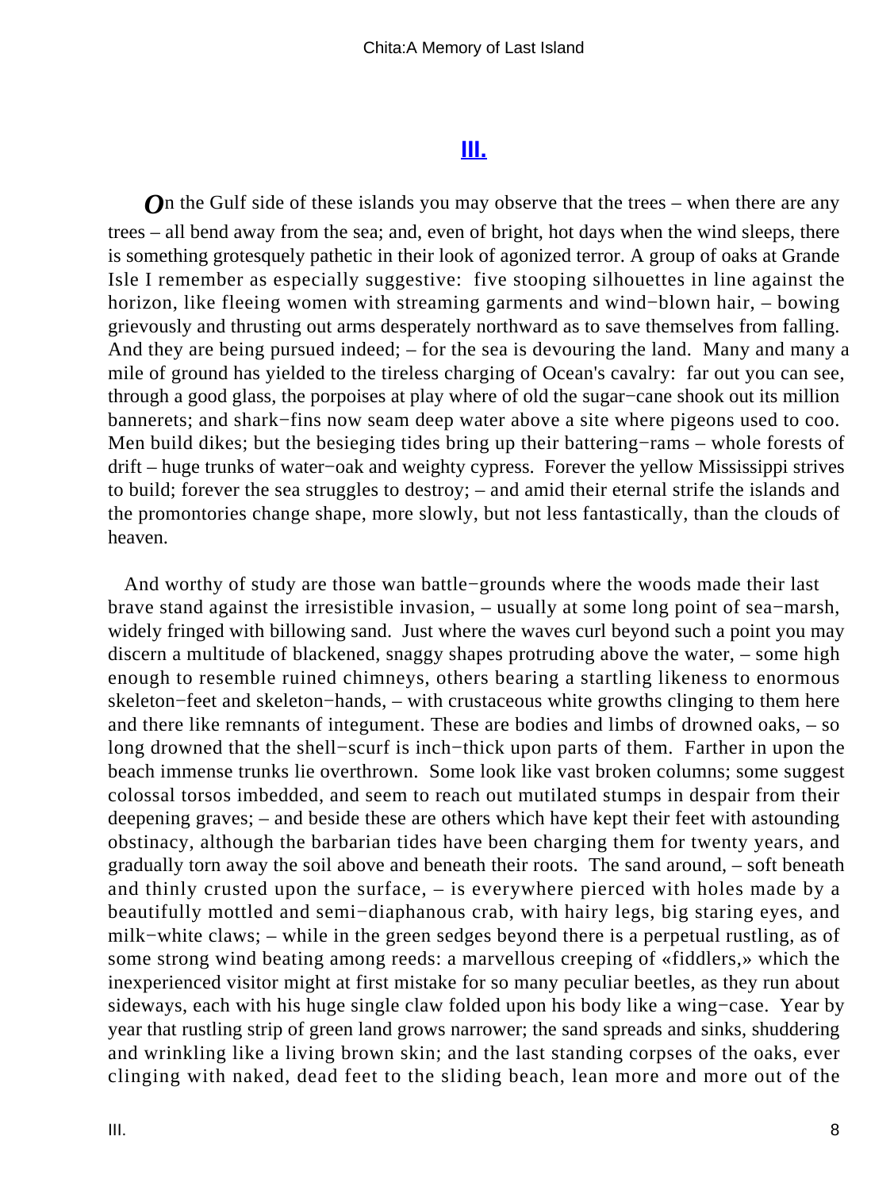## III.

*O*n the Gulf side of these islands you may observe that the trees – when there are any trees – all bend away from the sea; and, even of bright, hot days when the wind sleeps, there is something grotesquely pathetic in their look of agonized terror. A group of oaks at Grande Isle I remember as especially suggestive: five stooping silhouettes in line against the horizon, like fleeing women with streaming garments and wind−blown hair, – bowing grievously and thrusting out arms desperately northward as to save themselves from falling. And they are being pursued indeed; – for the sea is devouring the land. Many and many a mile of ground has yielded to the tireless charging of Ocean's cavalry: far out you can see, through a good glass, the porpoises at play where of old the sugar−cane shook out its million bannerets; and shark−fins now seam deep water above a site where pigeons used to coo. Men build dikes; but the besieging tides bring up their battering−rams – whole forests of drift – huge trunks of water−oak and weighty cypress. Forever the yellow Mississippi strives to build; forever the sea struggles to destroy; – and amid their eternal strife the islands and the promontories change shape, more slowly, but not less fantastically, than the clouds of heaven.

And worthy of study are those wan battle−grounds where the woods made their last brave stand against the irresistible invasion, – usually at some long point of sea−marsh, widely fringed with billowing sand. Just where the waves curl beyond such a point you may discern a multitude of blackened, snaggy shapes protruding above the water, – some high enough to resemble ruined chimneys, others bearing a startling likeness to enormous skeleton−feet and skeleton−hands, – with crustaceous white growths clinging to them here and there like remnants of integument. These are bodies and limbs of drowned oaks, – so long drowned that the shell−scurf is inch−thick upon parts of them. Farther in upon the beach immense trunks lie overthrown. Some look like vast broken columns; some suggest colossal torsos imbedded, and seem to reach out mutilated stumps in despair from their deepening graves; – and beside these are others which have kept their feet with astounding obstinacy, although the barbarian tides have been charging them for twenty years, and gradually torn away the soil above and beneath their roots. The sand around, – soft beneath and thinly crusted upon the surface, – is everywhere pierced with holes made by a beautifully mottled and semi−diaphanous crab, with hairy legs, big staring eyes, and milk−white claws; – while in the green sedges beyond there is a perpetual rustling, as of some strong wind beating among reeds: a marvellous creeping of «fiddlers,» which the inexperienced visitor might at first mistake for so many peculiar beetles, as they run about sideways, each with his huge single claw folded upon his body like a wing−case. Year by year that rustling strip of green land grows narrower; the sand spreads and sinks, shuddering and wrinkling like a living brown skin; and the last standing corpses of the oaks, ever clinging with naked, dead feet to the sliding beach, lean more and more out of the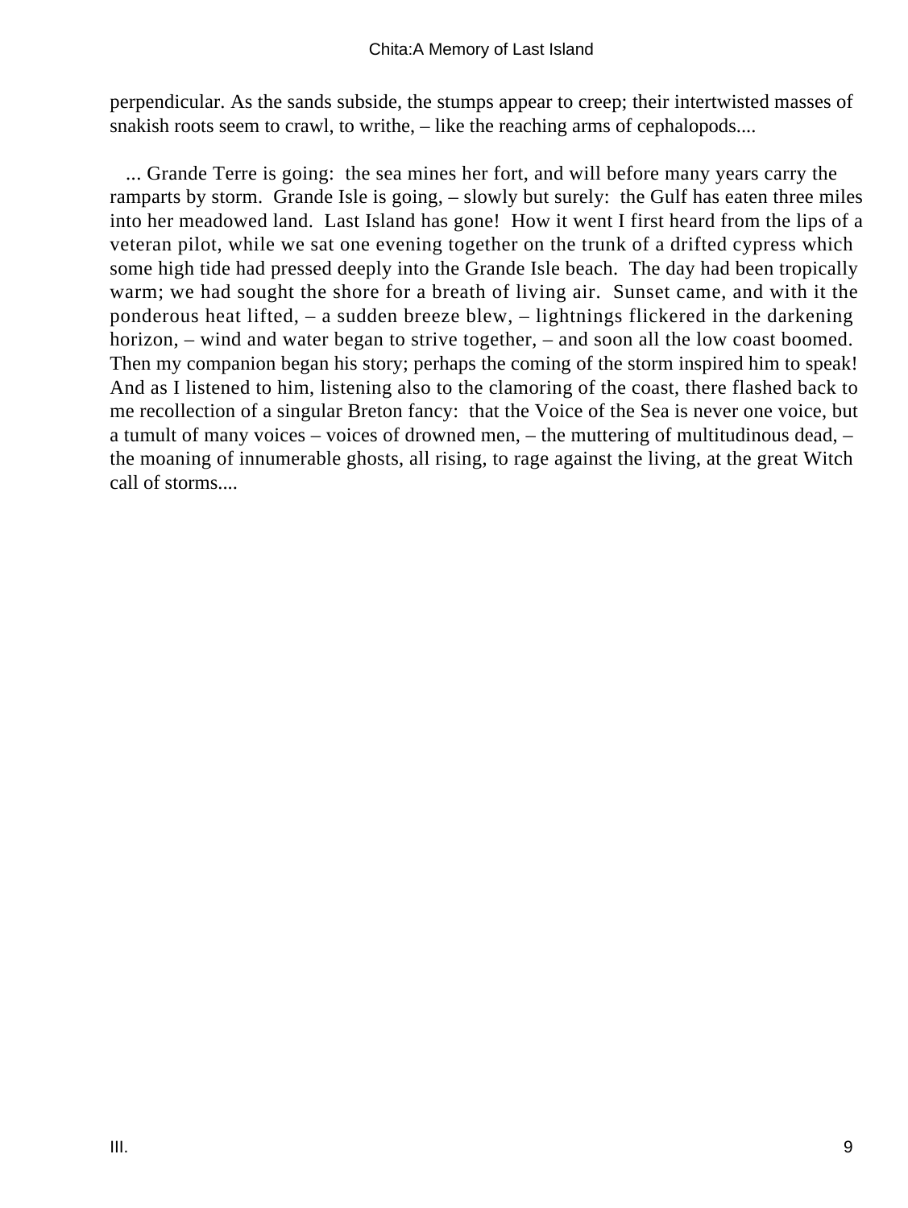perpendicular. As the sands subside, the stumps appear to creep; their intertwisted masses of snakish roots seem to crawl, to writhe, – like the reaching arms of cephalopods....

... Grande Terre is going: the sea mines her fort, and will before many years carry the ramparts by storm. Grande Isle is going, – slowly but surely: the Gulf has eaten three miles into her meadowed land. Last Island has gone! How it went I first heard from the lips of a veteran pilot, while we sat one evening together on the trunk of a drifted cypress which some high tide had pressed deeply into the Grande Isle beach. The day had been tropically warm; we had sought the shore for a breath of living air. Sunset came, and with it the ponderous heat lifted, – a sudden breeze blew, – lightnings flickered in the darkening horizon, – wind and water began to strive together, – and soon all the low coast boomed. Then my companion began his story; perhaps the coming of the storm inspired him to speak! And as I listened to him, listening also to the clamoring of the coast, there flashed back to me recollection of a singular Breton fancy: that the Voice of the Sea is never one voice, but a tumult of many voices – voices of drowned men, – the muttering of multitudinous dead, – the moaning of innumerable ghosts, all rising, to rage against the living, at the great Witch call of storms....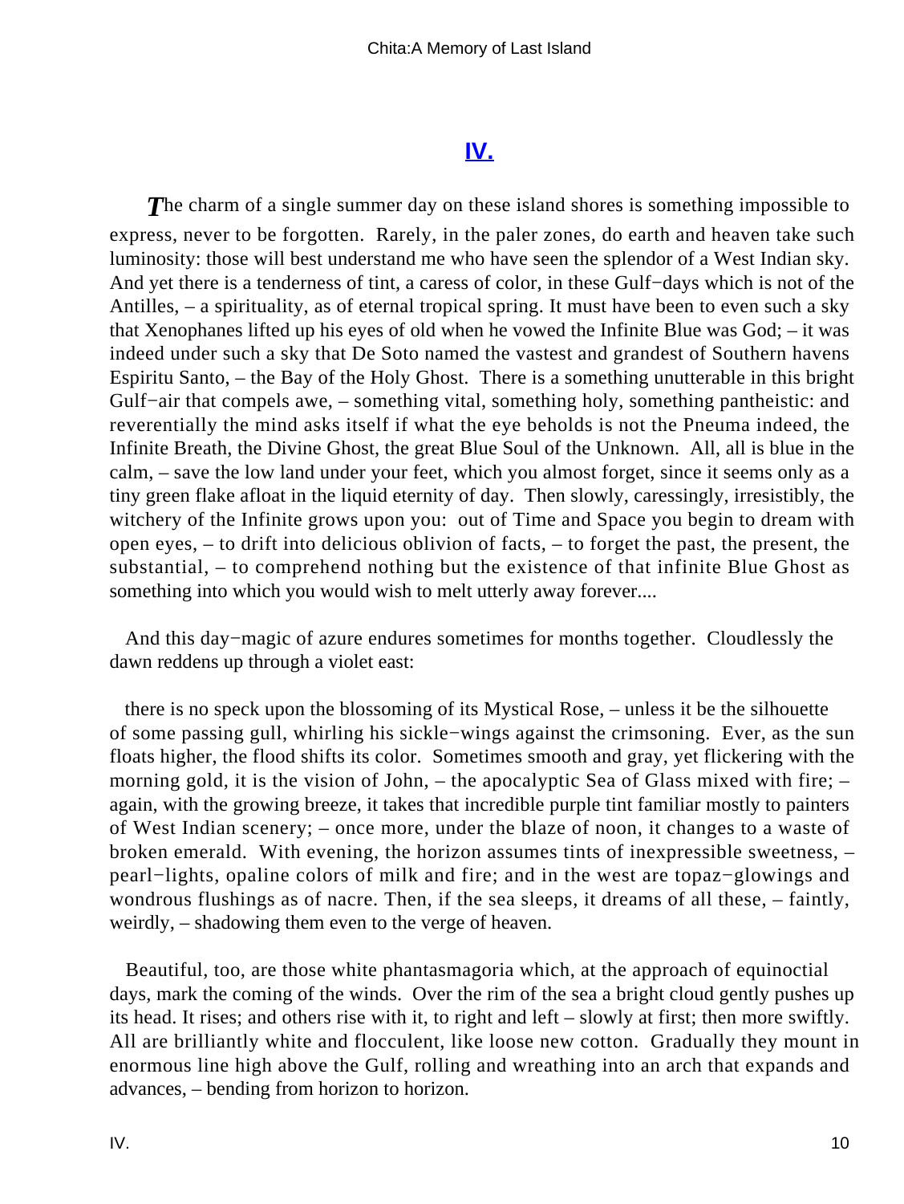## IV.

*T*he charm of a single summer day on these island shores is something impossible to express, never to be forgotten. Rarely, in the paler zones, do earth and heaven take such luminosity: those will best understand me who have seen the splendor of a West Indian sky. And yet there is a tenderness of tint, a caress of color, in these Gulf−days which is not of the Antilles, – a spirituality, as of eternal tropical spring. It must have been to even such a sky that Xenophanes lifted up his eyes of old when he vowed the Infinite Blue was God; – it was indeed under such a sky that De Soto named the vastest and grandest of Southern havens Espiritu Santo, – the Bay of the Holy Ghost. There is a something unutterable in this bright Gulf−air that compels awe, – something vital, something holy, something pantheistic: and reverentially the mind asks itself if what the eye beholds is not the Pneuma indeed, the Infinite Breath, the Divine Ghost, the great Blue Soul of the Unknown. All, all is blue in the calm, – save the low land under your feet, which you almost forget, since it seems only as a tiny green flake afloat in the liquid eternity of day. Then slowly, caressingly, irresistibly, the witchery of the Infinite grows upon you: out of Time and Space you begin to dream with open eyes, – to drift into delicious oblivion of facts, – to forget the past, the present, the substantial, – to comprehend nothing but the existence of that infinite Blue Ghost as something into which you would wish to melt utterly away forever....

And this day−magic of azure endures sometimes for months together. Cloudlessly the dawn reddens up through a violet east:

there is no speck upon the blossoming of its Mystical Rose, – unless it be the silhouette of some passing gull, whirling his sickle−wings against the crimsoning. Ever, as the sun floats higher, the flood shifts its color. Sometimes smooth and gray, yet flickering with the morning gold, it is the vision of John, – the apocalyptic Sea of Glass mixed with fire; – again, with the growing breeze, it takes that incredible purple tint familiar mostly to painters of West Indian scenery; – once more, under the blaze of noon, it changes to a waste of broken emerald. With evening, the horizon assumes tints of inexpressible sweetness, – pearl−lights, opaline colors of milk and fire; and in the west are topaz−glowings and wondrous flushings as of nacre. Then, if the sea sleeps, it dreams of all these, – faintly, weirdly, – shadowing them even to the verge of heaven.

Beautiful, too, are those white phantasmagoria which, at the approach of equinoctial days, mark the coming of the winds. Over the rim of the sea a bright cloud gently pushes up its head. It rises; and others rise with it, to right and left – slowly at first; then more swiftly. All are brilliantly white and flocculent, like loose new cotton. Gradually they mount in enormous line high above the Gulf, rolling and wreathing into an arch that expands and advances, – bending from horizon to horizon.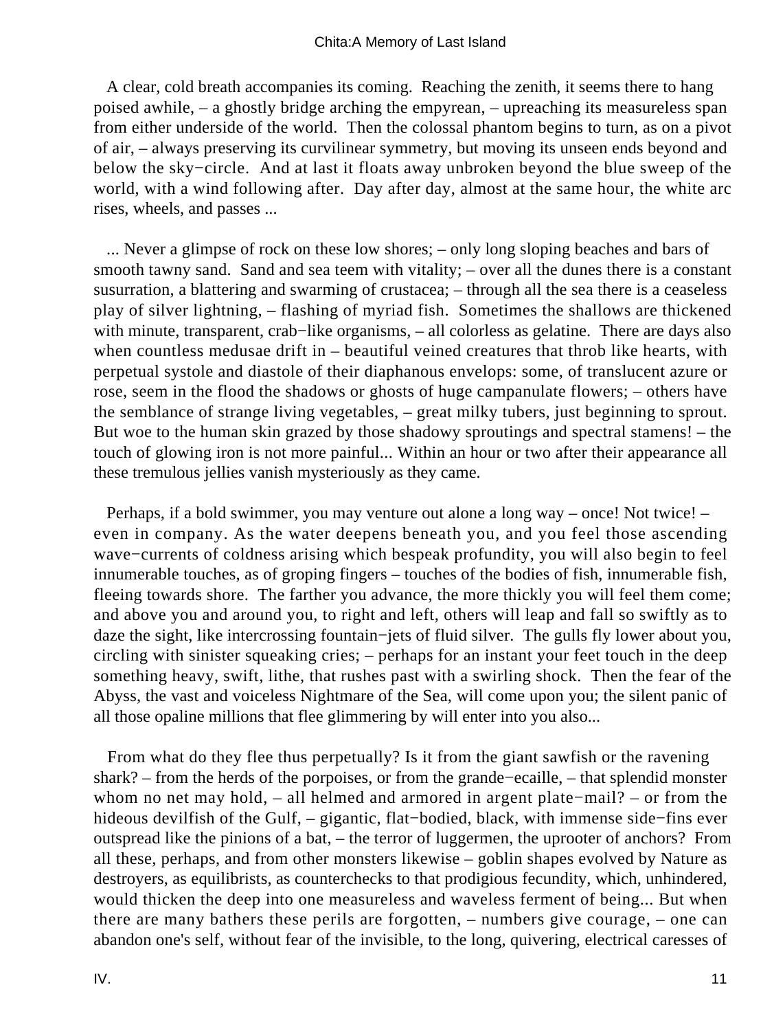A clear, cold breath accompanies its coming. Reaching the zenith, it seems there to hang poised awhile, – a ghostly bridge arching the empyrean, – upreaching its measureless span from either underside of the world. Then the colossal phantom begins to turn, as on a pivot of air, – always preserving its curvilinear symmetry, but moving its unseen ends beyond and below the sky−circle. And at last it floats away unbroken beyond the blue sweep of the world, with a wind following after. Day after day, almost at the same hour, the white arc rises, wheels, and passes ...

... Never a glimpse of rock on these low shores; – only long sloping beaches and bars of smooth tawny sand. Sand and sea teem with vitality; – over all the dunes there is a constant susurration, a blattering and swarming of crustacea; – through all the sea there is a ceaseless play of silver lightning, – flashing of myriad fish. Sometimes the shallows are thickened with minute, transparent, crab−like organisms, – all colorless as gelatine. There are days also when countless medusae drift in – beautiful veined creatures that throb like hearts, with perpetual systole and diastole of their diaphanous envelops: some, of translucent azure or rose, seem in the flood the shadows or ghosts of huge campanulate flowers; – others have the semblance of strange living vegetables, – great milky tubers, just beginning to sprout. But woe to the human skin grazed by those shadowy sproutings and spectral stamens! – the touch of glowing iron is not more painful... Within an hour or two after their appearance all these tremulous jellies vanish mysteriously as they came.

Perhaps, if a bold swimmer, you may venture out alone a long way – once! Not twice! – even in company. As the water deepens beneath you, and you feel those ascending wave−currents of coldness arising which bespeak profundity, you will also begin to feel innumerable touches, as of groping fingers – touches of the bodies of fish, innumerable fish, fleeing towards shore. The farther you advance, the more thickly you will feel them come; and above you and around you, to right and left, others will leap and fall so swiftly as to daze the sight, like intercrossing fountain−jets of fluid silver. The gulls fly lower about you, circling with sinister squeaking cries; – perhaps for an instant your feet touch in the deep something heavy, swift, lithe, that rushes past with a swirling shock. Then the fear of the Abyss, the vast and voiceless Nightmare of the Sea, will come upon you; the silent panic of all those opaline millions that flee glimmering by will enter into you also...

From what do they flee thus perpetually? Is it from the giant sawfish or the ravening shark? – from the herds of the porpoises, or from the grande−ecaille, – that splendid monster whom no net may hold, – all helmed and armored in argent plate−mail? – or from the hideous devilfish of the Gulf, – gigantic, flat−bodied, black, with immense side−fins ever outspread like the pinions of a bat, – the terror of luggermen, the uprooter of anchors? From all these, perhaps, and from other monsters likewise – goblin shapes evolved by Nature as destroyers, as equilibrists, as counterchecks to that prodigious fecundity, which, unhindered, would thicken the deep into one measureless and waveless ferment of being... But when there are many bathers these perils are forgotten, – numbers give courage, – one can abandon one's self, without fear of the invisible, to the long, quivering, electrical caresses of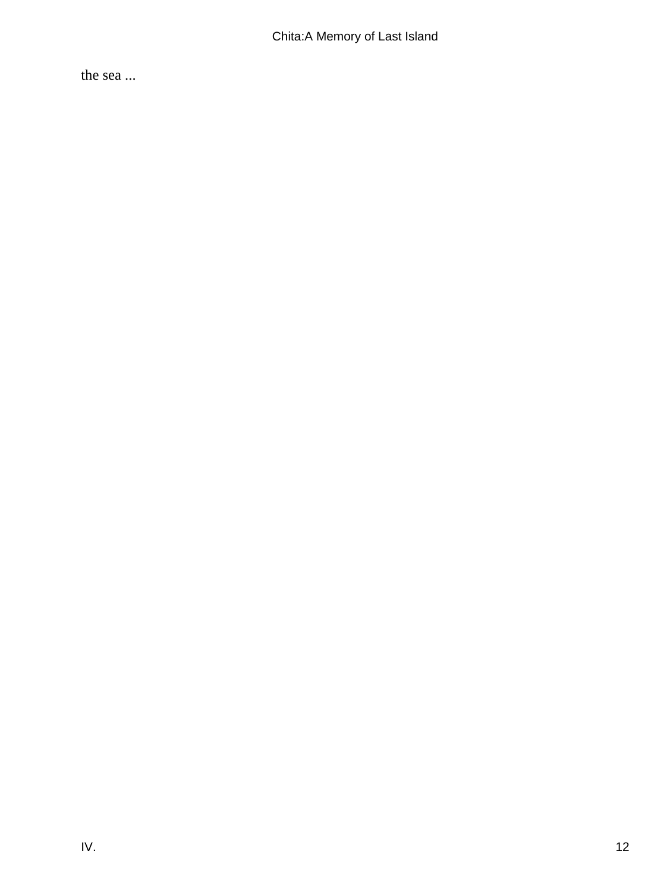the sea ...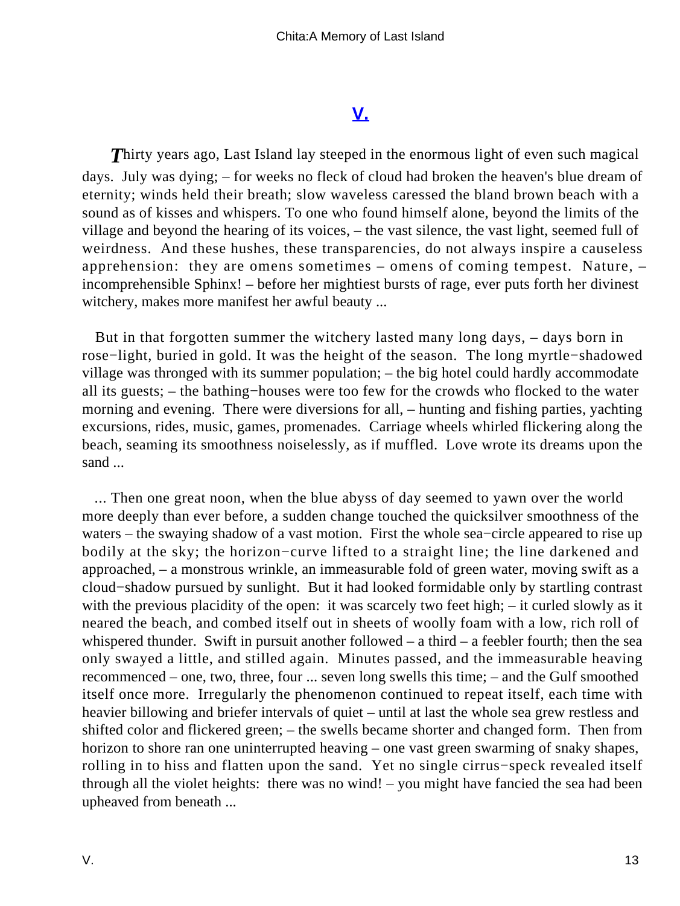## V.

*T*hirty years ago, Last Island lay steeped in the enormous light of even such magical days. July was dying; – for weeks no fleck of cloud had broken the heaven's blue dream of eternity; winds held their breath; slow waveless caressed the bland brown beach with a sound as of kisses and whispers. To one who found himself alone, beyond the limits of the village and beyond the hearing of its voices, – the vast silence, the vast light, seemed full of weirdness. And these hushes, these transparencies, do not always inspire a causeless apprehension: they are omens sometimes – omens of coming tempest. Nature, – incomprehensible Sphinx! – before her mightiest bursts of rage, ever puts forth her divinest witchery, makes more manifest her awful beauty ...

But in that forgotten summer the witchery lasted many long days, – days born in rose−light, buried in gold. It was the height of the season. The long myrtle−shadowed village was thronged with its summer population; – the big hotel could hardly accommodate all its guests; – the bathing−houses were too few for the crowds who flocked to the water morning and evening. There were diversions for all, – hunting and fishing parties, yachting excursions, rides, music, games, promenades. Carriage wheels whirled flickering along the beach, seaming its smoothness noiselessly, as if muffled. Love wrote its dreams upon the sand ...

... Then one great noon, when the blue abyss of day seemed to yawn over the world more deeply than ever before, a sudden change touched the quicksilver smoothness of the waters – the swaying shadow of a vast motion. First the whole sea−circle appeared to rise up bodily at the sky; the horizon−curve lifted to a straight line; the line darkened and approached, – a monstrous wrinkle, an immeasurable fold of green water, moving swift as a cloud−shadow pursued by sunlight. But it had looked formidable only by startling contrast with the previous placidity of the open: it was scarcely two feet high; – it curled slowly as it neared the beach, and combed itself out in sheets of woolly foam with a low, rich roll of whispered thunder. Swift in pursuit another followed – a third – a feebler fourth; then the sea only swayed a little, and stilled again. Minutes passed, and the immeasurable heaving recommenced – one, two, three, four ... seven long swells this time; – and the Gulf smoothed itself once more. Irregularly the phenomenon continued to repeat itself, each time with heavier billowing and briefer intervals of quiet – until at last the whole sea grew restless and shifted color and flickered green; – the swells became shorter and changed form. Then from horizon to shore ran one uninterrupted heaving – one vast green swarming of snaky shapes, rolling in to hiss and flatten upon the sand. Yet no single cirrus−speck revealed itself through all the violet heights: there was no wind! – you might have fancied the sea had been upheaved from beneath ...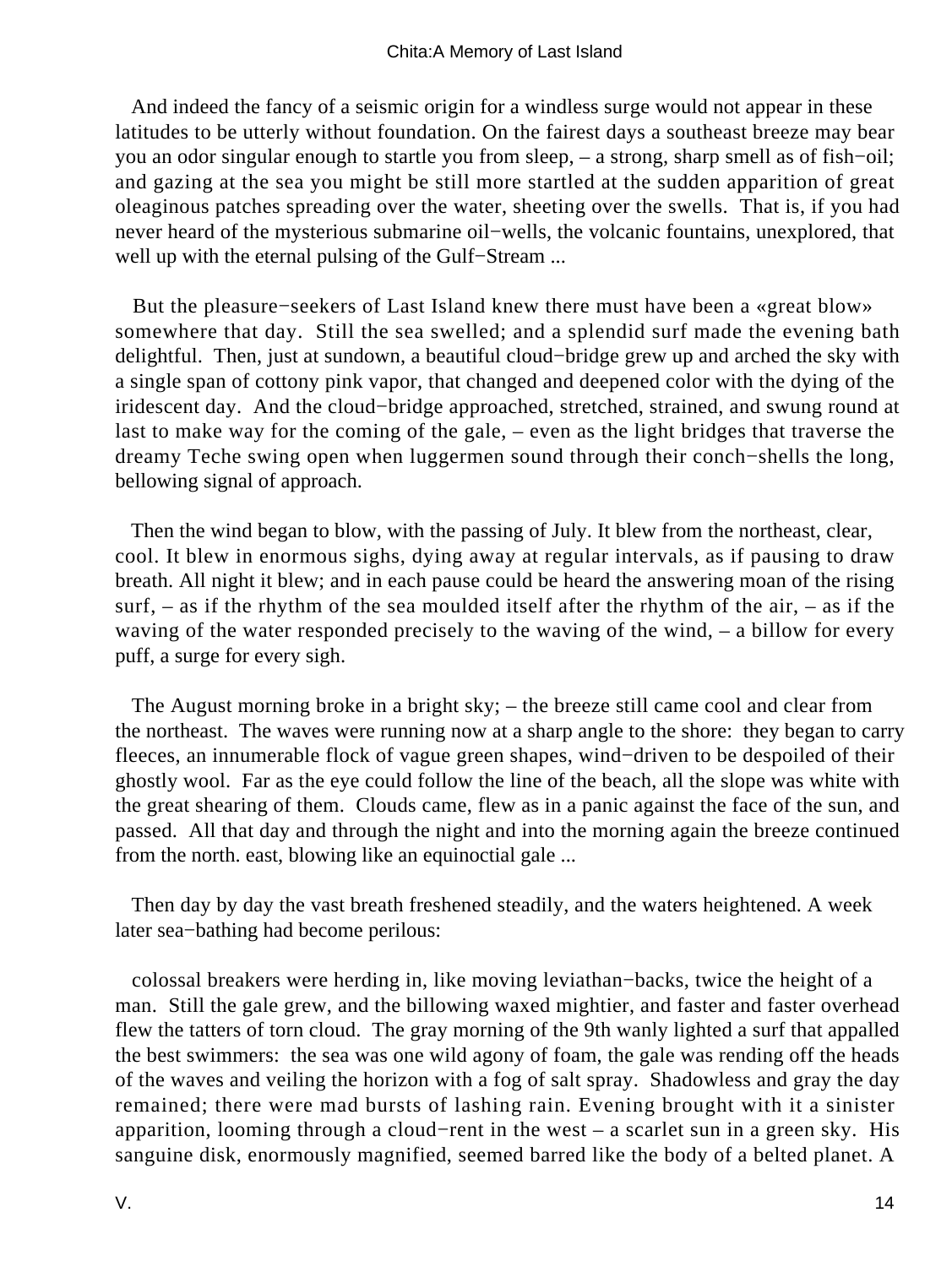And indeed the fancy of a seismic origin for a windless surge would not appear in these latitudes to be utterly without foundation. On the fairest days a southeast breeze may bear you an odor singular enough to startle you from sleep, – a strong, sharp smell as of fish−oil; and gazing at the sea you might be still more startled at the sudden apparition of great oleaginous patches spreading over the water, sheeting over the swells. That is, if you had never heard of the mysterious submarine oil−wells, the volcanic fountains, unexplored, that well up with the eternal pulsing of the Gulf−Stream ...

But the pleasure−seekers of Last Island knew there must have been a «great blow» somewhere that day. Still the sea swelled; and a splendid surf made the evening bath delightful. Then, just at sundown, a beautiful cloud−bridge grew up and arched the sky with a single span of cottony pink vapor, that changed and deepened color with the dying of the iridescent day. And the cloud−bridge approached, stretched, strained, and swung round at last to make way for the coming of the gale, – even as the light bridges that traverse the dreamy Teche swing open when luggermen sound through their conch−shells the long, bellowing signal of approach.

Then the wind began to blow, with the passing of July. It blew from the northeast, clear, cool. It blew in enormous sighs, dying away at regular intervals, as if pausing to draw breath. All night it blew; and in each pause could be heard the answering moan of the rising surf, – as if the rhythm of the sea moulded itself after the rhythm of the air, – as if the waving of the water responded precisely to the waving of the wind, – a billow for every puff, a surge for every sigh.

The August morning broke in a bright sky; – the breeze still came cool and clear from the northeast. The waves were running now at a sharp angle to the shore: they began to carry fleeces, an innumerable flock of vague green shapes, wind−driven to be despoiled of their ghostly wool. Far as the eye could follow the line of the beach, all the slope was white with the great shearing of them. Clouds came, flew as in a panic against the face of the sun, and passed. All that day and through the night and into the morning again the breeze continued from the north. east, blowing like an equinoctial gale ...

Then day by day the vast breath freshened steadily, and the waters heightened. A week later sea−bathing had become perilous:

colossal breakers were herding in, like moving leviathan−backs, twice the height of a man. Still the gale grew, and the billowing waxed mightier, and faster and faster overhead flew the tatters of torn cloud. The gray morning of the 9th wanly lighted a surf that appalled the best swimmers: the sea was one wild agony of foam, the gale was rending off the heads of the waves and veiling the horizon with a fog of salt spray. Shadowless and gray the day remained; there were mad bursts of lashing rain. Evening brought with it a sinister apparition, looming through a cloud−rent in the west – a scarlet sun in a green sky. His sanguine disk, enormously magnified, seemed barred like the body of a belted planet. A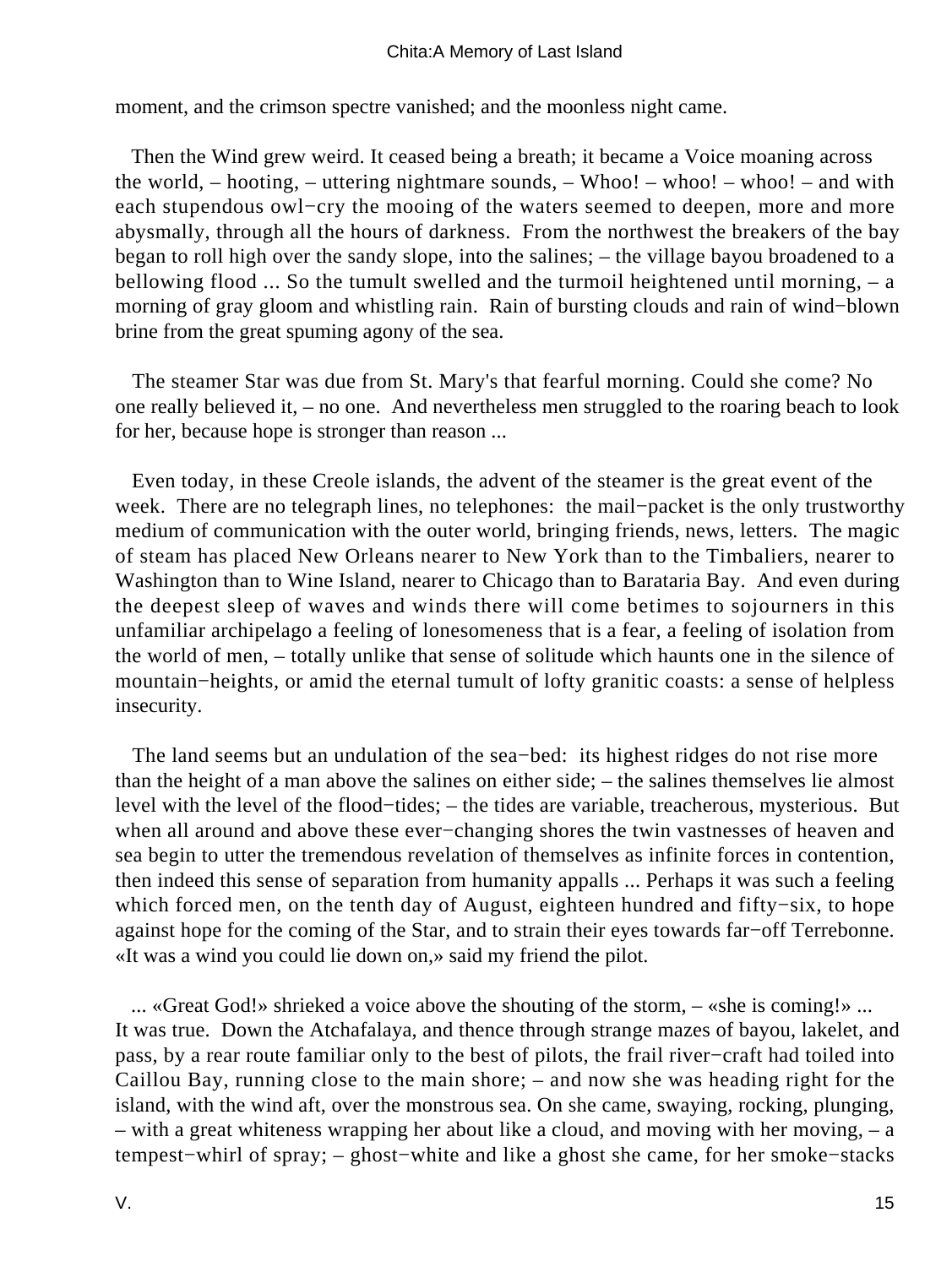moment, and the crimson spectre vanished; and the moonless night came.

Then the Wind grew weird. It ceased being a breath; it became a Voice moaning across the world, – hooting, – uttering nightmare sounds, – Whoo! – whoo! – whoo! – and with each stupendous owl−cry the mooing of the waters seemed to deepen, more and more abysmally, through all the hours of darkness. From the northwest the breakers of the bay began to roll high over the sandy slope, into the salines; – the village bayou broadened to a bellowing flood ... So the tumult swelled and the turmoil heightened until morning, – a morning of gray gloom and whistling rain. Rain of bursting clouds and rain of wind−blown brine from the great spuming agony of the sea.

The steamer Star was due from St. Mary's that fearful morning. Could she come? No one really believed it, – no one. And nevertheless men struggled to the roaring beach to look for her, because hope is stronger than reason ...

Even today, in these Creole islands, the advent of the steamer is the great event of the week. There are no telegraph lines, no telephones: the mail−packet is the only trustworthy medium of communication with the outer world, bringing friends, news, letters. The magic of steam has placed New Orleans nearer to New York than to the Timbaliers, nearer to Washington than to Wine Island, nearer to Chicago than to Barataria Bay. And even during the deepest sleep of waves and winds there will come betimes to sojourners in this unfamiliar archipelago a feeling of lonesomeness that is a fear, a feeling of isolation from the world of men, – totally unlike that sense of solitude which haunts one in the silence of mountain−heights, or amid the eternal tumult of lofty granitic coasts: a sense of helpless insecurity.

The land seems but an undulation of the sea−bed: its highest ridges do not rise more than the height of a man above the salines on either side; – the salines themselves lie almost level with the level of the flood−tides; – the tides are variable, treacherous, mysterious. But when all around and above these ever−changing shores the twin vastnesses of heaven and sea begin to utter the tremendous revelation of themselves as infinite forces in contention, then indeed this sense of separation from humanity appalls ... Perhaps it was such a feeling which forced men, on the tenth day of August, eighteen hundred and fifty−six, to hope against hope for the coming of the Star, and to strain their eyes towards far−off Terrebonne. «It was a wind you could lie down on,» said my friend the pilot.

... «Great God!» shrieked a voice above the shouting of the storm, – «she is coming!» ... It was true. Down the Atchafalaya, and thence through strange mazes of bayou, lakelet, and pass, by a rear route familiar only to the best of pilots, the frail river−craft had toiled into Caillou Bay, running close to the main shore; – and now she was heading right for the island, with the wind aft, over the monstrous sea. On she came, swaying, rocking, plunging, – with a great whiteness wrapping her about like a cloud, and moving with her moving, – a tempest−whirl of spray; – ghost−white and like a ghost she came, for her smoke−stacks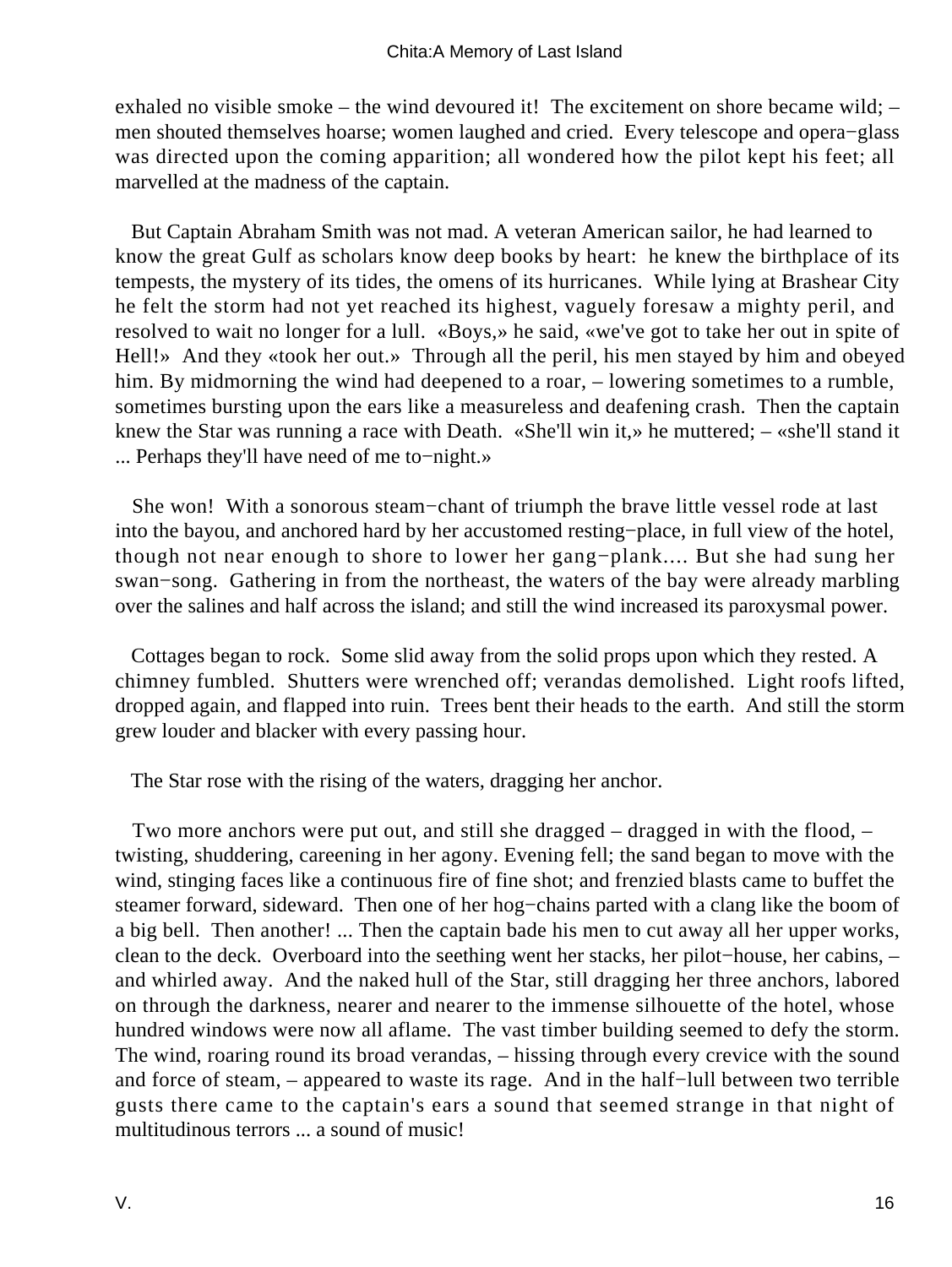exhaled no visible smoke – the wind devoured it! The excitement on shore became wild; – men shouted themselves hoarse; women laughed and cried. Every telescope and opera−glass was directed upon the coming apparition; all wondered how the pilot kept his feet; all marvelled at the madness of the captain.

But Captain Abraham Smith was not mad. A veteran American sailor, he had learned to know the great Gulf as scholars know deep books by heart: he knew the birthplace of its tempests, the mystery of its tides, the omens of its hurricanes. While lying at Brashear City he felt the storm had not yet reached its highest, vaguely foresaw a mighty peril, and resolved to wait no longer for a lull. «Boys,» he said, «we've got to take her out in spite of Hell!» And they «took her out.» Through all the peril, his men stayed by him and obeyed him. By midmorning the wind had deepened to a roar, – lowering sometimes to a rumble, sometimes bursting upon the ears like a measureless and deafening crash. Then the captain knew the Star was running a race with Death. «She'll win it,» he muttered; – «she'll stand it ... Perhaps they'll have need of me to−night.»

She won! With a sonorous steam−chant of triumph the brave little vessel rode at last into the bayou, and anchored hard by her accustomed resting−place, in full view of the hotel, though not near enough to shore to lower her gang−plank.... But she had sung her swan−song. Gathering in from the northeast, the waters of the bay were already marbling over the salines and half across the island; and still the wind increased its paroxysmal power.

Cottages began to rock. Some slid away from the solid props upon which they rested. A chimney fumbled. Shutters were wrenched off; verandas demolished. Light roofs lifted, dropped again, and flapped into ruin. Trees bent their heads to the earth. And still the storm grew louder and blacker with every passing hour.

The Star rose with the rising of the waters, dragging her anchor.

Two more anchors were put out, and still she dragged – dragged in with the flood, – twisting, shuddering, careening in her agony. Evening fell; the sand began to move with the wind, stinging faces like a continuous fire of fine shot; and frenzied blasts came to buffet the steamer forward, sideward. Then one of her hog−chains parted with a clang like the boom of a big bell. Then another! ... Then the captain bade his men to cut away all her upper works, clean to the deck. Overboard into the seething went her stacks, her pilot−house, her cabins, – and whirled away. And the naked hull of the Star, still dragging her three anchors, labored on through the darkness, nearer and nearer to the immense silhouette of the hotel, whose hundred windows were now all aflame. The vast timber building seemed to defy the storm. The wind, roaring round its broad verandas, – hissing through every crevice with the sound and force of steam, – appeared to waste its rage. And in the half−lull between two terrible gusts there came to the captain's ears a sound that seemed strange in that night of multitudinous terrors ... a sound of music!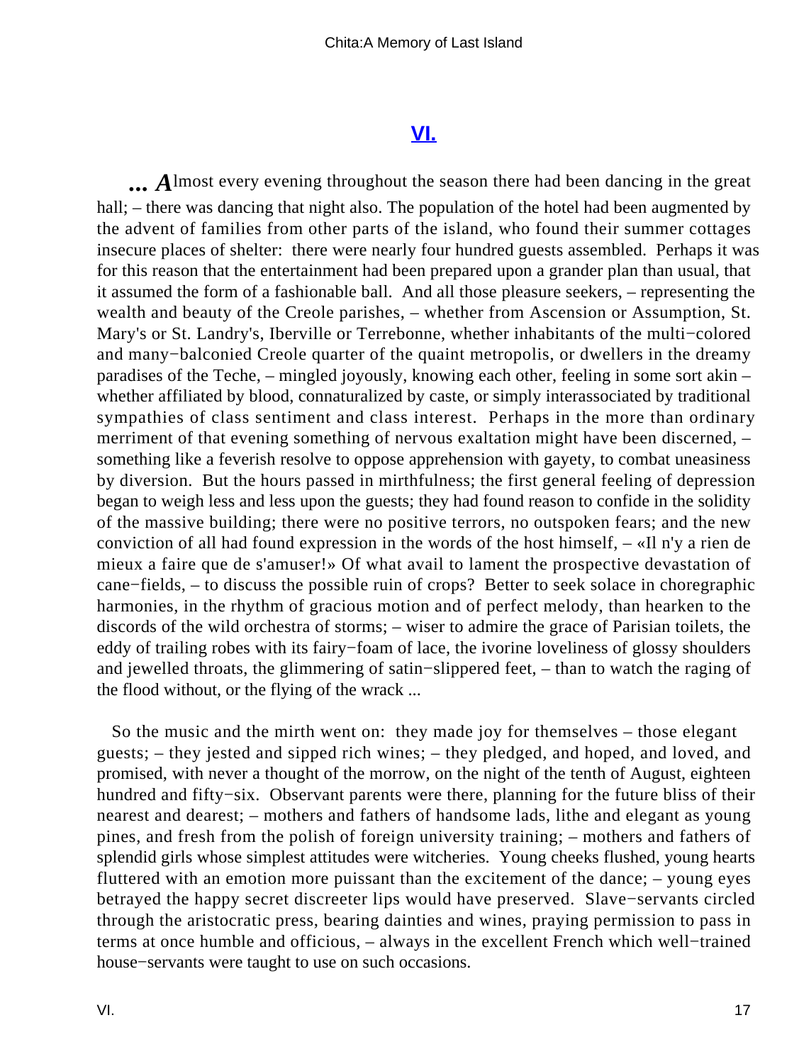## [VI.](#)

... *A*lmost every evening throughout the season there had been dancing in the great hall; – there was dancing that night also. The population of the hotel had been augmented by the advent of families from other parts of the island, who found their summer cottages insecure places of shelter: there were nearly four hundred guests assembled. Perhaps it was for this reason that the entertainment had been prepared upon a grander plan than usual, that it assumed the form of a fashionable ball. And all those pleasure seekers, – representing the wealth and beauty of the Creole parishes, – whether from Ascension or Assumption, St. Mary's or St. Landry's, Iberville or Terrebonne, whether inhabitants of the multi−colored and many−balconied Creole quarter of the quaint metropolis, or dwellers in the dreamy paradises of the Teche, – mingled joyously, knowing each other, feeling in some sort akin – whether affiliated by blood, connaturalized by caste, or simply interassociated by traditional sympathies of class sentiment and class interest. Perhaps in the more than ordinary merriment of that evening something of nervous exaltation might have been discerned, – something like a feverish resolve to oppose apprehension with gayety, to combat uneasiness by diversion. But the hours passed in mirthfulness; the first general feeling of depression began to weigh less and less upon the guests; they had found reason to confide in the solidity of the massive building; there were no positive terrors, no outspoken fears; and the new conviction of all had found expression in the words of the host himself, – «Il n'y a rien de mieux a faire que de s'amuser!» Of what avail to lament the prospective devastation of cane−fields, – to discuss the possible ruin of crops? Better to seek solace in choregraphic harmonies, in the rhythm of gracious motion and of perfect melody, than hearken to the discords of the wild orchestra of storms; – wiser to admire the grace of Parisian toilets, the eddy of trailing robes with its fairy−foam of lace, the ivorine loveliness of glossy shoulders and jewelled throats, the glimmering of satin−slippered feet, – than to watch the raging of the flood without, or the flying of the wrack ...

So the music and the mirth went on: they made joy for themselves – those elegant guests; – they jested and sipped rich wines; – they pledged, and hoped, and loved, and promised, with never a thought of the morrow, on the night of the tenth of August, eighteen hundred and fifty−six. Observant parents were there, planning for the future bliss of their nearest and dearest; – mothers and fathers of handsome lads, lithe and elegant as young pines, and fresh from the polish of foreign university training; – mothers and fathers of splendid girls whose simplest attitudes were witcheries. Young cheeks flushed, young hearts fluttered with an emotion more puissant than the excitement of the dance; – young eyes betrayed the happy secret discreeter lips would have preserved. Slave−servants circled through the aristocratic press, bearing dainties and wines, praying permission to pass in terms at once humble and officious, – always in the excellent French which well−trained house−servants were taught to use on such occasions.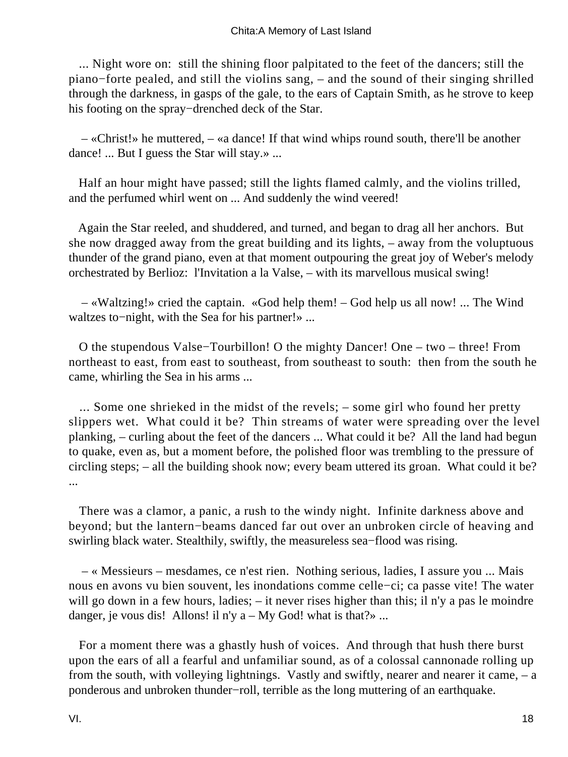... Night wore on: still the shining floor palpitated to the feet of the dancers; still the piano−forte pealed, and still the violins sang, – and the sound of their singing shrilled through the darkness, in gasps of the gale, to the ears of Captain Smith, as he strove to keep his footing on the spray−drenched deck of the Star.

– «Christ!» he muttered, – «a dance! If that wind whips round south, there'll be another dance! ... But I guess the Star will stay.» ...

Half an hour might have passed; still the lights flamed calmly, and the violins trilled, and the perfumed whirl went on ... And suddenly the wind veered!

Again the Star reeled, and shuddered, and turned, and began to drag all her anchors. But she now dragged away from the great building and its lights, – away from the voluptuous thunder of the grand piano, even at that moment outpouring the great joy of Weber's melody orchestrated by Berlioz: l'Invitation a la Valse, – with its marvellous musical swing!

– «Waltzing!» cried the captain. «God help them! – God help us all now! ... The Wind waltzes to−night, with the Sea for his partner!» ...

O the stupendous Valse−Tourbillon! O the mighty Dancer! One – two – three! From northeast to east, from east to southeast, from southeast to south: then from the south he came, whirling the Sea in his arms ...

... Some one shrieked in the midst of the revels; – some girl who found her pretty slippers wet. What could it be? Thin streams of water were spreading over the level planking, – curling about the feet of the dancers ... What could it be? All the land had begun to quake, even as, but a moment before, the polished floor was trembling to the pressure of circling steps; – all the building shook now; every beam uttered its groan. What could it be? ...

There was a clamor, a panic, a rush to the windy night. Infinite darkness above and beyond; but the lantern−beams danced far out over an unbroken circle of heaving and swirling black water. Stealthily, swiftly, the measureless sea−flood was rising.

– « Messieurs – mesdames, ce n'est rien. Nothing serious, ladies, I assure you ... Mais nous en avons vu bien souvent, les inondations comme celle−ci; ca passe vite! The water will go down in a few hours, ladies; – it never rises higher than this; il n'y a pas le moindre danger, je vous dis! Allons! il n'y a – My God! what is that?» ...

For a moment there was a ghastly hush of voices. And through that hush there burst upon the ears of all a fearful and unfamiliar sound, as of a colossal cannonade rolling up from the south, with volleying lightnings. Vastly and swiftly, nearer and nearer it came, – a ponderous and unbroken thunder−roll, terrible as the long muttering of an earthquake.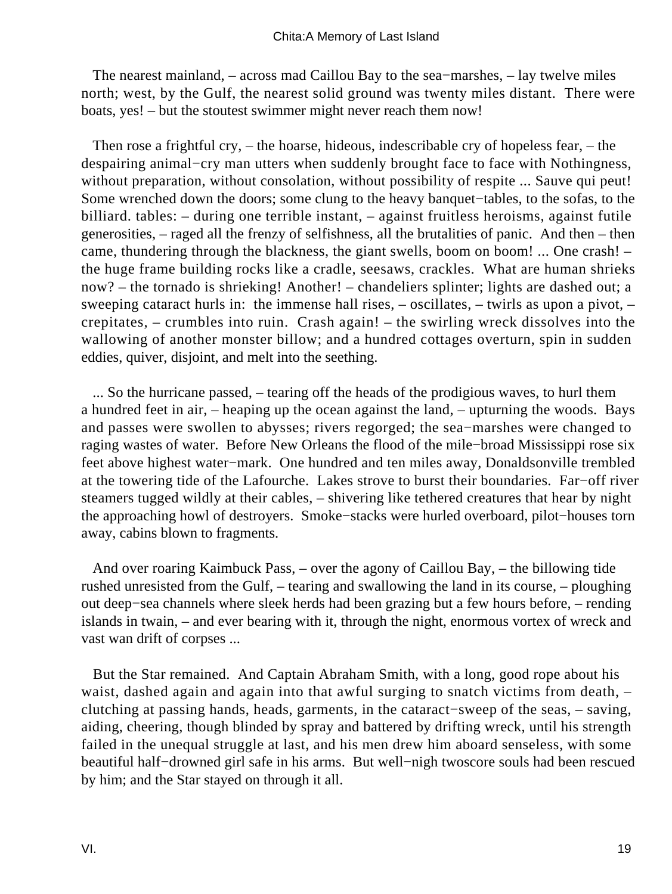The nearest mainland, – across mad Caillou Bay to the sea−marshes, – lay twelve miles north; west, by the Gulf, the nearest solid ground was twenty miles distant. There were boats, yes! – but the stoutest swimmer might never reach them now!

Then rose a frightful cry, – the hoarse, hideous, indescribable cry of hopeless fear, – the despairing animal−cry man utters when suddenly brought face to face with Nothingness, without preparation, without consolation, without possibility of respite ... Sauve qui peut! Some wrenched down the doors; some clung to the heavy banquet−tables, to the sofas, to the billiard. tables: – during one terrible instant, – against fruitless heroisms, against futile generosities, – raged all the frenzy of selfishness, all the brutalities of panic. And then – then came, thundering through the blackness, the giant swells, boom on boom! ... One crash! – the huge frame building rocks like a cradle, seesaws, crackles. What are human shrieks now? – the tornado is shrieking! Another! – chandeliers splinter; lights are dashed out; a sweeping cataract hurls in: the immense hall rises, – oscillates, – twirls as upon a pivot, – crepitates, – crumbles into ruin. Crash again! – the swirling wreck dissolves into the wallowing of another monster billow; and a hundred cottages overturn, spin in sudden eddies, quiver, disjoint, and melt into the seething.

... So the hurricane passed, – tearing off the heads of the prodigious waves, to hurl them a hundred feet in air, – heaping up the ocean against the land, – upturning the woods. Bays and passes were swollen to abysses; rivers regorged; the sea−marshes were changed to raging wastes of water. Before New Orleans the flood of the mile−broad Mississippi rose six feet above highest water−mark. One hundred and ten miles away, Donaldsonville trembled at the towering tide of the Lafourche. Lakes strove to burst their boundaries. Far−off river steamers tugged wildly at their cables, – shivering like tethered creatures that hear by night the approaching howl of destroyers. Smoke−stacks were hurled overboard, pilot−houses torn away, cabins blown to fragments.

And over roaring Kaimbuck Pass, – over the agony of Caillou Bay, – the billowing tide rushed unresisted from the Gulf, – tearing and swallowing the land in its course, – ploughing out deep−sea channels where sleek herds had been grazing but a few hours before, – rending islands in twain, – and ever bearing with it, through the night, enormous vortex of wreck and vast wan drift of corpses ...

But the Star remained. And Captain Abraham Smith, with a long, good rope about his waist, dashed again and again into that awful surging to snatch victims from death, – clutching at passing hands, heads, garments, in the cataract−sweep of the seas, – saving, aiding, cheering, though blinded by spray and battered by drifting wreck, until his strength failed in the unequal struggle at last, and his men drew him aboard senseless, with some beautiful half−drowned girl safe in his arms. But well−nigh twoscore souls had been rescued by him; and the Star stayed on through it all.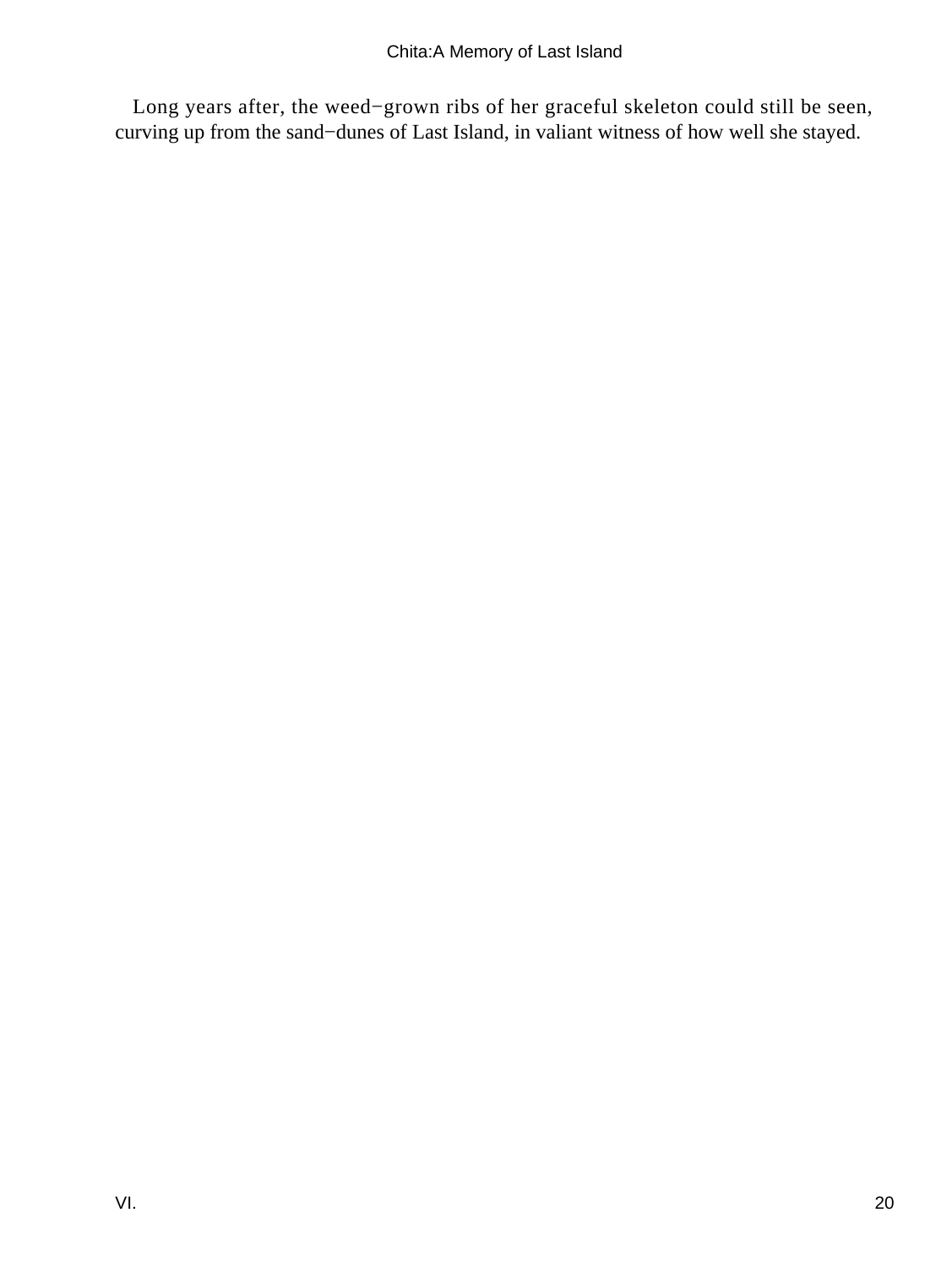Long years after, the weed−grown ribs of her graceful skeleton could still be seen, curving up from the sand−dunes of Last Island, in valiant witness of how well she stayed.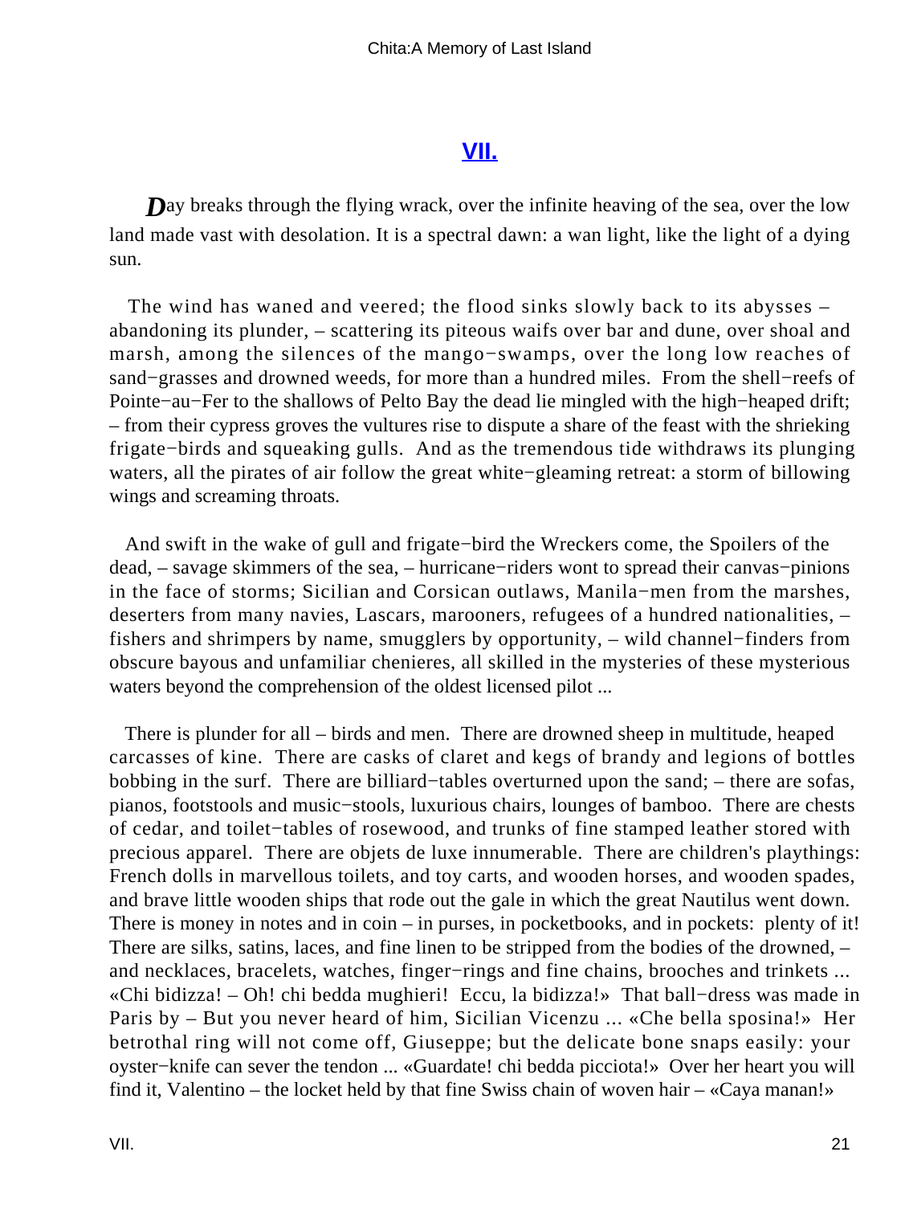## VII.

**Day** breaks through the flying wrack, over the infinite heaving of the sea, over the low land made vast with desolation. It is a spectral dawn: a wan light, like the light of a dying sun.

The wind has waned and veered; the flood sinks slowly back to its abysses – abandoning its plunder, – scattering its piteous waifs over bar and dune, over shoal and marsh, among the silences of the mango−swamps, over the long low reaches of sand−grasses and drowned weeds, for more than a hundred miles. From the shell−reefs of Pointe−au−Fer to the shallows of Pelto Bay the dead lie mingled with the high−heaped drift; – from their cypress groves the vultures rise to dispute a share of the feast with the shrieking frigate−birds and squeaking gulls. And as the tremendous tide withdraws its plunging waters, all the pirates of air follow the great white−gleaming retreat: a storm of billowing wings and screaming throats.

And swift in the wake of gull and frigate−bird the Wreckers come, the Spoilers of the dead, – savage skimmers of the sea, – hurricane−riders wont to spread their canvas−pinions in the face of storms; Sicilian and Corsican outlaws, Manila−men from the marshes, deserters from many navies, Lascars, marooners, refugees of a hundred nationalities, – fishers and shrimpers by name, smugglers by opportunity, – wild channel−finders from obscure bayous and unfamiliar chenieres, all skilled in the mysteries of these mysterious waters beyond the comprehension of the oldest licensed pilot ...

There is plunder for all – birds and men. There are drowned sheep in multitude, heaped carcasses of kine. There are casks of claret and kegs of brandy and legions of bottles bobbing in the surf. There are billiard−tables overturned upon the sand; – there are sofas, pianos, footstools and music−stools, luxurious chairs, lounges of bamboo. There are chests of cedar, and toilet−tables of rosewood, and trunks of fine stamped leather stored with precious apparel. There are objets de luxe innumerable. There are children's playthings: French dolls in marvellous toilets, and toy carts, and wooden horses, and wooden spades, and brave little wooden ships that rode out the gale in which the great Nautilus went down. There is money in notes and in coin – in purses, in pocketbooks, and in pockets: plenty of it! There are silks, satins, laces, and fine linen to be stripped from the bodies of the drowned, – and necklaces, bracelets, watches, finger−rings and fine chains, brooches and trinkets ... «Chi bidizza! – Oh! chi bedda mughieri! Eccu, la bidizza!» That ball−dress was made in Paris by – But you never heard of him, Sicilian Vicenzu ... «Che bella sposina!» Her betrothal ring will not come off, Giuseppe; but the delicate bone snaps easily: your oyster−knife can sever the tendon ... «Guardate! chi bedda picciota!» Over her heart you will find it, Valentino – the locket held by that fine Swiss chain of woven hair – «Caya manan!»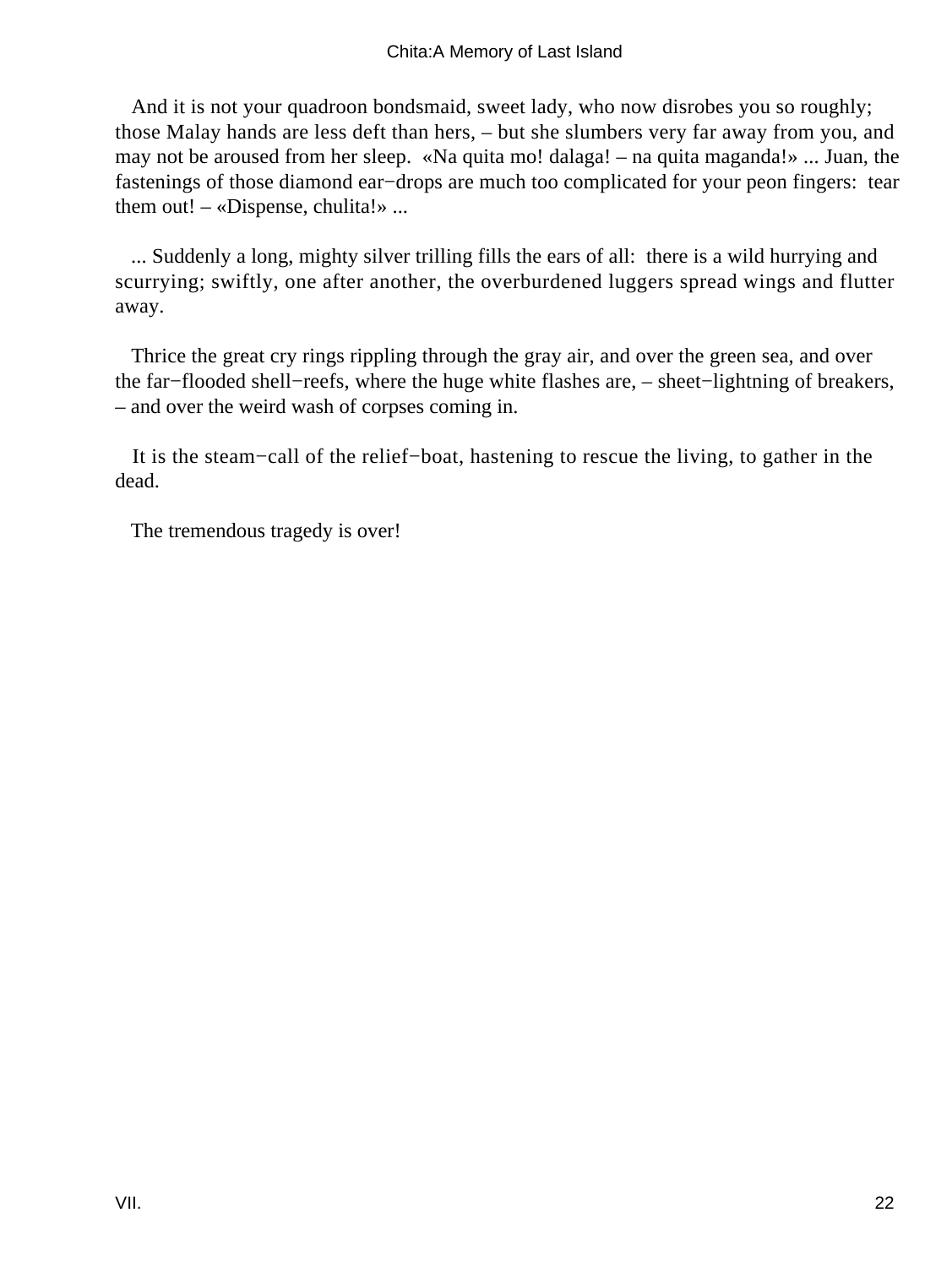And it is not your quadroon bondsmaid, sweet lady, who now disrobes you so roughly; those Malay hands are less deft than hers, – but she slumbers very far away from you, and may not be aroused from her sleep. «Na quita mo! dalaga! – na quita maganda!» ... Juan, the fastenings of those diamond ear−drops are much too complicated for your peon fingers: tear them out! – «Dispense, chulita!» ...

... Suddenly a long, mighty silver trilling fills the ears of all: there is a wild hurrying and scurrying; swiftly, one after another, the overburdened luggers spread wings and flutter away.

Thrice the great cry rings rippling through the gray air, and over the green sea, and over the far−flooded shell−reefs, where the huge white flashes are, – sheet−lightning of breakers, – and over the weird wash of corpses coming in.

It is the steam−call of the relief−boat, hastening to rescue the living, to gather in the dead.

The tremendous tragedy is over!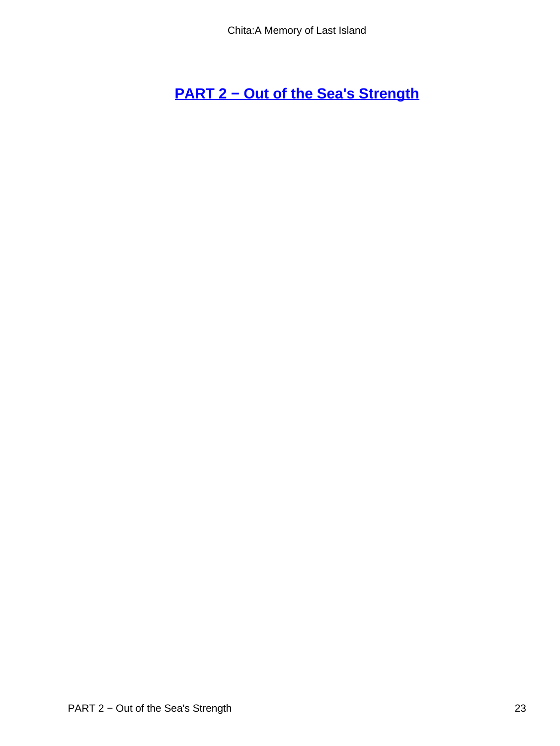# PART 2 − Out of the Sea's Strength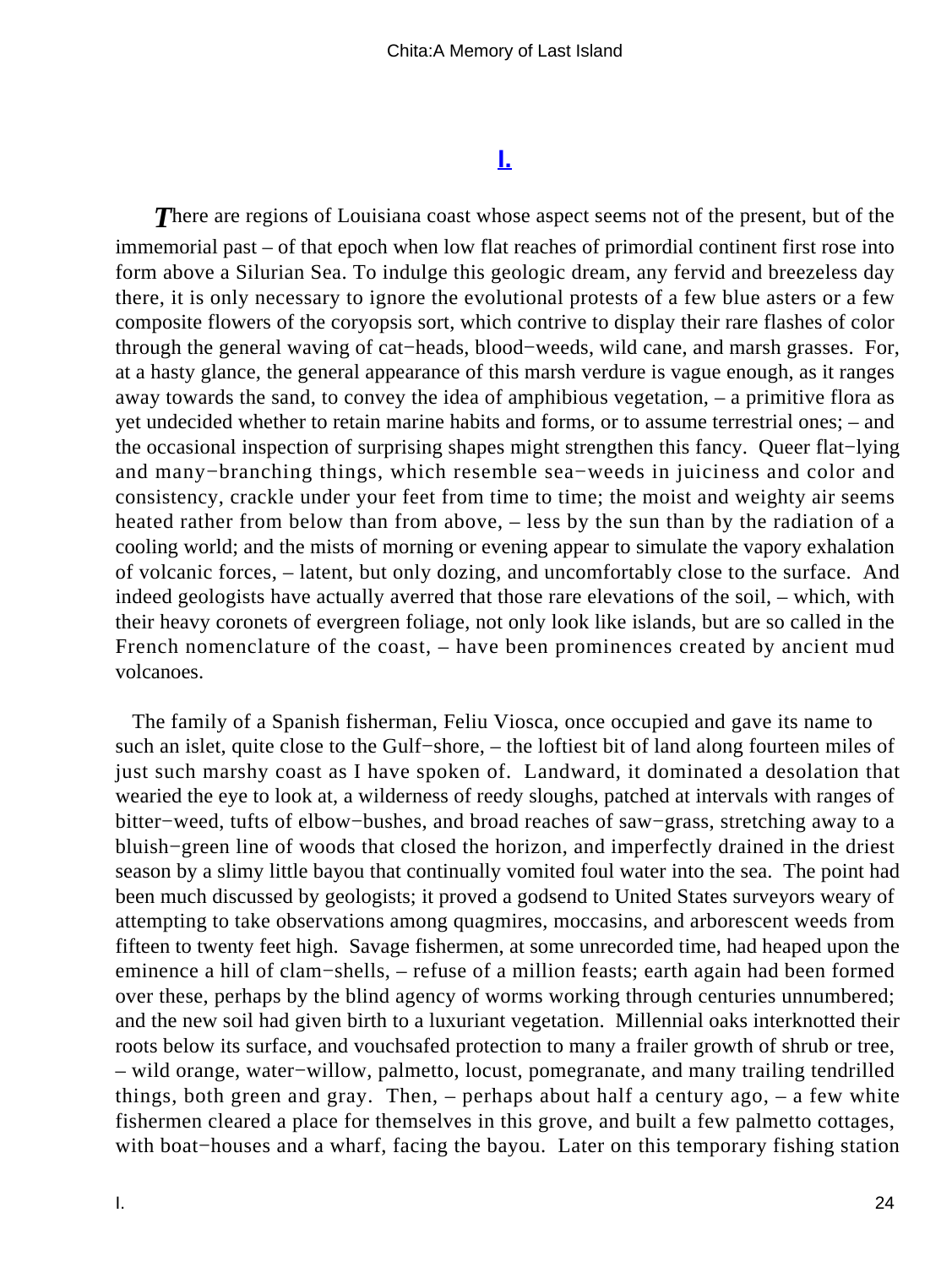## I.

*T*here are regions of Louisiana coast whose aspect seems not of the present, but of the immemorial past – of that epoch when low flat reaches of primordial continent first rose into form above a Silurian Sea. To indulge this geologic dream, any fervid and breezeless day there, it is only necessary to ignore the evolutional protests of a few blue asters or a few composite flowers of the coryopsis sort, which contrive to display their rare flashes of color through the general waving of cat−heads, blood−weeds, wild cane, and marsh grasses. For, at a hasty glance, the general appearance of this marsh verdure is vague enough, as it ranges away towards the sand, to convey the idea of amphibious vegetation, – a primitive flora as yet undecided whether to retain marine habits and forms, or to assume terrestrial ones; – and the occasional inspection of surprising shapes might strengthen this fancy. Queer flat−lying and many−branching things, which resemble sea−weeds in juiciness and color and consistency, crackle under your feet from time to time; the moist and weighty air seems heated rather from below than from above, – less by the sun than by the radiation of a cooling world; and the mists of morning or evening appear to simulate the vapory exhalation of volcanic forces, – latent, but only dozing, and uncomfortably close to the surface. And indeed geologists have actually averred that those rare elevations of the soil, – which, with their heavy coronets of evergreen foliage, not only look like islands, but are so called in the French nomenclature of the coast, – have been prominences created by ancient mud volcanoes.

The family of a Spanish fisherman, Feliu Viosca, once occupied and gave its name to such an islet, quite close to the Gulf−shore, – the loftiest bit of land along fourteen miles of just such marshy coast as I have spoken of. Landward, it dominated a desolation that wearied the eye to look at, a wilderness of reedy sloughs, patched at intervals with ranges of bitter−weed, tufts of elbow−bushes, and broad reaches of saw−grass, stretching away to a bluish−green line of woods that closed the horizon, and imperfectly drained in the driest season by a slimy little bayou that continually vomited foul water into the sea. The point had been much discussed by geologists; it proved a godsend to United States surveyors weary of attempting to take observations among quagmires, moccasins, and arborescent weeds from fifteen to twenty feet high. Savage fishermen, at some unrecorded time, had heaped upon the eminence a hill of clam−shells, – refuse of a million feasts; earth again had been formed over these, perhaps by the blind agency of worms working through centuries unnumbered; and the new soil had given birth to a luxuriant vegetation. Millennial oaks interknotted their roots below its surface, and vouchsafed protection to many a frailer growth of shrub or tree, – wild orange, water−willow, palmetto, locust, pomegranate, and many trailing tendrilled things, both green and gray. Then, – perhaps about half a century ago, – a few white fishermen cleared a place for themselves in this grove, and built a few palmetto cottages, with boat−houses and a wharf, facing the bayou. Later on this temporary fishing station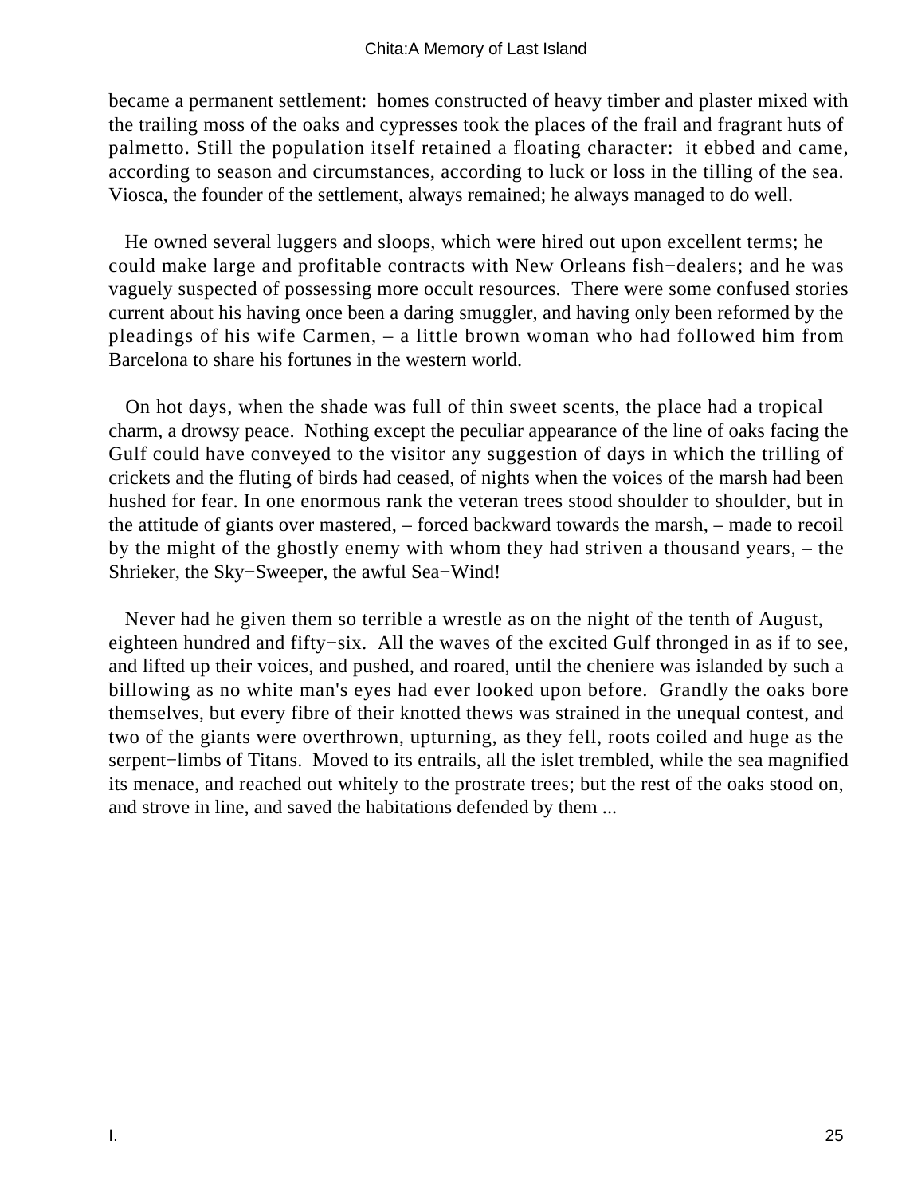became a permanent settlement: homes constructed of heavy timber and plaster mixed with the trailing moss of the oaks and cypresses took the places of the frail and fragrant huts of palmetto. Still the population itself retained a floating character: it ebbed and came, according to season and circumstances, according to luck or loss in the tilling of the sea. Viosca, the founder of the settlement, always remained; he always managed to do well.

He owned several luggers and sloops, which were hired out upon excellent terms; he could make large and profitable contracts with New Orleans fish−dealers; and he was vaguely suspected of possessing more occult resources. There were some confused stories current about his having once been a daring smuggler, and having only been reformed by the pleadings of his wife Carmen, – a little brown woman who had followed him from Barcelona to share his fortunes in the western world.

On hot days, when the shade was full of thin sweet scents, the place had a tropical charm, a drowsy peace. Nothing except the peculiar appearance of the line of oaks facing the Gulf could have conveyed to the visitor any suggestion of days in which the trilling of crickets and the fluting of birds had ceased, of nights when the voices of the marsh had been hushed for fear. In one enormous rank the veteran trees stood shoulder to shoulder, but in the attitude of giants over mastered, – forced backward towards the marsh, – made to recoil by the might of the ghostly enemy with whom they had striven a thousand years, – the Shrieker, the Sky−Sweeper, the awful Sea−Wind!

Never had he given them so terrible a wrestle as on the night of the tenth of August, eighteen hundred and fifty−six. All the waves of the excited Gulf thronged in as if to see, and lifted up their voices, and pushed, and roared, until the cheniere was islanded by such a billowing as no white man's eyes had ever looked upon before. Grandly the oaks bore themselves, but every fibre of their knotted thews was strained in the unequal contest, and two of the giants were overthrown, upturning, as they fell, roots coiled and huge as the serpent−limbs of Titans. Moved to its entrails, all the islet trembled, while the sea magnified its menace, and reached out whitely to the prostrate trees; but the rest of the oaks stood on, and strove in line, and saved the habitations defended by them ...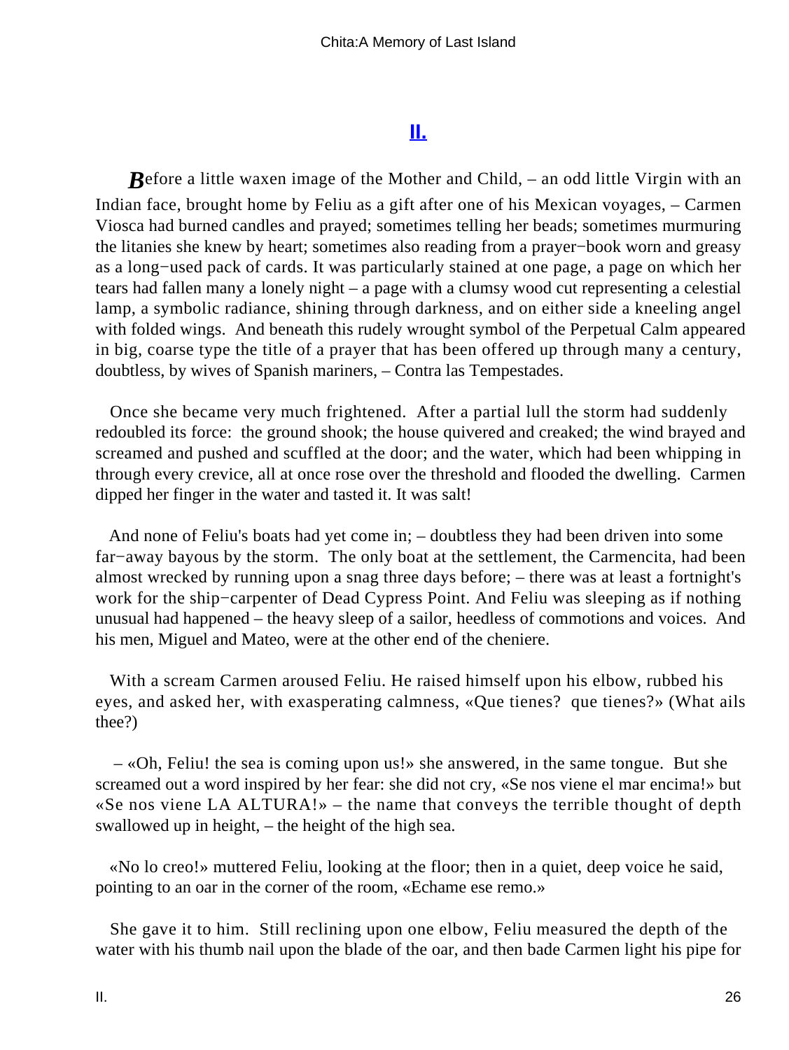## II.

*B*efore a little waxen image of the Mother and Child, – an odd little Virgin with an Indian face, brought home by Feliu as a gift after one of his Mexican voyages, – Carmen Viosca had burned candles and prayed; sometimes telling her beads; sometimes murmuring the litanies she knew by heart; sometimes also reading from a prayer−book worn and greasy as a long−used pack of cards. It was particularly stained at one page, a page on which her tears had fallen many a lonely night – a page with a clumsy wood cut representing a celestial lamp, a symbolic radiance, shining through darkness, and on either side a kneeling angel with folded wings. And beneath this rudely wrought symbol of the Perpetual Calm appeared in big, coarse type the title of a prayer that has been offered up through many a century, doubtless, by wives of Spanish mariners, – Contra las Tempestades.

Once she became very much frightened. After a partial lull the storm had suddenly redoubled its force: the ground shook; the house quivered and creaked; the wind brayed and screamed and pushed and scuffled at the door; and the water, which had been whipping in through every crevice, all at once rose over the threshold and flooded the dwelling. Carmen dipped her finger in the water and tasted it. It was salt!

And none of Feliu's boats had yet come in; – doubtless they had been driven into some far−away bayous by the storm. The only boat at the settlement, the Carmencita, had been almost wrecked by running upon a snag three days before; – there was at least a fortnight's work for the ship−carpenter of Dead Cypress Point. And Feliu was sleeping as if nothing unusual had happened – the heavy sleep of a sailor, heedless of commotions and voices. And his men, Miguel and Mateo, were at the other end of the cheniere.

With a scream Carmen aroused Feliu. He raised himself upon his elbow, rubbed his eyes, and asked her, with exasperating calmness, «Que tienes? que tienes?» (What ails thee?)

– «Oh, Feliu! the sea is coming upon us!» she answered, in the same tongue. But she screamed out a word inspired by her fear: she did not cry, «Se nos viene el mar encima!» but «Se nos viene LA ALTURA!» – the name that conveys the terrible thought of depth swallowed up in height, – the height of the high sea.

«No lo creo!» muttered Feliu, looking at the floor; then in a quiet, deep voice he said, pointing to an oar in the corner of the room, «Echame ese remo.»

She gave it to him. Still reclining upon one elbow, Feliu measured the depth of the water with his thumb nail upon the blade of the oar, and then bade Carmen light his pipe for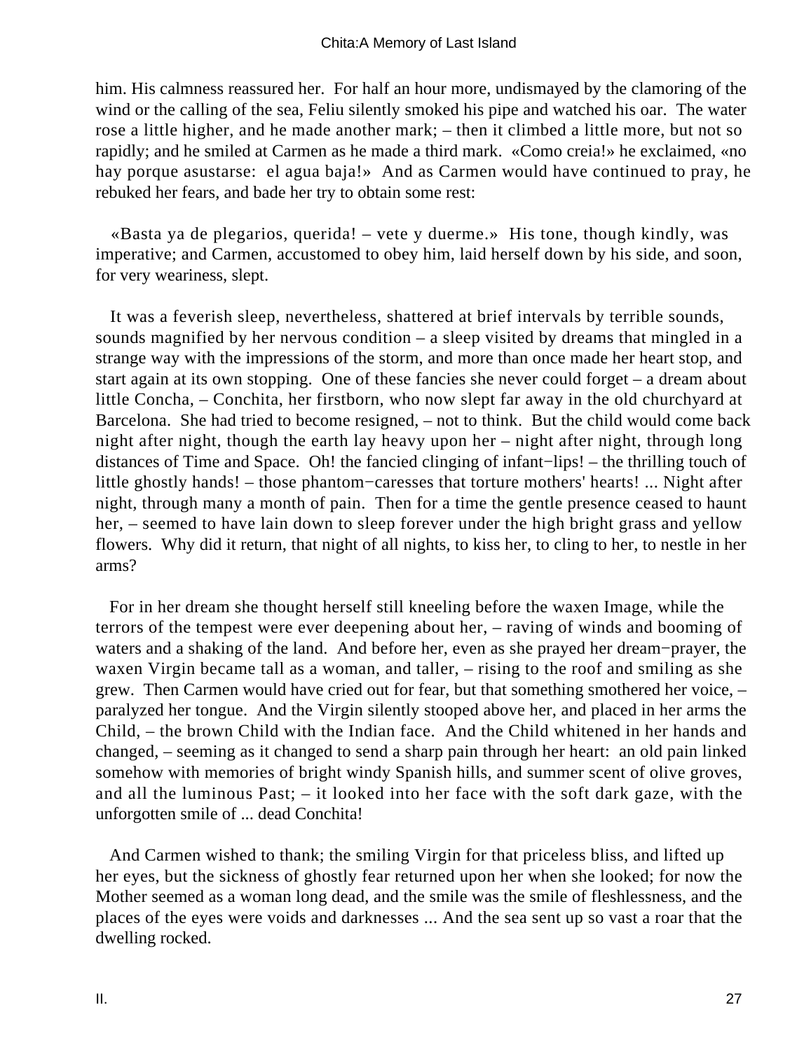him. His calmness reassured her. For half an hour more, undismayed by the clamoring of the wind or the calling of the sea, Feliu silently smoked his pipe and watched his oar. The water rose a little higher, and he made another mark; – then it climbed a little more, but not so rapidly; and he smiled at Carmen as he made a third mark. «Como creia!» he exclaimed, «no hay porque asustarse: el agua baja!» And as Carmen would have continued to pray, he rebuked her fears, and bade her try to obtain some rest:

«Basta ya de plegarios, querida! – vete y duerme.» His tone, though kindly, was imperative; and Carmen, accustomed to obey him, laid herself down by his side, and soon, for very weariness, slept.

It was a feverish sleep, nevertheless, shattered at brief intervals by terrible sounds, sounds magnified by her nervous condition – a sleep visited by dreams that mingled in a strange way with the impressions of the storm, and more than once made her heart stop, and start again at its own stopping. One of these fancies she never could forget – a dream about little Concha, – Conchita, her firstborn, who now slept far away in the old churchyard at Barcelona. She had tried to become resigned, – not to think. But the child would come back night after night, though the earth lay heavy upon her – night after night, through long distances of Time and Space. Oh! the fancied clinging of infant−lips! – the thrilling touch of little ghostly hands! – those phantom−caresses that torture mothers' hearts! ... Night after night, through many a month of pain. Then for a time the gentle presence ceased to haunt her, – seemed to have lain down to sleep forever under the high bright grass and yellow flowers. Why did it return, that night of all nights, to kiss her, to cling to her, to nestle in her arms?

For in her dream she thought herself still kneeling before the waxen Image, while the terrors of the tempest were ever deepening about her, – raving of winds and booming of waters and a shaking of the land. And before her, even as she prayed her dream−prayer, the waxen Virgin became tall as a woman, and taller, – rising to the roof and smiling as she grew. Then Carmen would have cried out for fear, but that something smothered her voice, – paralyzed her tongue. And the Virgin silently stooped above her, and placed in her arms the Child, – the brown Child with the Indian face. And the Child whitened in her hands and changed, – seeming as it changed to send a sharp pain through her heart: an old pain linked somehow with memories of bright windy Spanish hills, and summer scent of olive groves, and all the luminous Past; – it looked into her face with the soft dark gaze, with the unforgotten smile of ... dead Conchita!

And Carmen wished to thank; the smiling Virgin for that priceless bliss, and lifted up her eyes, but the sickness of ghostly fear returned upon her when she looked; for now the Mother seemed as a woman long dead, and the smile was the smile of fleshlessness, and the places of the eyes were voids and darknesses ... And the sea sent up so vast a roar that the dwelling rocked.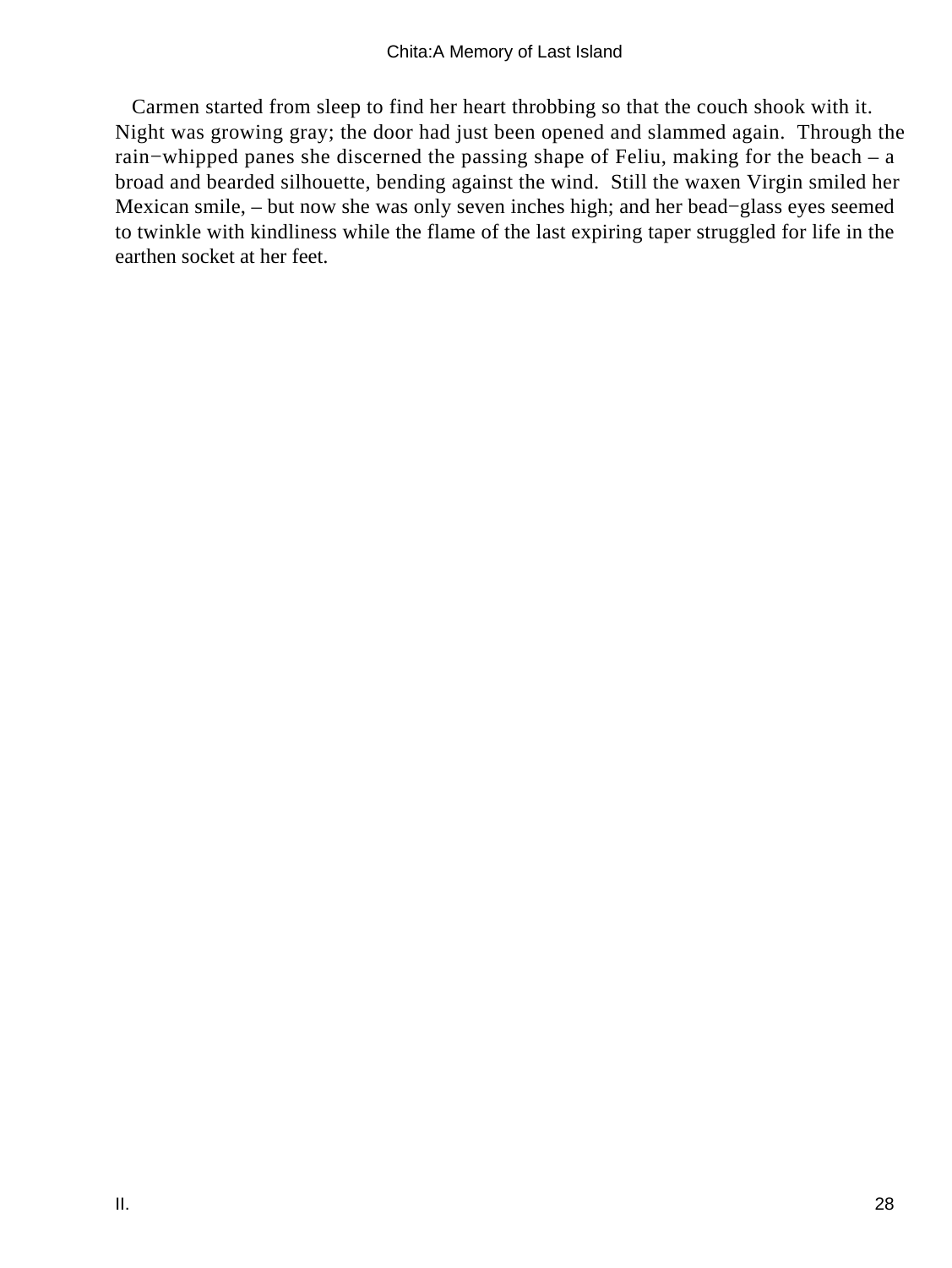Carmen started from sleep to find her heart throbbing so that the couch shook with it. Night was growing gray; the door had just been opened and slammed again. Through the rain−whipped panes she discerned the passing shape of Feliu, making for the beach – a broad and bearded silhouette, bending against the wind. Still the waxen Virgin smiled her Mexican smile, – but now she was only seven inches high; and her bead−glass eyes seemed to twinkle with kindliness while the flame of the last expiring taper struggled for life in the earthen socket at her feet.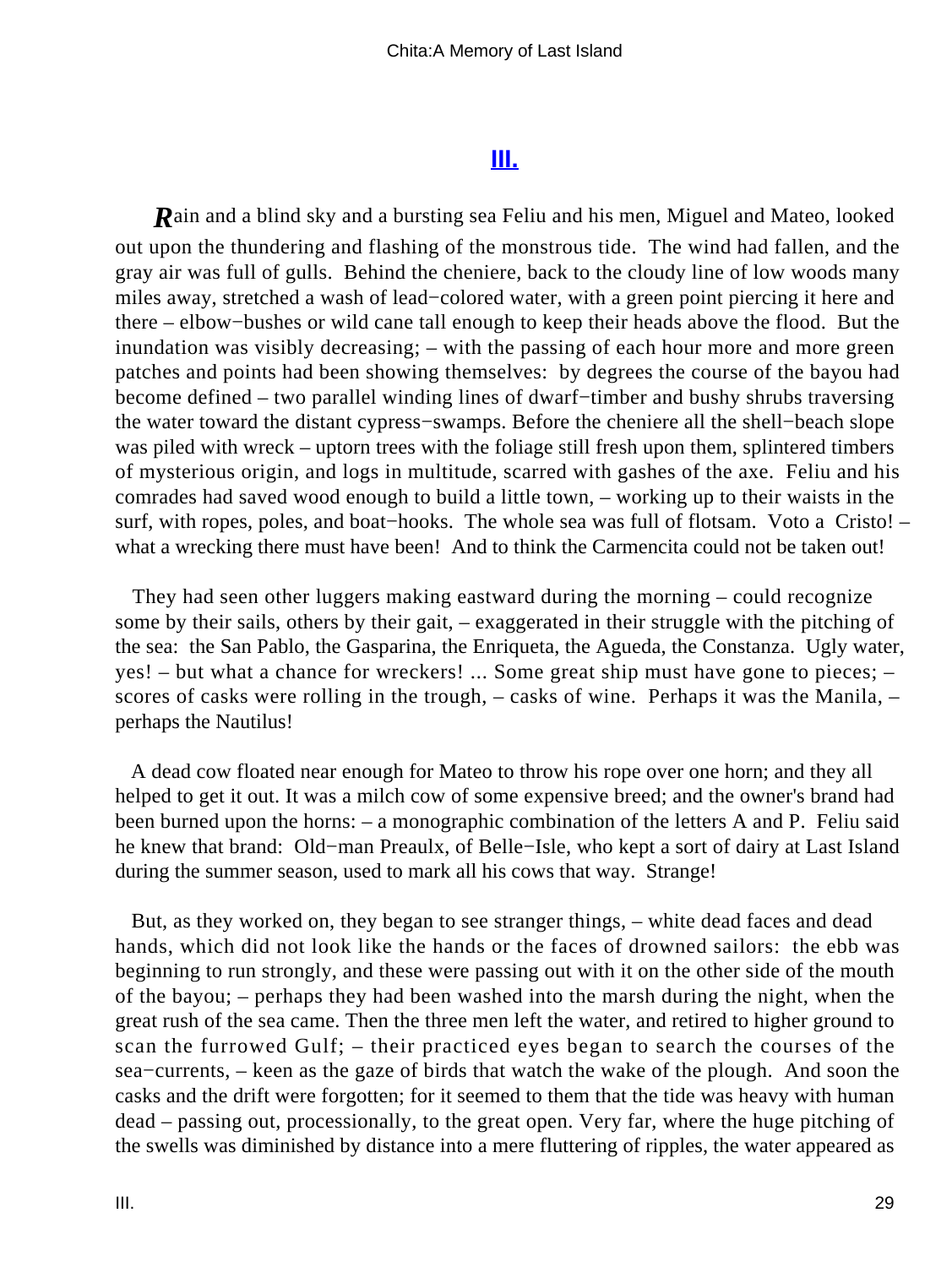## III.

Rain and a blind sky and a bursting sea Feliu and his men, Miguel and Mateo, looked out upon the thundering and flashing of the monstrous tide. The wind had fallen, and the gray air was full of gulls. Behind the cheniere, back to the cloudy line of low woods many miles away, stretched a wash of lead−colored water, with a green point piercing it here and there – elbow−bushes or wild cane tall enough to keep their heads above the flood. But the inundation was visibly decreasing; – with the passing of each hour more and more green patches and points had been showing themselves: by degrees the course of the bayou had become defined – two parallel winding lines of dwarf−timber and bushy shrubs traversing the water toward the distant cypress−swamps. Before the cheniere all the shell−beach slope was piled with wreck – uptorn trees with the foliage still fresh upon them, splintered timbers of mysterious origin, and logs in multitude, scarred with gashes of the axe. Feliu and his comrades had saved wood enough to build a little town, – working up to their waists in the surf, with ropes, poles, and boat−hooks. The whole sea was full of flotsam. Voto a Cristo! – what a wrecking there must have been! And to think the Carmencita could not be taken out!

They had seen other luggers making eastward during the morning – could recognize some by their sails, others by their gait, – exaggerated in their struggle with the pitching of the sea: the San Pablo, the Gasparina, the Enriqueta, the Agueda, the Constanza. Ugly water, yes! – but what a chance for wreckers! ... Some great ship must have gone to pieces; – scores of casks were rolling in the trough, – casks of wine. Perhaps it was the Manila, – perhaps the Nautilus!

A dead cow floated near enough for Mateo to throw his rope over one horn; and they all helped to get it out. It was a milch cow of some expensive breed; and the owner's brand had been burned upon the horns: – a monographic combination of the letters A and P. Feliu said he knew that brand: Old−man Preaulx, of Belle−Isle, who kept a sort of dairy at Last Island during the summer season, used to mark all his cows that way. Strange!

But, as they worked on, they began to see stranger things, – white dead faces and dead hands, which did not look like the hands or the faces of drowned sailors: the ebb was beginning to run strongly, and these were passing out with it on the other side of the mouth of the bayou; – perhaps they had been washed into the marsh during the night, when the great rush of the sea came. Then the three men left the water, and retired to higher ground to scan the furrowed Gulf; – their practiced eyes began to search the courses of the sea−currents, – keen as the gaze of birds that watch the wake of the plough. And soon the casks and the drift were forgotten; for it seemed to them that the tide was heavy with human dead – passing out, processionally, to the great open. Very far, where the huge pitching of the swells was diminished by distance into a mere fluttering of ripples, the water appeared as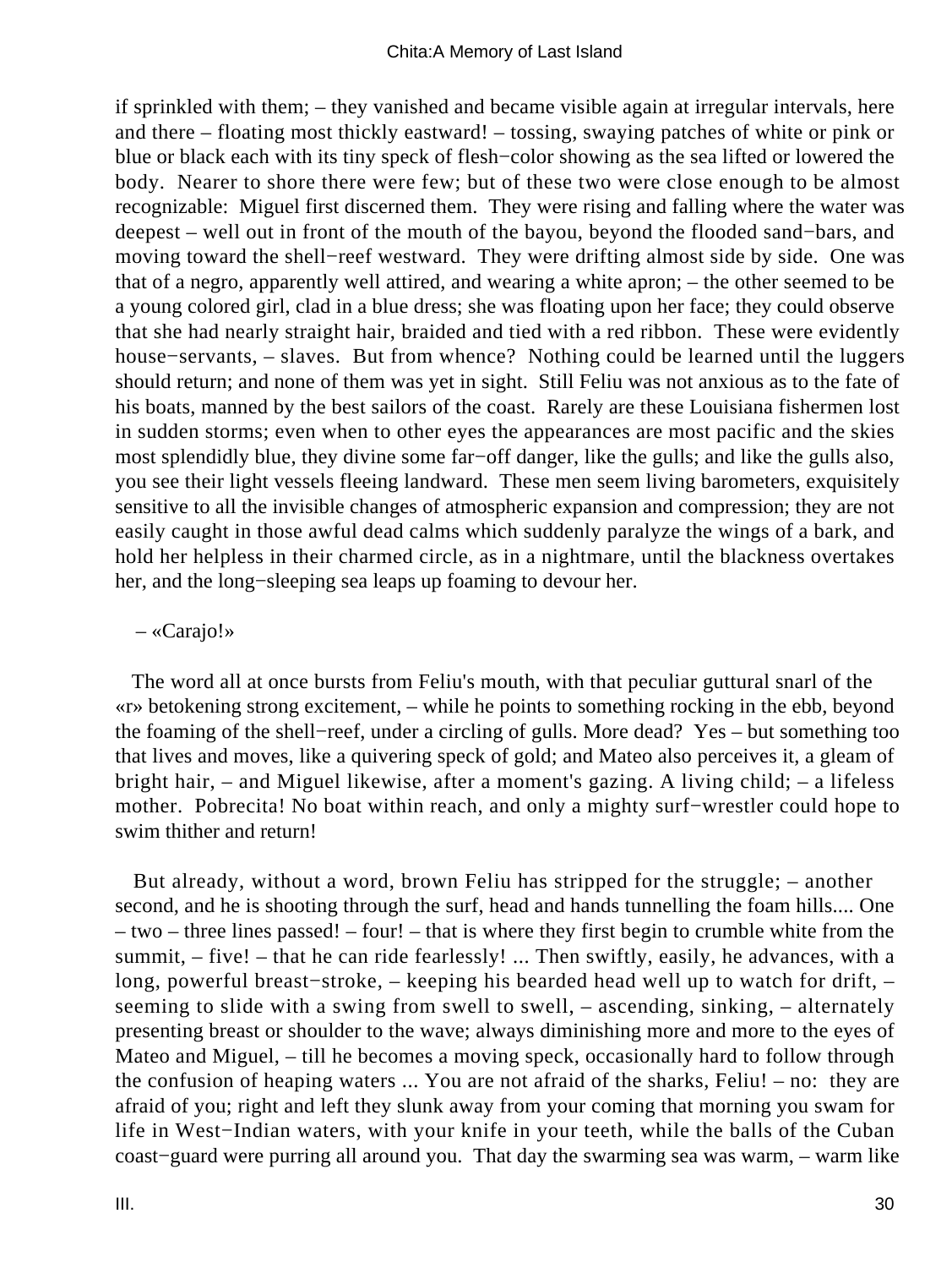if sprinkled with them; – they vanished and became visible again at irregular intervals, here and there – floating most thickly eastward! – tossing, swaying patches of white or pink or blue or black each with its tiny speck of flesh−color showing as the sea lifted or lowered the body. Nearer to shore there were few; but of these two were close enough to be almost recognizable: Miguel first discerned them. They were rising and falling where the water was deepest – well out in front of the mouth of the bayou, beyond the flooded sand−bars, and moving toward the shell−reef westward. They were drifting almost side by side. One was that of a negro, apparently well attired, and wearing a white apron; – the other seemed to be a young colored girl, clad in a blue dress; she was floating upon her face; they could observe that she had nearly straight hair, braided and tied with a red ribbon. These were evidently house−servants, – slaves. But from whence? Nothing could be learned until the luggers should return; and none of them was yet in sight. Still Feliu was not anxious as to the fate of his boats, manned by the best sailors of the coast. Rarely are these Louisiana fishermen lost in sudden storms; even when to other eyes the appearances are most pacific and the skies most splendidly blue, they divine some far−off danger, like the gulls; and like the gulls also, you see their light vessels fleeing landward. These men seem living barometers, exquisitely sensitive to all the invisible changes of atmospheric expansion and compression; they are not easily caught in those awful dead calms which suddenly paralyze the wings of a bark, and hold her helpless in their charmed circle, as in a nightmare, until the blackness overtakes her, and the long−sleeping sea leaps up foaming to devour her.

– «Carajo!»

The word all at once bursts from Feliu's mouth, with that peculiar guttural snarl of the «r» betokening strong excitement, – while he points to something rocking in the ebb, beyond the foaming of the shell−reef, under a circling of gulls. More dead? Yes – but something too that lives and moves, like a quivering speck of gold; and Mateo also perceives it, a gleam of bright hair, – and Miguel likewise, after a moment's gazing. A living child; – a lifeless mother. Pobrecita! No boat within reach, and only a mighty surf−wrestler could hope to swim thither and return!

But already, without a word, brown Feliu has stripped for the struggle; – another second, and he is shooting through the surf, head and hands tunnelling the foam hills.... One – two – three lines passed! – four! – that is where they first begin to crumble white from the summit, – five! – that he can ride fearlessly! ... Then swiftly, easily, he advances, with a long, powerful breast−stroke, – keeping his bearded head well up to watch for drift, – seeming to slide with a swing from swell to swell, – ascending, sinking, – alternately presenting breast or shoulder to the wave; always diminishing more and more to the eyes of Mateo and Miguel, – till he becomes a moving speck, occasionally hard to follow through the confusion of heaping waters ... You are not afraid of the sharks, Feliu! – no: they are afraid of you; right and left they slunk away from your coming that morning you swam for life in West−Indian waters, with your knife in your teeth, while the balls of the Cuban coast−guard were purring all around you. That day the swarming sea was warm, – warm like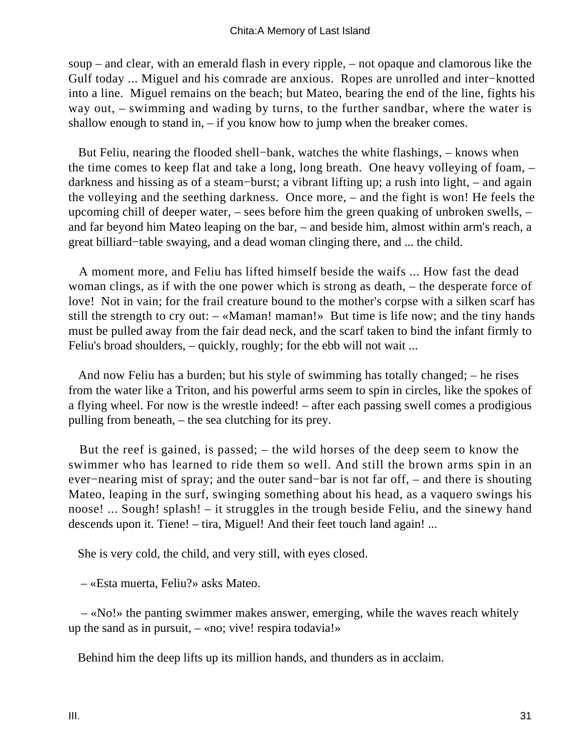soup – and clear, with an emerald flash in every ripple, – not opaque and clamorous like the Gulf today ... Miguel and his comrade are anxious. Ropes are unrolled and inter−knotted into a line. Miguel remains on the beach; but Mateo, bearing the end of the line, fights his way out, – swimming and wading by turns, to the further sandbar, where the water is shallow enough to stand in, – if you know how to jump when the breaker comes.

But Feliu, nearing the flooded shell−bank, watches the white flashings, – knows when the time comes to keep flat and take a long, long breath. One heavy volleying of foam, – darkness and hissing as of a steam−burst; a vibrant lifting up; a rush into light, – and again the volleying and the seething darkness. Once more, – and the fight is won! He feels the upcoming chill of deeper water, – sees before him the green quaking of unbroken swells, – and far beyond him Mateo leaping on the bar, – and beside him, almost within arm's reach, a great billiard−table swaying, and a dead woman clinging there, and ... the child.

A moment more, and Feliu has lifted himself beside the waifs ... How fast the dead woman clings, as if with the one power which is strong as death, – the desperate force of love! Not in vain; for the frail creature bound to the mother's corpse with a silken scarf has still the strength to cry out: – «Maman! maman!» But time is life now; and the tiny hands must be pulled away from the fair dead neck, and the scarf taken to bind the infant firmly to Feliu's broad shoulders, – quickly, roughly; for the ebb will not wait ...

And now Feliu has a burden; but his style of swimming has totally changed; – he rises from the water like a Triton, and his powerful arms seem to spin in circles, like the spokes of a flying wheel. For now is the wrestle indeed! – after each passing swell comes a prodigious pulling from beneath, – the sea clutching for its prey.

But the reef is gained, is passed; – the wild horses of the deep seem to know the swimmer who has learned to ride them so well. And still the brown arms spin in an ever−nearing mist of spray; and the outer sand−bar is not far off, – and there is shouting Mateo, leaping in the surf, swinging something about his head, as a vaquero swings his noose! ... Sough! splash! – it struggles in the trough beside Feliu, and the sinewy hand descends upon it. Tiene! – tira, Miguel! And their feet touch land again! ...

She is very cold, the child, and very still, with eyes closed.

– «Esta muerta, Feliu?» asks Mateo.

– «No!» the panting swimmer makes answer, emerging, while the waves reach whitely up the sand as in pursuit, – «no; vive! respira todavia!»

Behind him the deep lifts up its million hands, and thunders as in acclaim.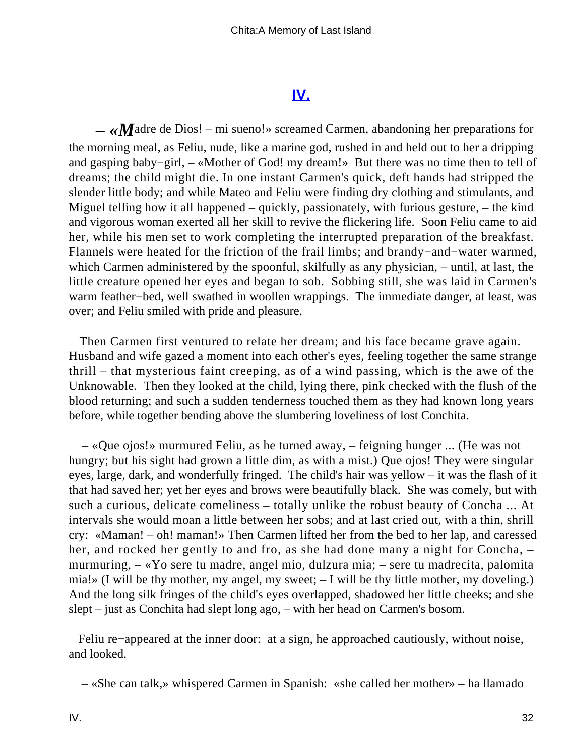## IV.

– «*M*adre de Dios! – mi sueno!» screamed Carmen, abandoning her preparations for the morning meal, as Feliu, nude, like a marine god, rushed in and held out to her a dripping and gasping baby−girl, – «Mother of God! my dream!» But there was no time then to tell of dreams; the child might die. In one instant Carmen's quick, deft hands had stripped the slender little body; and while Mateo and Feliu were finding dry clothing and stimulants, and Miguel telling how it all happened – quickly, passionately, with furious gesture, – the kind and vigorous woman exerted all her skill to revive the flickering life. Soon Feliu came to aid her, while his men set to work completing the interrupted preparation of the breakfast. Flannels were heated for the friction of the frail limbs; and brandy−and−water warmed, which Carmen administered by the spoonful, skilfully as any physician, – until, at last, the little creature opened her eyes and began to sob. Sobbing still, she was laid in Carmen's warm feather−bed, well swathed in woollen wrappings. The immediate danger, at least, was over; and Feliu smiled with pride and pleasure.

Then Carmen first ventured to relate her dream; and his face became grave again. Husband and wife gazed a moment into each other's eyes, feeling together the same strange thrill – that mysterious faint creeping, as of a wind passing, which is the awe of the Unknowable. Then they looked at the child, lying there, pink checked with the flush of the blood returning; and such a sudden tenderness touched them as they had known long years before, while together bending above the slumbering loveliness of lost Conchita.

– «Que ojos!» murmured Feliu, as he turned away, – feigning hunger ... (He was not hungry; but his sight had grown a little dim, as with a mist.) Que ojos! They were singular eyes, large, dark, and wonderfully fringed. The child's hair was yellow – it was the flash of it that had saved her; yet her eyes and brows were beautifully black. She was comely, but with such a curious, delicate comeliness – totally unlike the robust beauty of Concha ... At intervals she would moan a little between her sobs; and at last cried out, with a thin, shrill cry: «Maman! – oh! maman!» Then Carmen lifted her from the bed to her lap, and caressed her, and rocked her gently to and fro, as she had done many a night for Concha, – murmuring, – «Yo sere tu madre, angel mio, dulzura mia; – sere tu madrecita, palomita mia!» (I will be thy mother, my angel, my sweet; – I will be thy little mother, my doveling.) And the long silk fringes of the child's eyes overlapped, shadowed her little cheeks; and she slept – just as Conchita had slept long ago, – with her head on Carmen's bosom.

Feliu re−appeared at the inner door: at a sign, he approached cautiously, without noise, and looked.

– «She can talk,» whispered Carmen in Spanish: «she called her mother» – ha llamado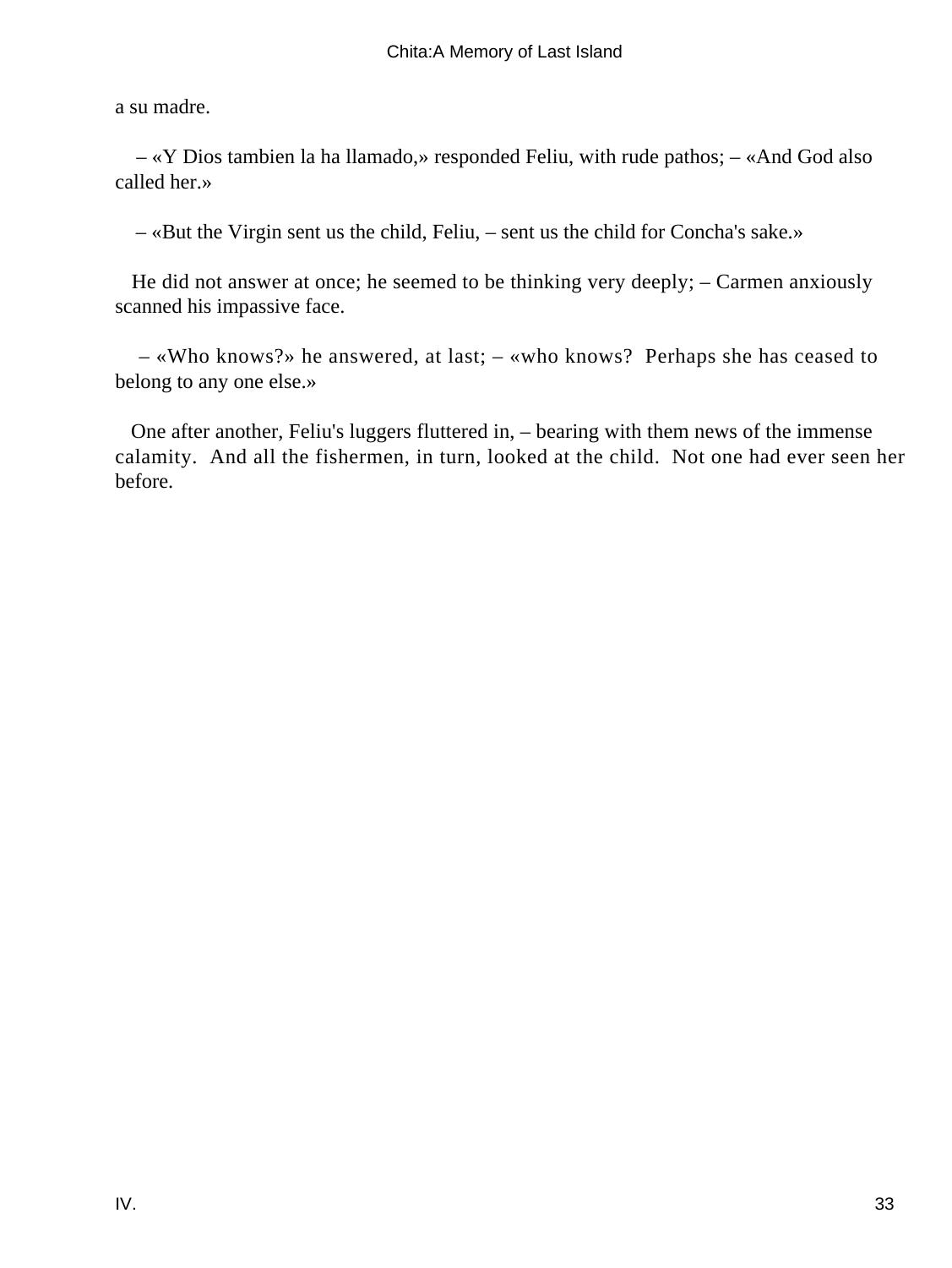a su madre.

– «Y Dios tambien la ha llamado,» responded Feliu, with rude pathos; – «And God also called her.»

– «But the Virgin sent us the child, Feliu, – sent us the child for Concha's sake.»

He did not answer at once; he seemed to be thinking very deeply; – Carmen anxiously scanned his impassive face.

– «Who knows?» he answered, at last; – «who knows? Perhaps she has ceased to belong to any one else.»

One after another, Feliu's luggers fluttered in, – bearing with them news of the immense calamity. And all the fishermen, in turn, looked at the child. Not one had ever seen her before.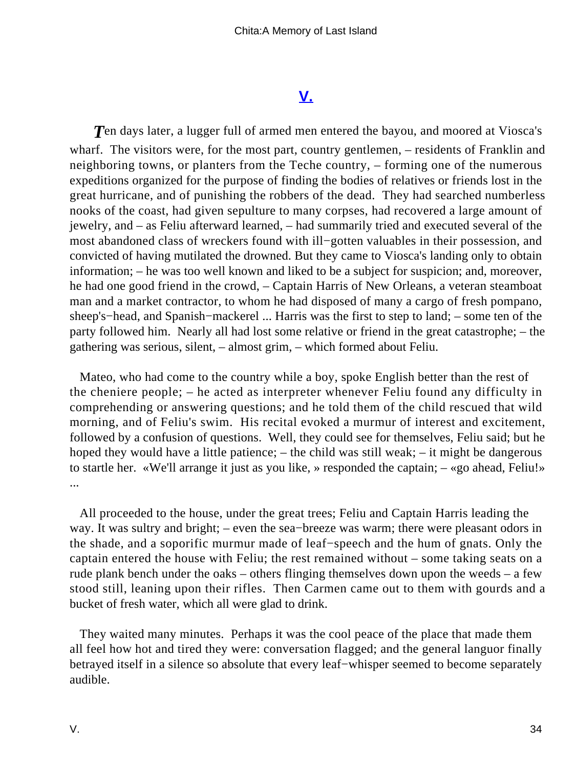## V.

*T*en days later, a lugger full of armed men entered the bayou, and moored at Viosca's wharf. The visitors were, for the most part, country gentlemen, – residents of Franklin and neighboring towns, or planters from the Teche country, – forming one of the numerous expeditions organized for the purpose of finding the bodies of relatives or friends lost in the great hurricane, and of punishing the robbers of the dead. They had searched numberless nooks of the coast, had given sepulture to many corpses, had recovered a large amount of jewelry, and – as Feliu afterward learned, – had summarily tried and executed several of the most abandoned class of wreckers found with ill−gotten valuables in their possession, and convicted of having mutilated the drowned. But they came to Viosca's landing only to obtain information; – he was too well known and liked to be a subject for suspicion; and, moreover, he had one good friend in the crowd, – Captain Harris of New Orleans, a veteran steamboat man and a market contractor, to whom he had disposed of many a cargo of fresh pompano, sheep's−head, and Spanish−mackerel ... Harris was the first to step to land; – some ten of the party followed him. Nearly all had lost some relative or friend in the great catastrophe; – the gathering was serious, silent, – almost grim, – which formed about Feliu.

Mateo, who had come to the country while a boy, spoke English better than the rest of the cheniere people; – he acted as interpreter whenever Feliu found any difficulty in comprehending or answering questions; and he told them of the child rescued that wild morning, and of Feliu's swim. His recital evoked a murmur of interest and excitement, followed by a confusion of questions. Well, they could see for themselves, Feliu said; but he hoped they would have a little patience; – the child was still weak; – it might be dangerous to startle her. «We'll arrange it just as you like, » responded the captain; – «go ahead, Feliu!» ...

All proceeded to the house, under the great trees; Feliu and Captain Harris leading the way. It was sultry and bright; – even the sea−breeze was warm; there were pleasant odors in the shade, and a soporific murmur made of leaf−speech and the hum of gnats. Only the captain entered the house with Feliu; the rest remained without – some taking seats on a rude plank bench under the oaks – others flinging themselves down upon the weeds – a few stood still, leaning upon their rifles. Then Carmen came out to them with gourds and a bucket of fresh water, which all were glad to drink.

They waited many minutes. Perhaps it was the cool peace of the place that made them all feel how hot and tired they were: conversation flagged; and the general languor finally betrayed itself in a silence so absolute that every leaf−whisper seemed to become separately audible.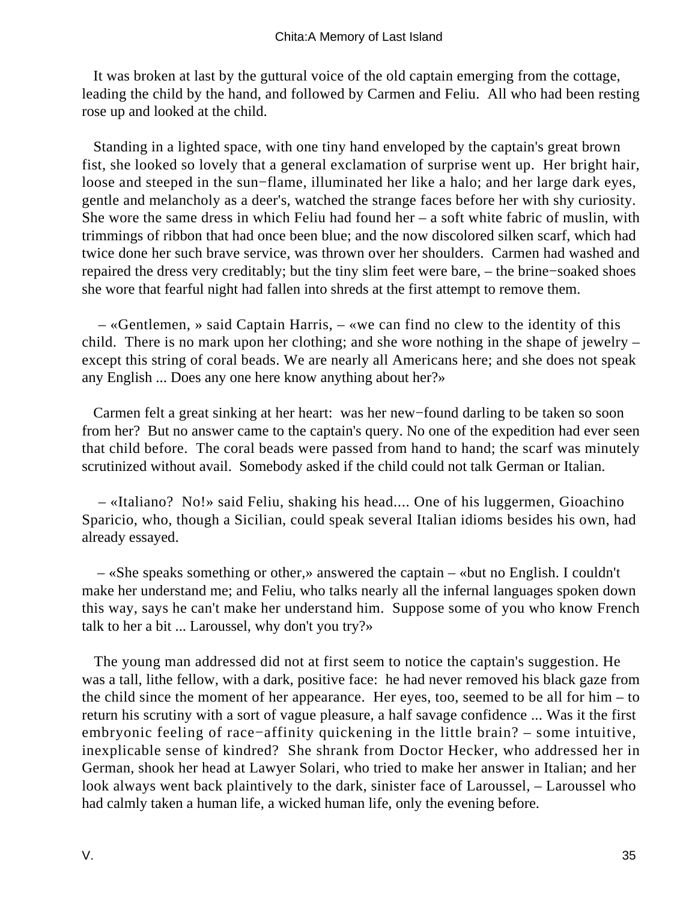It was broken at last by the guttural voice of the old captain emerging from the cottage, leading the child by the hand, and followed by Carmen and Feliu. All who had been resting rose up and looked at the child.

Standing in a lighted space, with one tiny hand enveloped by the captain's great brown fist, she looked so lovely that a general exclamation of surprise went up. Her bright hair, loose and steeped in the sun−flame, illuminated her like a halo; and her large dark eyes, gentle and melancholy as a deer's, watched the strange faces before her with shy curiosity. She wore the same dress in which Feliu had found her – a soft white fabric of muslin, with trimmings of ribbon that had once been blue; and the now discolored silken scarf, which had twice done her such brave service, was thrown over her shoulders. Carmen had washed and repaired the dress very creditably; but the tiny slim feet were bare, – the brine−soaked shoes she wore that fearful night had fallen into shreds at the first attempt to remove them.

– «Gentlemen, » said Captain Harris, – «we can find no clew to the identity of this child. There is no mark upon her clothing; and she wore nothing in the shape of jewelry – except this string of coral beads. We are nearly all Americans here; and she does not speak any English ... Does any one here know anything about her?»

Carmen felt a great sinking at her heart: was her new−found darling to be taken so soon from her? But no answer came to the captain's query. No one of the expedition had ever seen that child before. The coral beads were passed from hand to hand; the scarf was minutely scrutinized without avail. Somebody asked if the child could not talk German or Italian.

– «Italiano? No!» said Feliu, shaking his head.... One of his luggermen, Gioachino Sparicio, who, though a Sicilian, could speak several Italian idioms besides his own, had already essayed.

– «She speaks something or other,» answered the captain – «but no English. I couldn't make her understand me; and Feliu, who talks nearly all the infernal languages spoken down this way, says he can't make her understand him. Suppose some of you who know French talk to her a bit ... Laroussel, why don't you try?»

The young man addressed did not at first seem to notice the captain's suggestion. He was a tall, lithe fellow, with a dark, positive face: he had never removed his black gaze from the child since the moment of her appearance. Her eyes, too, seemed to be all for him – to return his scrutiny with a sort of vague pleasure, a half savage confidence ... Was it the first embryonic feeling of race−affinity quickening in the little brain? – some intuitive, inexplicable sense of kindred? She shrank from Doctor Hecker, who addressed her in German, shook her head at Lawyer Solari, who tried to make her answer in Italian; and her look always went back plaintively to the dark, sinister face of Laroussel, – Laroussel who had calmly taken a human life, a wicked human life, only the evening before.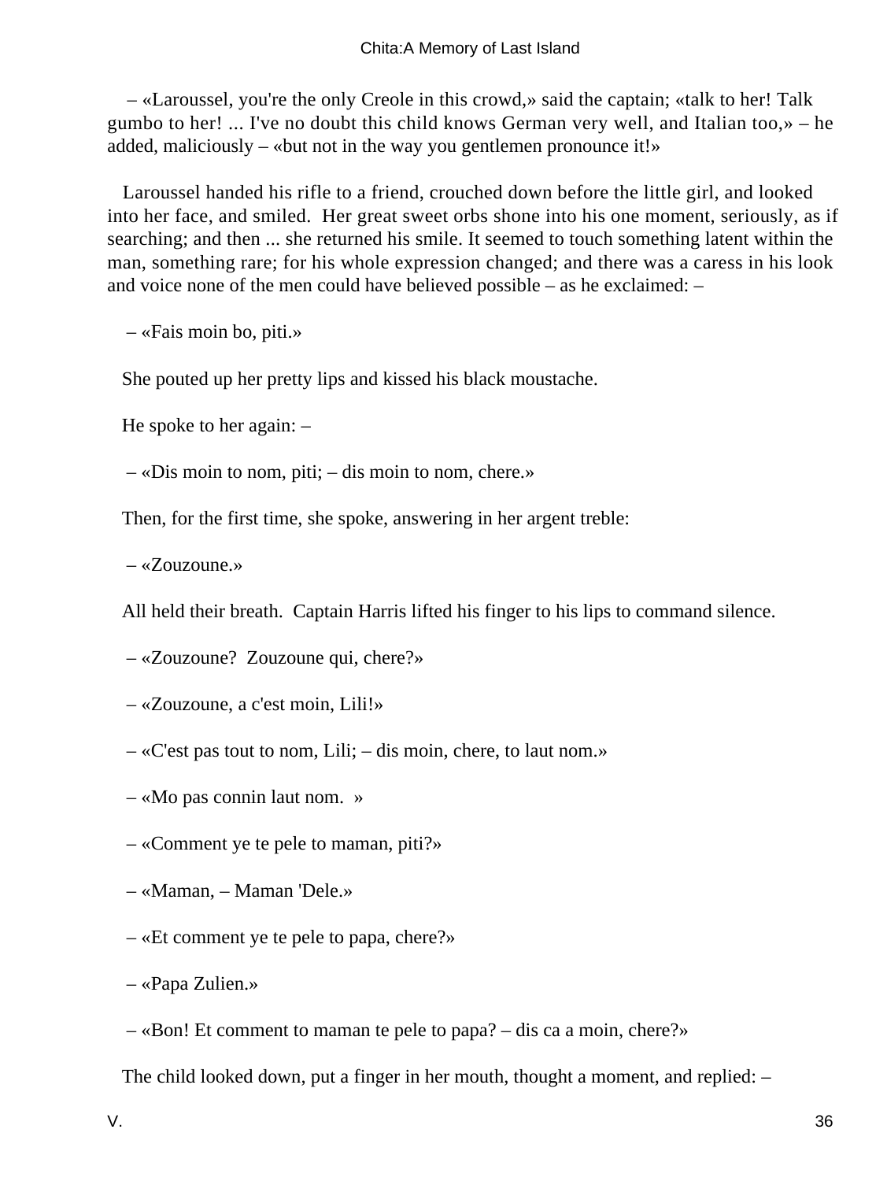– «Laroussel, you're the only Creole in this crowd,» said the captain; «talk to her! Talk gumbo to her! ... I've no doubt this child knows German very well, and Italian too,» – he added, maliciously – «but not in the way you gentlemen pronounce it!»

Laroussel handed his rifle to a friend, crouched down before the little girl, and looked into her face, and smiled. Her great sweet orbs shone into his one moment, seriously, as if searching; and then ... she returned his smile. It seemed to touch something latent within the man, something rare; for his whole expression changed; and there was a caress in his look and voice none of the men could have believed possible – as he exclaimed: –

– «Fais moin bo, piti.»

She pouted up her pretty lips and kissed his black moustache.

He spoke to her again: –

– «Dis moin to nom, piti; – dis moin to nom, chere.»

Then, for the first time, she spoke, answering in her argent treble:

– «Zouzoune.»

All held their breath. Captain Harris lifted his finger to his lips to command silence.

– «Zouzoune? Zouzoune qui, chere?»

– «Zouzoune, a c'est moin, Lili!»

– «C'est pas tout to nom, Lili; – dis moin, chere, to laut nom.»

– «Mo pas connin laut nom. »

– «Comment ye te pele to maman, piti?»

– «Maman, – Maman 'Dele.»

– «Et comment ye te pele to papa, chere?»

– «Papa Zulien.»

– «Bon! Et comment to maman te pele to papa? – dis ca a moin, chere?»

The child looked down, put a finger in her mouth, thought a moment, and replied: –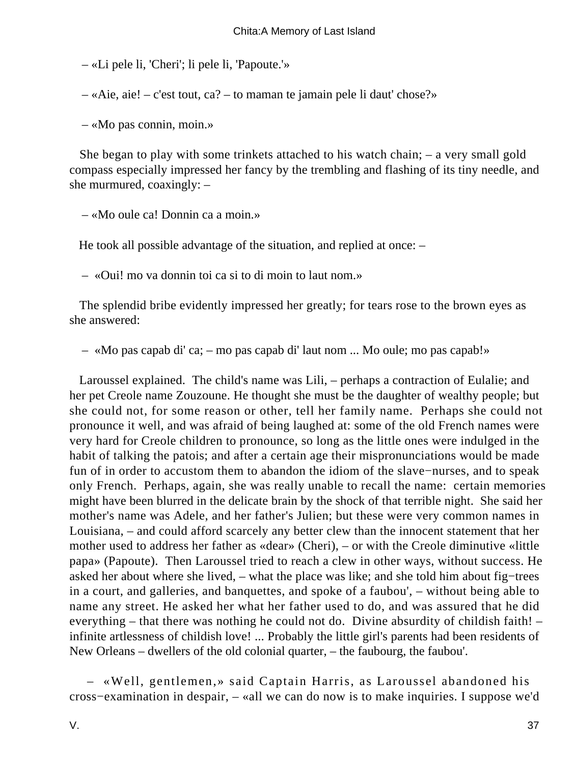– «Li pele li, 'Cheri'; li pele li, 'Papoute.'»

– «Aie, aie! – c'est tout, ca? – to maman te jamain pele li daut' chose?»

– «Mo pas connin, moin.»

She began to play with some trinkets attached to his watch chain; – a very small gold compass especially impressed her fancy by the trembling and flashing of its tiny needle, and she murmured, coaxingly: –

– «Mo oule ca! Donnin ca a moin.»

He took all possible advantage of the situation, and replied at once: –

– «Oui! mo va donnin toi ca si to di moin to laut nom.»

The splendid bribe evidently impressed her greatly; for tears rose to the brown eyes as she answered:

– «Mo pas capab di' ca; – mo pas capab di' laut nom ... Mo oule; mo pas capab!»

Laroussel explained. The child's name was Lili, – perhaps a contraction of Eulalie; and her pet Creole name Zouzoune. He thought she must be the daughter of wealthy people; but she could not, for some reason or other, tell her family name. Perhaps she could not pronounce it well, and was afraid of being laughed at: some of the old French names were very hard for Creole children to pronounce, so long as the little ones were indulged in the habit of talking the patois; and after a certain age their mispronunciations would be made fun of in order to accustom them to abandon the idiom of the slave−nurses, and to speak only French. Perhaps, again, she was really unable to recall the name: certain memories might have been blurred in the delicate brain by the shock of that terrible night. She said her mother's name was Adele, and her father's Julien; but these were very common names in Louisiana, – and could afford scarcely any better clew than the innocent statement that her mother used to address her father as «dear» (Cheri), – or with the Creole diminutive «little papa» (Papoute). Then Laroussel tried to reach a clew in other ways, without success. He asked her about where she lived, – what the place was like; and she told him about fig−trees in a court, and galleries, and banquettes, and spoke of a faubou', – without being able to name any street. He asked her what her father used to do, and was assured that he did everything – that there was nothing he could not do. Divine absurdity of childish faith! – infinite artlessness of childish love! ... Probably the little girl's parents had been residents of New Orleans – dwellers of the old colonial quarter, – the faubourg, the faubou'.

– «Well, gentlemen,» said Captain Harris, as Laroussel abandoned his cross−examination in despair, – «all we can do now is to make inquiries. I suppose we'd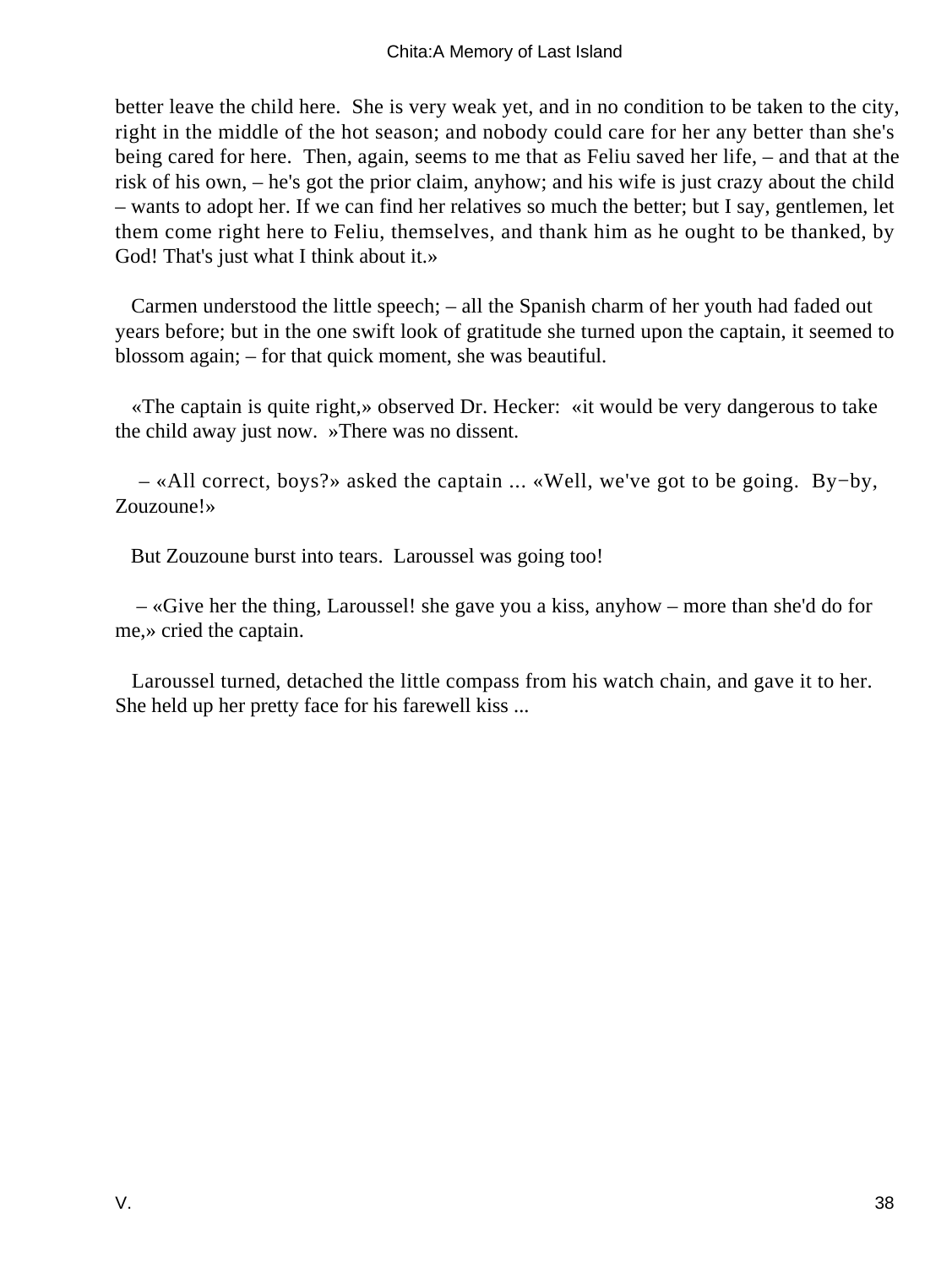better leave the child here. She is very weak yet, and in no condition to be taken to the city, right in the middle of the hot season; and nobody could care for her any better than she's being cared for here. Then, again, seems to me that as Feliu saved her life, – and that at the risk of his own, – he's got the prior claim, anyhow; and his wife is just crazy about the child – wants to adopt her. If we can find her relatives so much the better; but I say, gentlemen, let them come right here to Feliu, themselves, and thank him as he ought to be thanked, by God! That's just what I think about it.»

Carmen understood the little speech; – all the Spanish charm of her youth had faded out years before; but in the one swift look of gratitude she turned upon the captain, it seemed to blossom again; – for that quick moment, she was beautiful.

«The captain is quite right,» observed Dr. Hecker: «it would be very dangerous to take the child away just now. »There was no dissent.

– «All correct, boys?» asked the captain ... «Well, we've got to be going. By−by, Zouzoune!»

But Zouzoune burst into tears. Laroussel was going too!

– «Give her the thing, Laroussel! she gave you a kiss, anyhow – more than she'd do for me,» cried the captain.

Laroussel turned, detached the little compass from his watch chain, and gave it to her. She held up her pretty face for his farewell kiss ...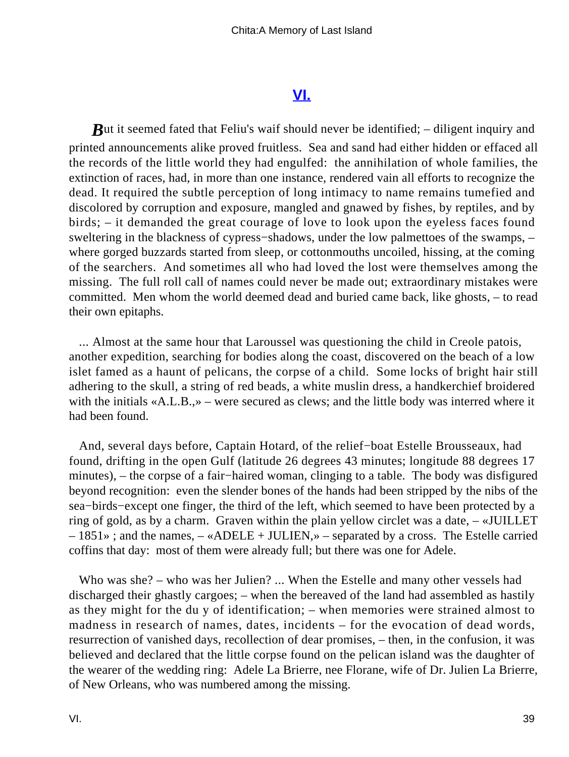## VI.

**B**ut it seemed fated that Feliu's waif should never be identified; – diligent inquiry and printed announcements alike proved fruitless. Sea and sand had either hidden or effaced all the records of the little world they had engulfed: the annihilation of whole families, the extinction of races, had, in more than one instance, rendered vain all efforts to recognize the dead. It required the subtle perception of long intimacy to name remains tumefied and discolored by corruption and exposure, mangled and gnawed by fishes, by reptiles, and by birds; – it demanded the great courage of love to look upon the eyeless faces found sweltering in the blackness of cypress−shadows, under the low palmettoes of the swamps, – where gorged buzzards started from sleep, or cottonmouths uncoiled, hissing, at the coming of the searchers. And sometimes all who had loved the lost were themselves among the missing. The full roll call of names could never be made out; extraordinary mistakes were committed. Men whom the world deemed dead and buried came back, like ghosts, – to read their own epitaphs.

... Almost at the same hour that Laroussel was questioning the child in Creole patois, another expedition, searching for bodies along the coast, discovered on the beach of a low islet famed as a haunt of pelicans, the corpse of a child. Some locks of bright hair still adhering to the skull, a string of red beads, a white muslin dress, a handkerchief broidered with the initials «A.L.B.,» – were secured as clews; and the little body was interred where it had been found.

And, several days before, Captain Hotard, of the relief−boat Estelle Brousseaux, had found, drifting in the open Gulf (latitude 26 degrees 43 minutes; longitude 88 degrees 17 minutes), – the corpse of a fair−haired woman, clinging to a table. The body was disfigured beyond recognition: even the slender bones of the hands had been stripped by the nibs of the sea−birds−except one finger, the third of the left, which seemed to have been protected by a ring of gold, as by a charm. Graven within the plain yellow circlet was a date, – «JUILLET – 1851» ; and the names, – «ADELE + JULIEN,» – separated by a cross. The Estelle carried coffins that day: most of them were already full; but there was one for Adele.

Who was she? – who was her Julien? ... When the Estelle and many other vessels had discharged their ghastly cargoes; – when the bereaved of the land had assembled as hastily as they might for the du y of identification; – when memories were strained almost to madness in research of names, dates, incidents – for the evocation of dead words, resurrection of vanished days, recollection of dear promises, – then, in the confusion, it was believed and declared that the little corpse found on the pelican island was the daughter of the wearer of the wedding ring: Adele La Brierre, nee Florane, wife of Dr. Julien La Brierre, of New Orleans, who was numbered among the missing.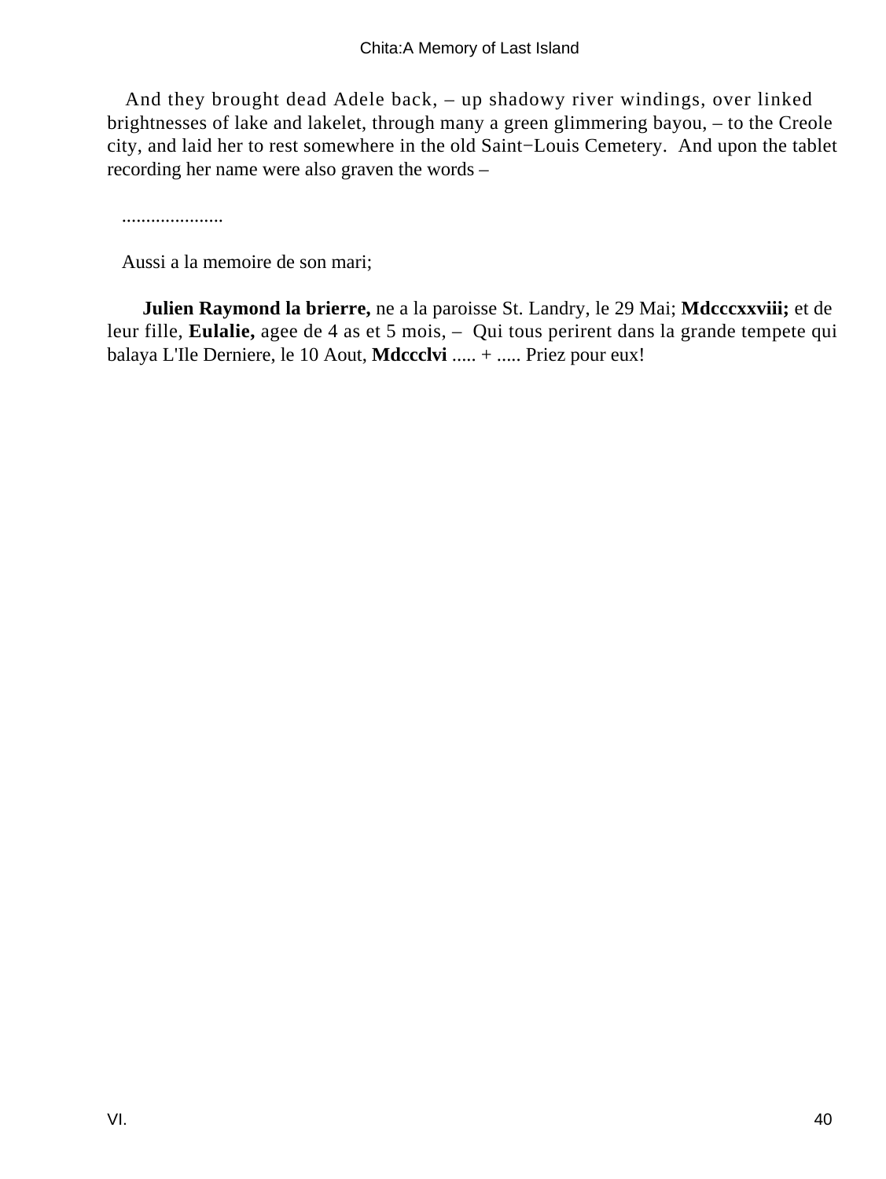And they brought dead Adele back, – up shadowy river windings, over linked brightnesses of lake and lakelet, through many a green glimmering bayou, – to the Creole city, and laid her to rest somewhere in the old Saint−Louis Cemetery. And upon the tablet recording her name were also graven the words –

.....................

Aussi a la memoire de son mari;

**Julien Raymond la brierre,** ne a la paroisse St. Landry, le 29 Mai; **Mdcccxxviii;** et de leur fille, **Eulalie,** agee de 4 as et 5 mois, – Qui tous perirent dans la grande tempete qui balaya L'Ile Derniere, le 10 Aout, **Mdccclvi** ..... + ..... Priez pour eux!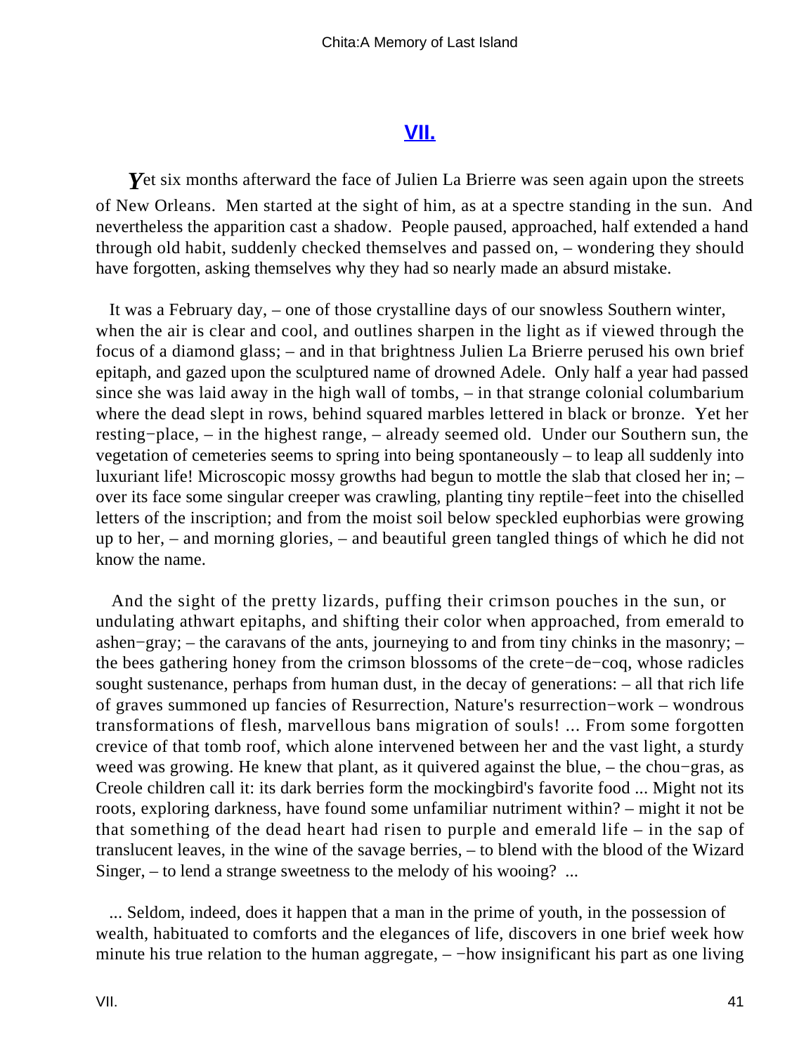## [VII.]

*Y*et six months afterward the face of Julien La Brierre was seen again upon the streets of New Orleans. Men started at the sight of him, as at a spectre standing in the sun. And nevertheless the apparition cast a shadow. People paused, approached, half extended a hand through old habit, suddenly checked themselves and passed on, – wondering they should have forgotten, asking themselves why they had so nearly made an absurd mistake.

It was a February day, – one of those crystalline days of our snowless Southern winter, when the air is clear and cool, and outlines sharpen in the light as if viewed through the focus of a diamond glass; – and in that brightness Julien La Brierre perused his own brief epitaph, and gazed upon the sculptured name of drowned Adele. Only half a year had passed since she was laid away in the high wall of tombs, – in that strange colonial columbarium where the dead slept in rows, behind squared marbles lettered in black or bronze. Yet her resting−place, – in the highest range, – already seemed old. Under our Southern sun, the vegetation of cemeteries seems to spring into being spontaneously – to leap all suddenly into luxuriant life! Microscopic mossy growths had begun to mottle the slab that closed her in; – over its face some singular creeper was crawling, planting tiny reptile−feet into the chiselled letters of the inscription; and from the moist soil below speckled euphorbias were growing up to her, – and morning glories, – and beautiful green tangled things of which he did not know the name.

And the sight of the pretty lizards, puffing their crimson pouches in the sun, or undulating athwart epitaphs, and shifting their color when approached, from emerald to ashen−gray; – the caravans of the ants, journeying to and from tiny chinks in the masonry; – the bees gathering honey from the crimson blossoms of the crete−de−coq, whose radicles sought sustenance, perhaps from human dust, in the decay of generations: – all that rich life of graves summoned up fancies of Resurrection, Nature's resurrection−work – wondrous transformations of flesh, marvellous bans migration of souls! ... From some forgotten crevice of that tomb roof, which alone intervened between her and the vast light, a sturdy weed was growing. He knew that plant, as it quivered against the blue, – the chou−gras, as Creole children call it: its dark berries form the mockingbird's favorite food ... Might not its roots, exploring darkness, have found some unfamiliar nutriment within? – might it not be that something of the dead heart had risen to purple and emerald life – in the sap of translucent leaves, in the wine of the savage berries, – to blend with the blood of the Wizard Singer, – to lend a strange sweetness to the melody of his wooing? ...

... Seldom, indeed, does it happen that a man in the prime of youth, in the possession of wealth, habituated to comforts and the elegances of life, discovers in one brief week how minute his true relation to the human aggregate, – −how insignificant his part as one living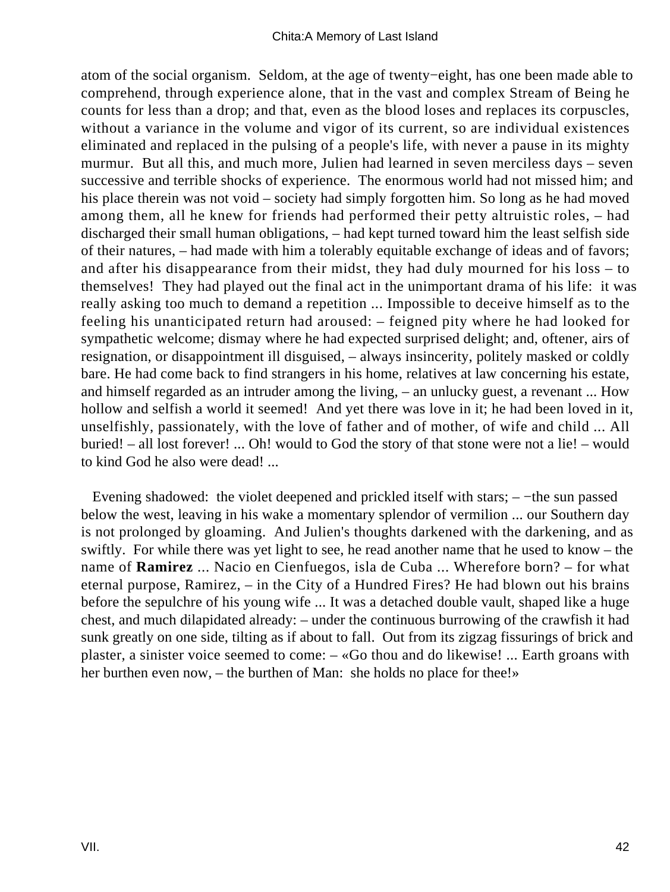atom of the social organism. Seldom, at the age of twenty−eight, has one been made able to comprehend, through experience alone, that in the vast and complex Stream of Being he counts for less than a drop; and that, even as the blood loses and replaces its corpuscles, without a variance in the volume and vigor of its current, so are individual existences eliminated and replaced in the pulsing of a people's life, with never a pause in its mighty murmur. But all this, and much more, Julien had learned in seven merciless days – seven successive and terrible shocks of experience. The enormous world had not missed him; and his place therein was not void – society had simply forgotten him. So long as he had moved among them, all he knew for friends had performed their petty altruistic roles, – had discharged their small human obligations, – had kept turned toward him the least selfish side of their natures, – had made with him a tolerably equitable exchange of ideas and of favors; and after his disappearance from their midst, they had duly mourned for his loss – to themselves! They had played out the final act in the unimportant drama of his life: it was really asking too much to demand a repetition ... Impossible to deceive himself as to the feeling his unanticipated return had aroused: – feigned pity where he had looked for sympathetic welcome; dismay where he had expected surprised delight; and, oftener, airs of resignation, or disappointment ill disguised, – always insincerity, politely masked or coldly bare. He had come back to find strangers in his home, relatives at law concerning his estate, and himself regarded as an intruder among the living, – an unlucky guest, a revenant ... How hollow and selfish a world it seemed! And yet there was love in it; he had been loved in it, unselfishly, passionately, with the love of father and of mother, of wife and child ... All buried! – all lost forever! ... Oh! would to God the story of that stone were not a lie! – would to kind God he also were dead! ...

Evening shadowed: the violet deepened and prickled itself with stars; – −the sun passed below the west, leaving in his wake a momentary splendor of vermilion ... our Southern day is not prolonged by gloaming. And Julien's thoughts darkened with the darkening, and as swiftly. For while there was yet light to see, he read another name that he used to know – the name of **Ramirez** ... Nacio en Cienfuegos, isla de Cuba ... Wherefore born? – for what eternal purpose, Ramirez, – in the City of a Hundred Fires? He had blown out his brains before the sepulchre of his young wife ... It was a detached double vault, shaped like a huge chest, and much dilapidated already: – under the continuous burrowing of the crawfish it had sunk greatly on one side, tilting as if about to fall. Out from its zigzag fissurings of brick and plaster, a sinister voice seemed to come: – «Go thou and do likewise! ... Earth groans with her burthen even now, – the burthen of Man: she holds no place for thee!»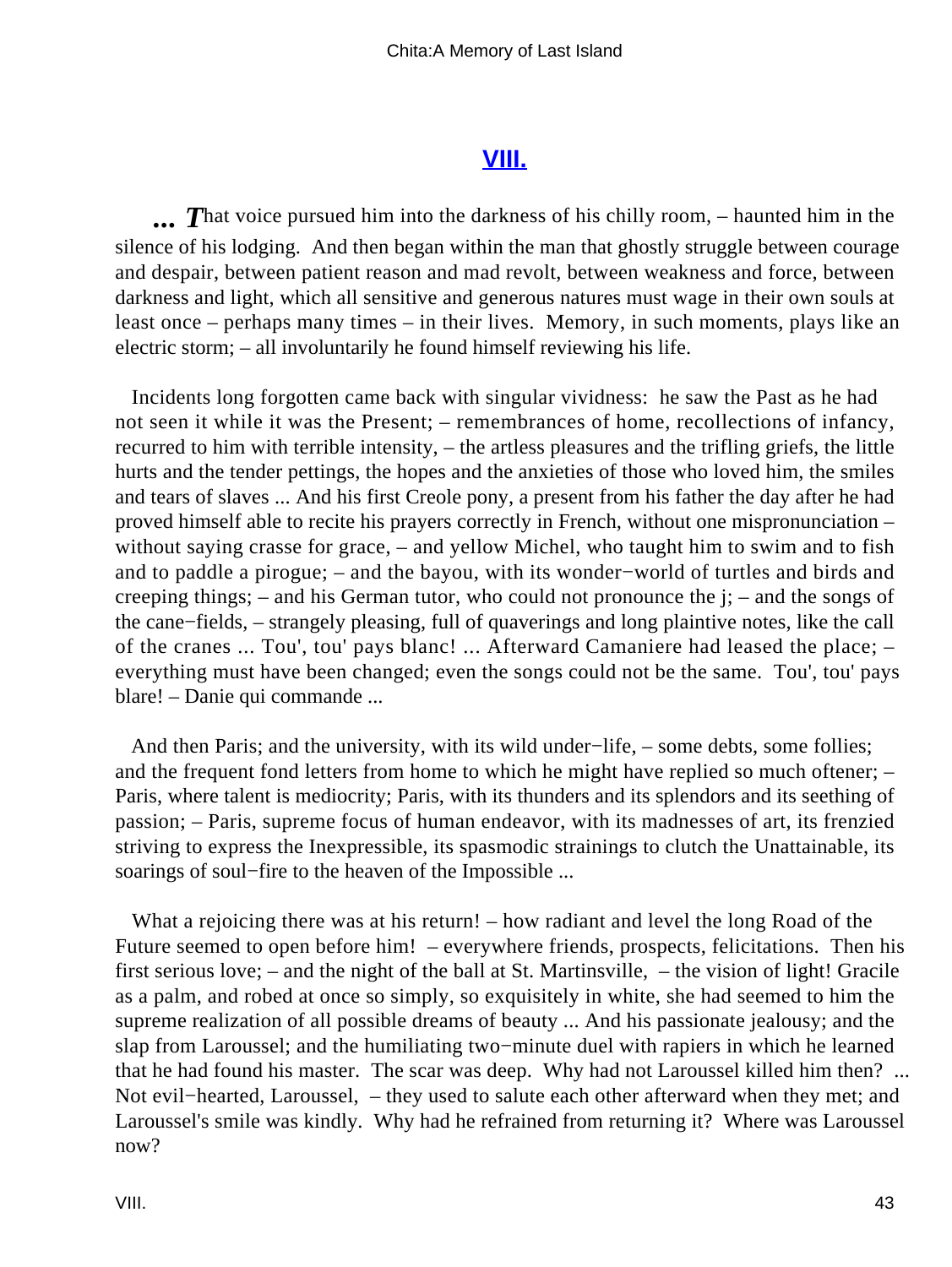## VIII.

*... That voice pursued him into the darkness of his chilly room, – haunted him in the silence of his lodging. And then began within the man that ghostly struggle between courage and despair, between patient reason and mad revolt, between weakness and force, between darkness and light, which all sensitive and generous natures must wage in their own souls at least once – perhaps many times – in their lives. Memory, in such moments, plays like an electric storm; – all involuntarily he found himself reviewing his life.

Incidents long forgotten came back with singular vividness: he saw the Past as he had not seen it while it was the Present; – remembrances of home, recollections of infancy, recurred to him with terrible intensity, – the artless pleasures and the trifling griefs, the little hurts and the tender pettings, the hopes and the anxieties of those who loved him, the smiles and tears of slaves ... And his first Creole pony, a present from his father the day after he had proved himself able to recite his prayers correctly in French, without one mispronunciation – without saying crasse for grace, – and yellow Michel, who taught him to swim and to fish and to paddle a pirogue; – and the bayou, with its wonder−world of turtles and birds and creeping things; – and his German tutor, who could not pronounce the j; – and the songs of the cane−fields, – strangely pleasing, full of quaverings and long plaintive notes, like the call of the cranes ... Tou', tou' pays blanc! ... Afterward Camaniere had leased the place; – everything must have been changed; even the songs could not be the same. Tou', tou' pays blare! – Danie qui commande ...

And then Paris; and the university, with its wild under−life, – some debts, some follies; and the frequent fond letters from home to which he might have replied so much oftener; – Paris, where talent is mediocrity; Paris, with its thunders and its splendors and its seething of passion; – Paris, supreme focus of human endeavor, with its madnesses of art, its frenzied striving to express the Inexpressible, its spasmodic strainings to clutch the Unattainable, its soarings of soul−fire to the heaven of the Impossible ...

What a rejoicing there was at his return! – how radiant and level the long Road of the Future seemed to open before him! – everywhere friends, prospects, felicitations. Then his first serious love; – and the night of the ball at St. Martinsville, – the vision of light! Gracile as a palm, and robed at once so simply, so exquisitely in white, she had seemed to him the supreme realization of all possible dreams of beauty ... And his passionate jealousy; and the slap from Laroussel; and the humiliating two−minute duel with rapiers in which he learned that he had found his master. The scar was deep. Why had not Laroussel killed him then? ... Not evil−hearted, Laroussel, – they used to salute each other afterward when they met; and Laroussel's smile was kindly. Why had he refrained from returning it? Where was Laroussel now?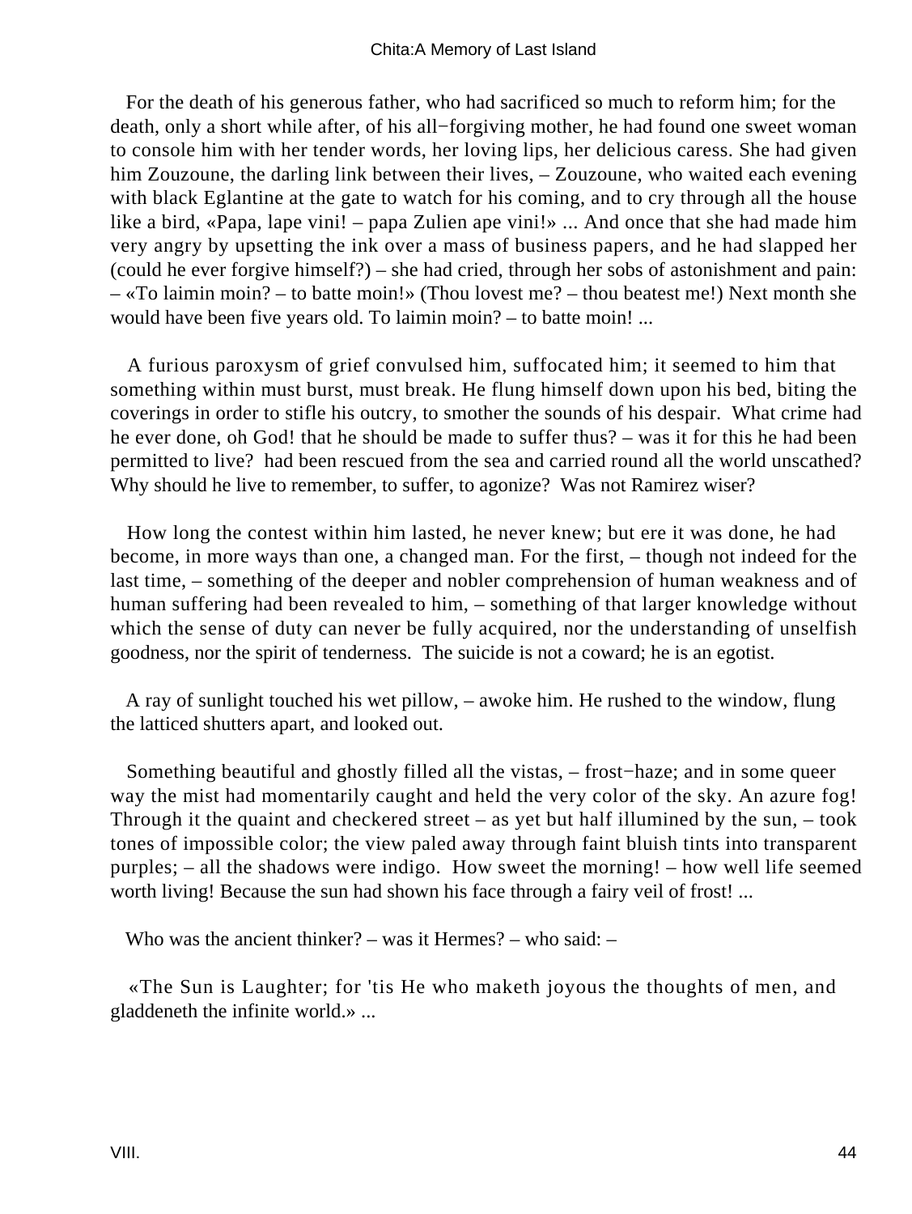For the death of his generous father, who had sacrificed so much to reform him; for the death, only a short while after, of his all−forgiving mother, he had found one sweet woman to console him with her tender words, her loving lips, her delicious caress. She had given him Zouzoune, the darling link between their lives, – Zouzoune, who waited each evening with black Eglantine at the gate to watch for his coming, and to cry through all the house like a bird, «Papa, lape vini! – papa Zulien ape vini!» ... And once that she had made him very angry by upsetting the ink over a mass of business papers, and he had slapped her (could he ever forgive himself?) – she had cried, through her sobs of astonishment and pain: – «To laimin moin? – to batte moin!» (Thou lovest me? – thou beatest me!) Next month she would have been five years old. To laimin moin? – to batte moin! ...

A furious paroxysm of grief convulsed him, suffocated him; it seemed to him that something within must burst, must break. He flung himself down upon his bed, biting the coverings in order to stifle his outcry, to smother the sounds of his despair. What crime had he ever done, oh God! that he should be made to suffer thus? – was it for this he had been permitted to live? had been rescued from the sea and carried round all the world unscathed? Why should he live to remember, to suffer, to agonize? Was not Ramirez wiser?

How long the contest within him lasted, he never knew; but ere it was done, he had become, in more ways than one, a changed man. For the first, – though not indeed for the last time, – something of the deeper and nobler comprehension of human weakness and of human suffering had been revealed to him, – something of that larger knowledge without which the sense of duty can never be fully acquired, nor the understanding of unselfish goodness, nor the spirit of tenderness. The suicide is not a coward; he is an egotist.

A ray of sunlight touched his wet pillow, – awoke him. He rushed to the window, flung the latticed shutters apart, and looked out.

Something beautiful and ghostly filled all the vistas, – frost−haze; and in some queer way the mist had momentarily caught and held the very color of the sky. An azure fog! Through it the quaint and checkered street – as yet but half illumined by the sun, – took tones of impossible color; the view paled away through faint bluish tints into transparent purples; – all the shadows were indigo. How sweet the morning! – how well life seemed worth living! Because the sun had shown his face through a fairy veil of frost! ...

Who was the ancient thinker? – was it Hermes? – who said: –

«The Sun is Laughter; for 'tis He who maketh joyous the thoughts of men, and gladdeneth the infinite world.» ...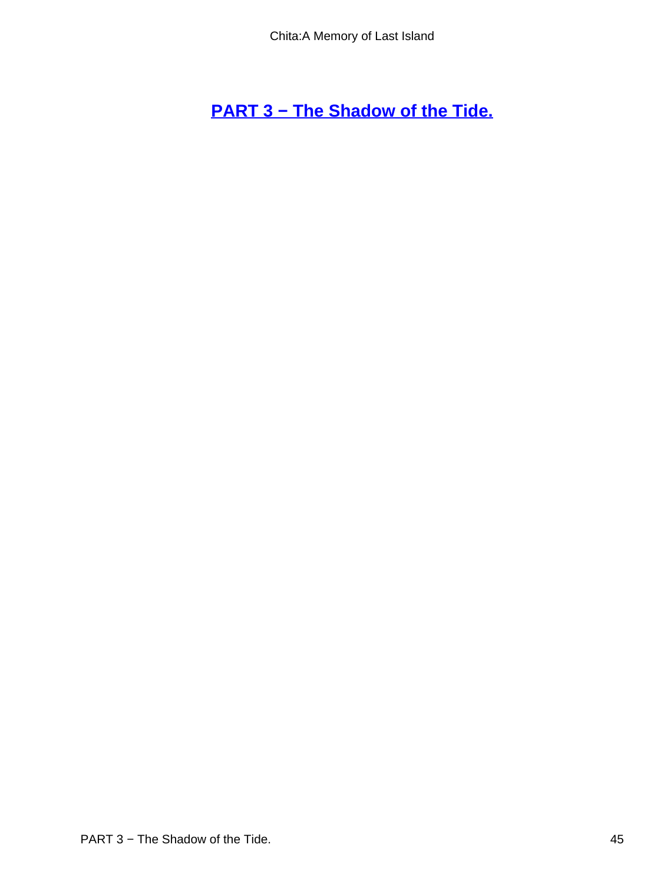## PART 3 − The Shadow of the Tide.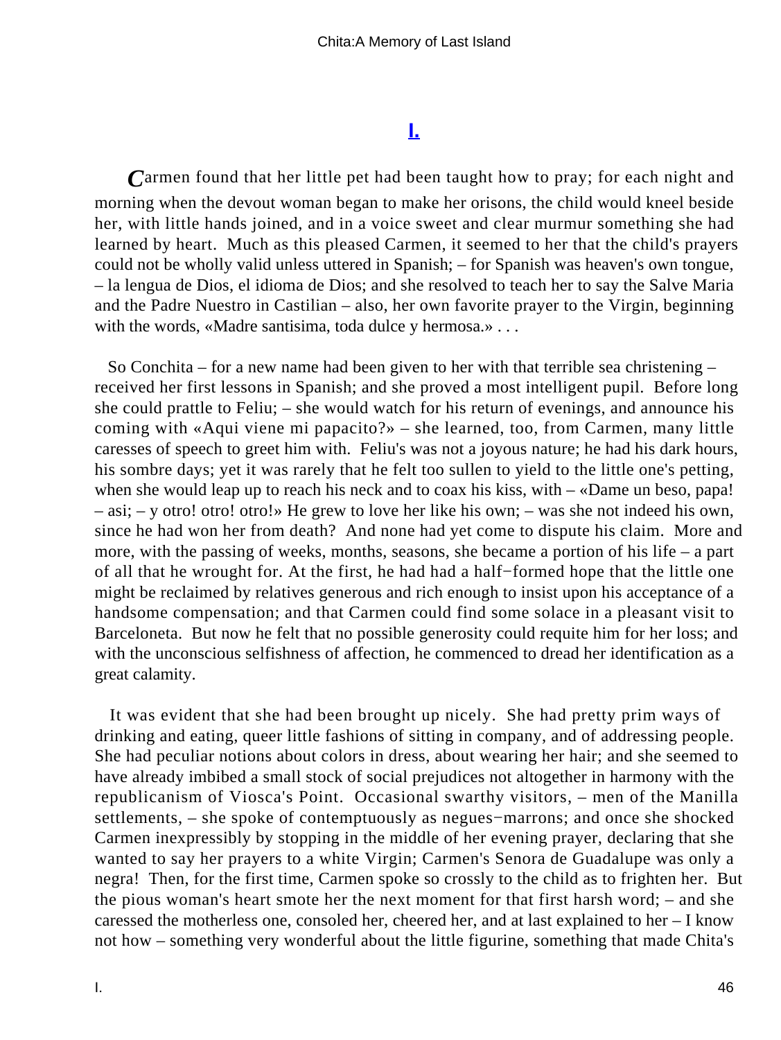## [I.](#)

*C*armen found that her little pet had been taught how to pray; for each night and morning when the devout woman began to make her orisons, the child would kneel beside her, with little hands joined, and in a voice sweet and clear murmur something she had learned by heart. Much as this pleased Carmen, it seemed to her that the child's prayers could not be wholly valid unless uttered in Spanish; – for Spanish was heaven's own tongue, – la lengua de Dios, el idioma de Dios; and she resolved to teach her to say the Salve Maria and the Padre Nuestro in Castilian – also, her own favorite prayer to the Virgin, beginning with the words, «Madre santisima, toda dulce y hermosa.» . . .

So Conchita – for a new name had been given to her with that terrible sea christening – received her first lessons in Spanish; and she proved a most intelligent pupil. Before long she could prattle to Feliu; – she would watch for his return of evenings, and announce his coming with «Aqui viene mi papacito?» – she learned, too, from Carmen, many little caresses of speech to greet him with. Feliu's was not a joyous nature; he had his dark hours, his sombre days; yet it was rarely that he felt too sullen to yield to the little one's petting, when she would leap up to reach his neck and to coax his kiss, with – «Dame un beso, papa! – asi; – y otro! otro! otro!» He grew to love her like his own; – was she not indeed his own, since he had won her from death? And none had yet come to dispute his claim. More and more, with the passing of weeks, months, seasons, she became a portion of his life – a part of all that he wrought for. At the first, he had had a half−formed hope that the little one might be reclaimed by relatives generous and rich enough to insist upon his acceptance of a handsome compensation; and that Carmen could find some solace in a pleasant visit to Barceloneta. But now he felt that no possible generosity could requite him for her loss; and with the unconscious selfishness of affection, he commenced to dread her identification as a great calamity.

It was evident that she had been brought up nicely. She had pretty prim ways of drinking and eating, queer little fashions of sitting in company, and of addressing people. She had peculiar notions about colors in dress, about wearing her hair; and she seemed to have already imbibed a small stock of social prejudices not altogether in harmony with the republicanism of Viosca's Point. Occasional swarthy visitors, – men of the Manilla settlements, – she spoke of contemptuously as negues−marrons; and once she shocked Carmen inexpressibly by stopping in the middle of her evening prayer, declaring that she wanted to say her prayers to a white Virgin; Carmen's Senora de Guadalupe was only a negra! Then, for the first time, Carmen spoke so crossly to the child as to frighten her. But the pious woman's heart smote her the next moment for that first harsh word; – and she caressed the motherless one, consoled her, cheered her, and at last explained to her – I know not how – something very wonderful about the little figurine, something that made Chita's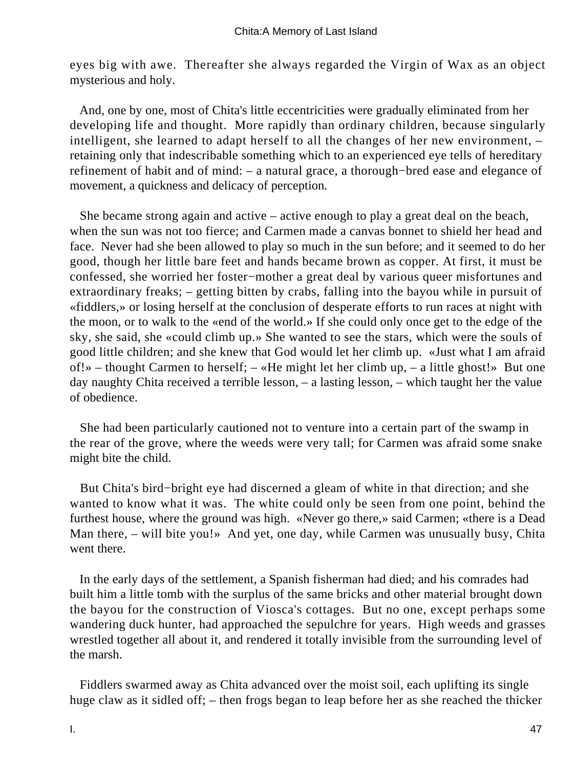eyes big with awe. Thereafter she always regarded the Virgin of Wax as an object mysterious and holy.

And, one by one, most of Chita's little eccentricities were gradually eliminated from her developing life and thought. More rapidly than ordinary children, because singularly intelligent, she learned to adapt herself to all the changes of her new environment, – retaining only that indescribable something which to an experienced eye tells of hereditary refinement of habit and of mind: – a natural grace, a thorough−bred ease and elegance of movement, a quickness and delicacy of perception.

She became strong again and active – active enough to play a great deal on the beach, when the sun was not too fierce; and Carmen made a canvas bonnet to shield her head and face. Never had she been allowed to play so much in the sun before; and it seemed to do her good, though her little bare feet and hands became brown as copper. At first, it must be confessed, she worried her foster−mother a great deal by various queer misfortunes and extraordinary freaks; – getting bitten by crabs, falling into the bayou while in pursuit of «fiddlers,» or losing herself at the conclusion of desperate efforts to run races at night with the moon, or to walk to the «end of the world.» If she could only once get to the edge of the sky, she said, she «could climb up.» She wanted to see the stars, which were the souls of good little children; and she knew that God would let her climb up. «Just what I am afraid of!» – thought Carmen to herself; – «He might let her climb up, – a little ghost!» But one day naughty Chita received a terrible lesson, – a lasting lesson, – which taught her the value of obedience.

She had been particularly cautioned not to venture into a certain part of the swamp in the rear of the grove, where the weeds were very tall; for Carmen was afraid some snake might bite the child.

But Chita's bird−bright eye had discerned a gleam of white in that direction; and she wanted to know what it was. The white could only be seen from one point, behind the furthest house, where the ground was high. «Never go there,» said Carmen; «there is a Dead Man there, – will bite you!» And yet, one day, while Carmen was unusually busy, Chita went there.

In the early days of the settlement, a Spanish fisherman had died; and his comrades had built him a little tomb with the surplus of the same bricks and other material brought down the bayou for the construction of Viosca's cottages. But no one, except perhaps some wandering duck hunter, had approached the sepulchre for years. High weeds and grasses wrestled together all about it, and rendered it totally invisible from the surrounding level of the marsh.

Fiddlers swarmed away as Chita advanced over the moist soil, each uplifting its single huge claw as it sidled off; – then frogs began to leap before her as she reached the thicker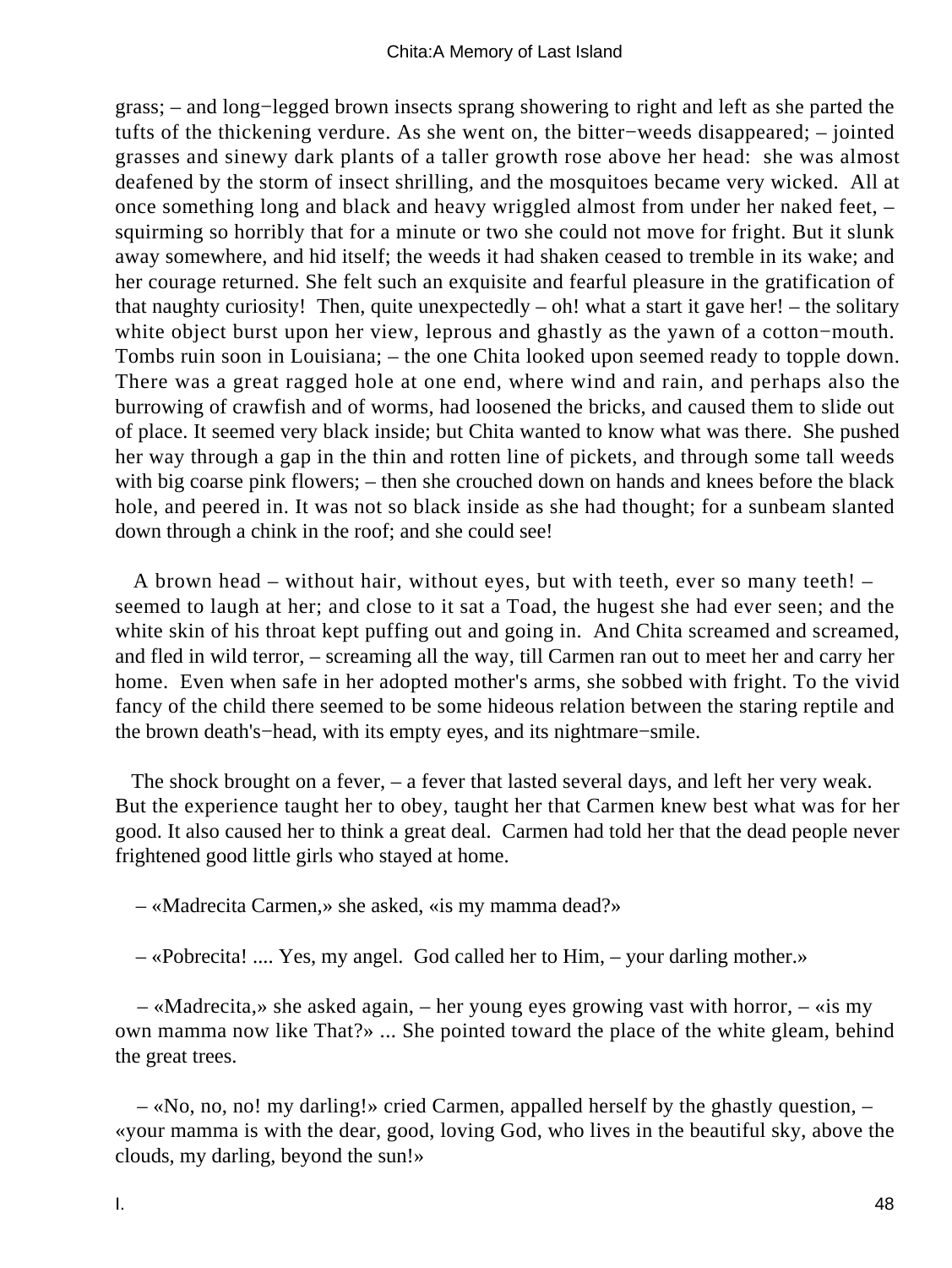grass; – and long−legged brown insects sprang showering to right and left as she parted the tufts of the thickening verdure. As she went on, the bitter−weeds disappeared; – jointed grasses and sinewy dark plants of a taller growth rose above her head: she was almost deafened by the storm of insect shrilling, and the mosquitoes became very wicked. All at once something long and black and heavy wriggled almost from under her naked feet, – squirming so horribly that for a minute or two she could not move for fright. But it slunk away somewhere, and hid itself; the weeds it had shaken ceased to tremble in its wake; and her courage returned. She felt such an exquisite and fearful pleasure in the gratification of that naughty curiosity! Then, quite unexpectedly – oh! what a start it gave her! – the solitary white object burst upon her view, leprous and ghastly as the yawn of a cotton−mouth. Tombs ruin soon in Louisiana; – the one Chita looked upon seemed ready to topple down. There was a great ragged hole at one end, where wind and rain, and perhaps also the burrowing of crawfish and of worms, had loosened the bricks, and caused them to slide out of place. It seemed very black inside; but Chita wanted to know what was there. She pushed her way through a gap in the thin and rotten line of pickets, and through some tall weeds with big coarse pink flowers; – then she crouched down on hands and knees before the black hole, and peered in. It was not so black inside as she had thought; for a sunbeam slanted down through a chink in the roof; and she could see!

A brown head – without hair, without eyes, but with teeth, ever so many teeth! – seemed to laugh at her; and close to it sat a Toad, the hugest she had ever seen; and the white skin of his throat kept puffing out and going in. And Chita screamed and screamed, and fled in wild terror, – screaming all the way, till Carmen ran out to meet her and carry her home. Even when safe in her adopted mother's arms, she sobbed with fright. To the vivid fancy of the child there seemed to be some hideous relation between the staring reptile and the brown death's−head, with its empty eyes, and its nightmare−smile.

The shock brought on a fever, – a fever that lasted several days, and left her very weak. But the experience taught her to obey, taught her that Carmen knew best what was for her good. It also caused her to think a great deal. Carmen had told her that the dead people never frightened good little girls who stayed at home.

– «Madrecita Carmen,» she asked, «is my mamma dead?»

– «Pobrecita! .... Yes, my angel. God called her to Him, – your darling mother.»

– «Madrecita,» she asked again, – her young eyes growing vast with horror, – «is my own mamma now like That?» ... She pointed toward the place of the white gleam, behind the great trees.

– «No, no, no! my darling!» cried Carmen, appalled herself by the ghastly question, – «your mamma is with the dear, good, loving God, who lives in the beautiful sky, above the clouds, my darling, beyond the sun!»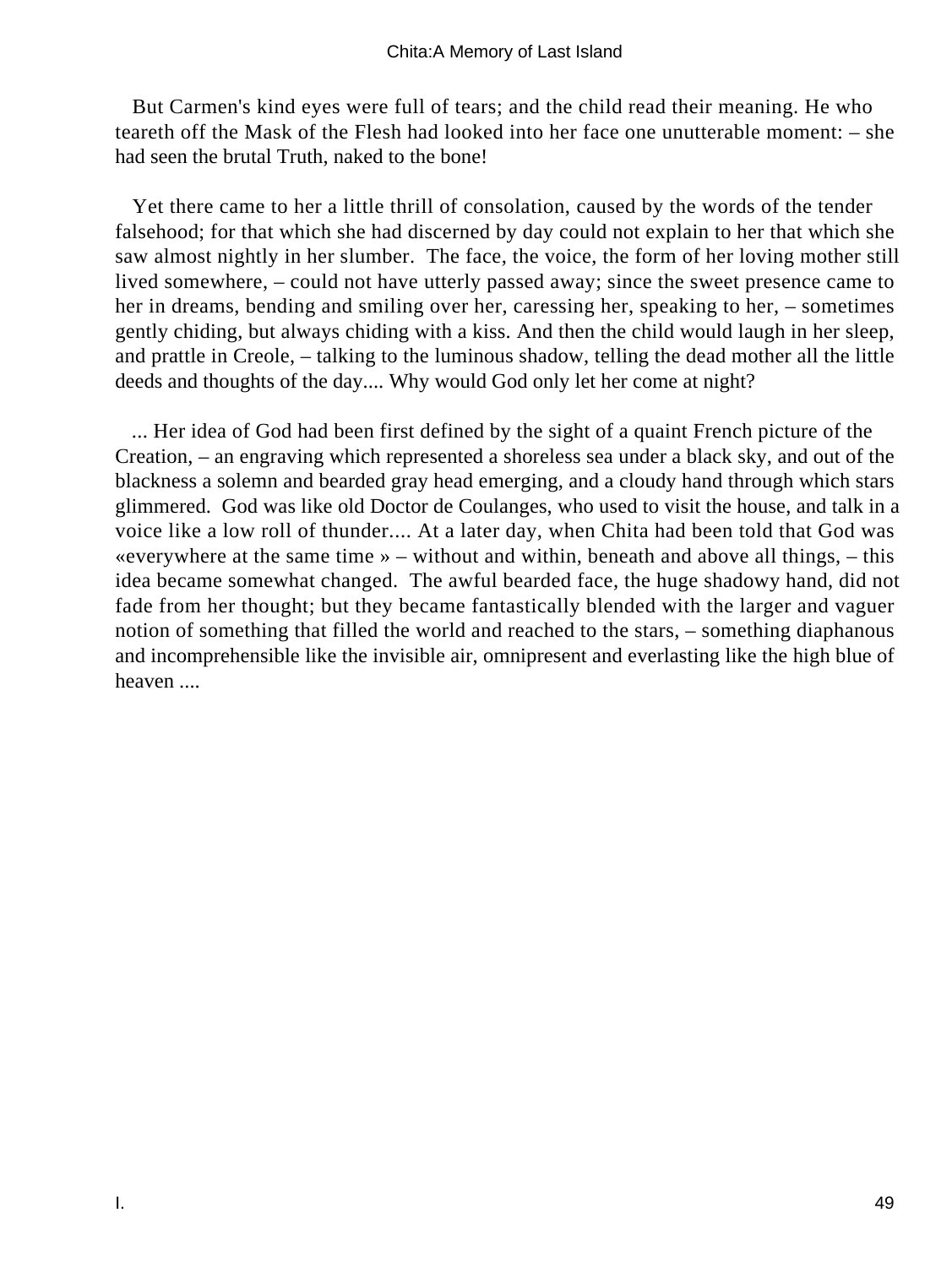But Carmen's kind eyes were full of tears; and the child read their meaning. He who teareth off the Mask of the Flesh had looked into her face one unutterable moment: – she had seen the brutal Truth, naked to the bone!

Yet there came to her a little thrill of consolation, caused by the words of the tender falsehood; for that which she had discerned by day could not explain to her that which she saw almost nightly in her slumber. The face, the voice, the form of her loving mother still lived somewhere, – could not have utterly passed away; since the sweet presence came to her in dreams, bending and smiling over her, caressing her, speaking to her, – sometimes gently chiding, but always chiding with a kiss. And then the child would laugh in her sleep, and prattle in Creole, – talking to the luminous shadow, telling the dead mother all the little deeds and thoughts of the day.... Why would God only let her come at night?

... Her idea of God had been first defined by the sight of a quaint French picture of the Creation, – an engraving which represented a shoreless sea under a black sky, and out of the blackness a solemn and bearded gray head emerging, and a cloudy hand through which stars glimmered. God was like old Doctor de Coulanges, who used to visit the house, and talk in a voice like a low roll of thunder.... At a later day, when Chita had been told that God was «everywhere at the same time » – without and within, beneath and above all things, – this idea became somewhat changed. The awful bearded face, the huge shadowy hand, did not fade from her thought; but they became fantastically blended with the larger and vaguer notion of something that filled the world and reached to the stars, – something diaphanous and incomprehensible like the invisible air, omnipresent and everlasting like the high blue of heaven ....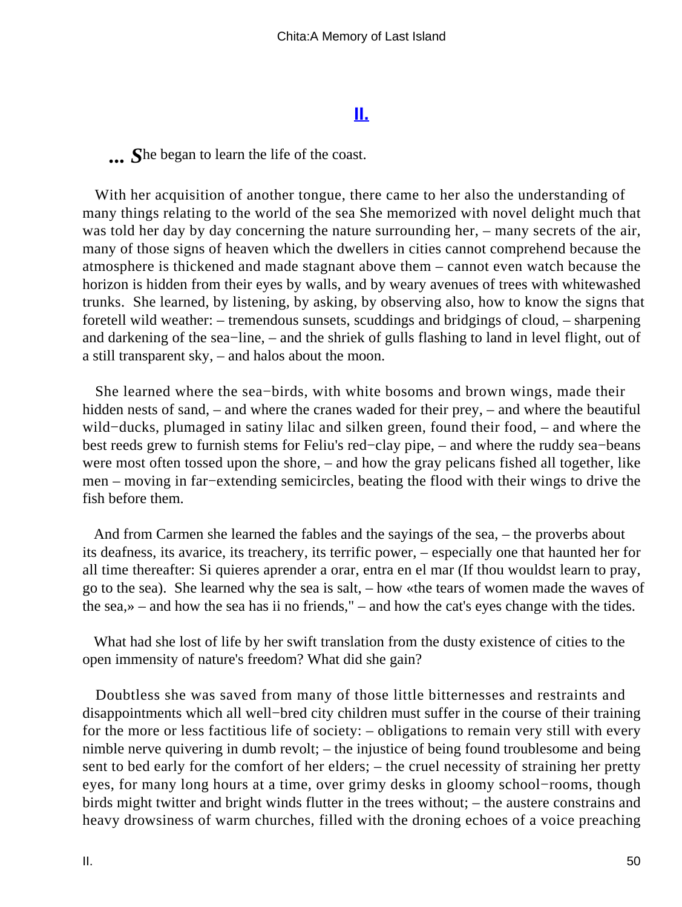## [II.](#)

***... S***he began to learn the life of the coast.

With her acquisition of another tongue, there came to her also the understanding of many things relating to the world of the sea She memorized with novel delight much that was told her day by day concerning the nature surrounding her, – many secrets of the air, many of those signs of heaven which the dwellers in cities cannot comprehend because the atmosphere is thickened and made stagnant above them – cannot even watch because the horizon is hidden from their eyes by walls, and by weary avenues of trees with whitewashed trunks. She learned, by listening, by asking, by observing also, how to know the signs that foretell wild weather: – tremendous sunsets, scuddings and bridgings of cloud, – sharpening and darkening of the sea−line, – and the shriek of gulls flashing to land in level flight, out of a still transparent sky, – and halos about the moon.

She learned where the sea−birds, with white bosoms and brown wings, made their hidden nests of sand, – and where the cranes waded for their prey, – and where the beautiful wild−ducks, plumaged in satiny lilac and silken green, found their food, – and where the best reeds grew to furnish stems for Feliu's red−clay pipe, – and where the ruddy sea−beans were most often tossed upon the shore, – and how the gray pelicans fished all together, like men – moving in far−extending semicircles, beating the flood with their wings to drive the fish before them.

And from Carmen she learned the fables and the sayings of the sea, – the proverbs about its deafness, its avarice, its treachery, its terrific power, – especially one that haunted her for all time thereafter: Si quieres aprender a orar, entra en el mar (If thou wouldst learn to pray, go to the sea). She learned why the sea is salt, – how «the tears of women made the waves of the sea,» – and how the sea has ii no friends," – and how the cat's eyes change with the tides.

What had she lost of life by her swift translation from the dusty existence of cities to the open immensity of nature's freedom? What did she gain?

Doubtless she was saved from many of those little bitternesses and restraints and disappointments which all well−bred city children must suffer in the course of their training for the more or less factitious life of society: – obligations to remain very still with every nimble nerve quivering in dumb revolt; – the injustice of being found troublesome and being sent to bed early for the comfort of her elders; – the cruel necessity of straining her pretty eyes, for many long hours at a time, over grimy desks in gloomy school−rooms, though birds might twitter and bright winds flutter in the trees without; – the austere constrains and heavy drowsiness of warm churches, filled with the droning echoes of a voice preaching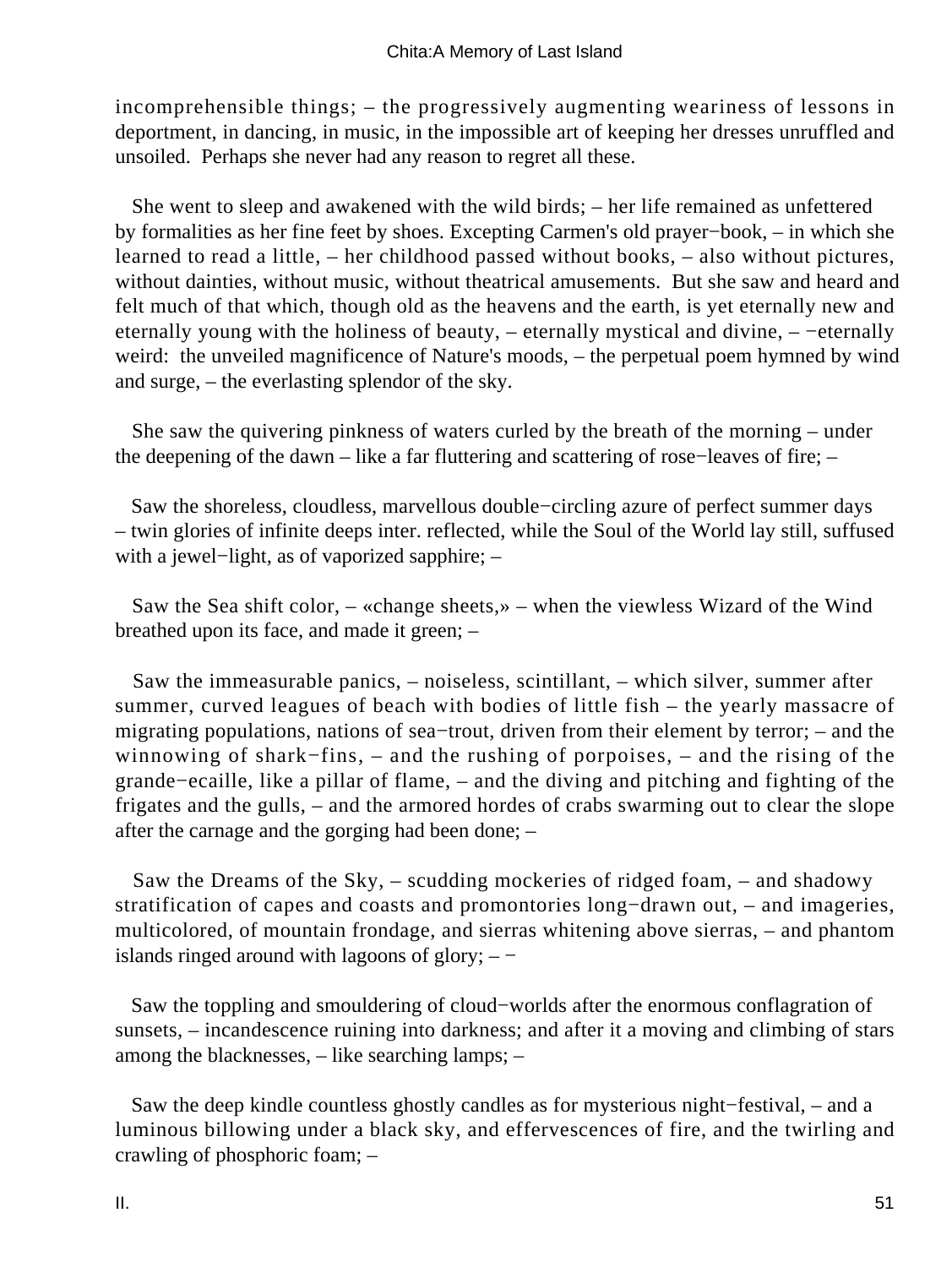incomprehensible things; – the progressively augmenting weariness of lessons in deportment, in dancing, in music, in the impossible art of keeping her dresses unruffled and unsoiled. Perhaps she never had any reason to regret all these.

She went to sleep and awakened with the wild birds; – her life remained as unfettered by formalities as her fine feet by shoes. Excepting Carmen's old prayer−book, – in which she learned to read a little, – her childhood passed without books, – also without pictures, without dainties, without music, without theatrical amusements. But she saw and heard and felt much of that which, though old as the heavens and the earth, is yet eternally new and eternally young with the holiness of beauty, – eternally mystical and divine, – −eternally weird: the unveiled magnificence of Nature's moods, – the perpetual poem hymned by wind and surge, – the everlasting splendor of the sky.

She saw the quivering pinkness of waters curled by the breath of the morning – under the deepening of the dawn – like a far fluttering and scattering of rose−leaves of fire; –

Saw the shoreless, cloudless, marvellous double−circling azure of perfect summer days – twin glories of infinite deeps inter. reflected, while the Soul of the World lay still, suffused with a jewel−light, as of vaporized sapphire; –

Saw the Sea shift color, – «change sheets,» – when the viewless Wizard of the Wind breathed upon its face, and made it green; –

Saw the immeasurable panics, – noiseless, scintillant, – which silver, summer after summer, curved leagues of beach with bodies of little fish – the yearly massacre of migrating populations, nations of sea−trout, driven from their element by terror; – and the winnowing of shark−fins, – and the rushing of porpoises, – and the rising of the grande−ecaille, like a pillar of flame, – and the diving and pitching and fighting of the frigates and the gulls, – and the armored hordes of crabs swarming out to clear the slope after the carnage and the gorging had been done; –

Saw the Dreams of the Sky, – scudding mockeries of ridged foam, – and shadowy stratification of capes and coasts and promontories long−drawn out, – and imageries, multicolored, of mountain frondage, and sierras whitening above sierras, – and phantom islands ringed around with lagoons of glory; – −

Saw the toppling and smouldering of cloud−worlds after the enormous conflagration of sunsets, – incandescence ruining into darkness; and after it a moving and climbing of stars among the blacknesses, – like searching lamps; –

Saw the deep kindle countless ghostly candles as for mysterious night−festival, – and a luminous billowing under a black sky, and effervescences of fire, and the twirling and crawling of phosphoric foam; –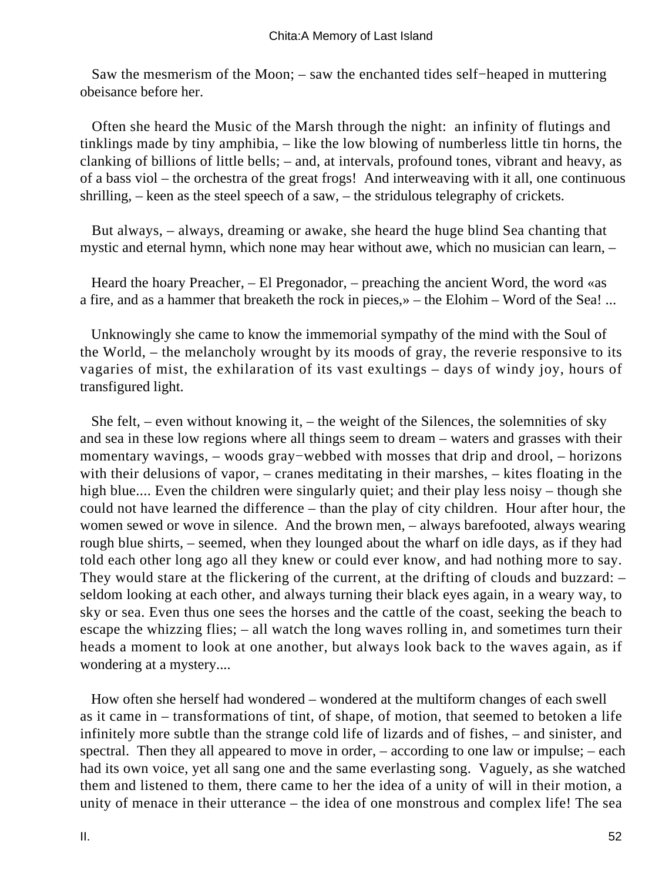Saw the mesmerism of the Moon; – saw the enchanted tides self−heaped in muttering obeisance before her.

Often she heard the Music of the Marsh through the night: an infinity of flutings and tinklings made by tiny amphibia, – like the low blowing of numberless little tin horns, the clanking of billions of little bells; – and, at intervals, profound tones, vibrant and heavy, as of a bass viol – the orchestra of the great frogs! And interweaving with it all, one continuous shrilling, – keen as the steel speech of a saw, – the stridulous telegraphy of crickets.

But always, – always, dreaming or awake, she heard the huge blind Sea chanting that mystic and eternal hymn, which none may hear without awe, which no musician can learn, –

Heard the hoary Preacher, – El Pregonador, – preaching the ancient Word, the word «as a fire, and as a hammer that breaketh the rock in pieces,» – the Elohim – Word of the Sea! ...

Unknowingly she came to know the immemorial sympathy of the mind with the Soul of the World, – the melancholy wrought by its moods of gray, the reverie responsive to its vagaries of mist, the exhilaration of its vast exultings – days of windy joy, hours of transfigured light.

She felt, – even without knowing it, – the weight of the Silences, the solemnities of sky and sea in these low regions where all things seem to dream – waters and grasses with their momentary wavings, – woods gray−webbed with mosses that drip and drool, – horizons with their delusions of vapor, – cranes meditating in their marshes, – kites floating in the high blue.... Even the children were singularly quiet; and their play less noisy – though she could not have learned the difference – than the play of city children. Hour after hour, the women sewed or wove in silence. And the brown men, – always barefooted, always wearing rough blue shirts, – seemed, when they lounged about the wharf on idle days, as if they had told each other long ago all they knew or could ever know, and had nothing more to say. They would stare at the flickering of the current, at the drifting of clouds and buzzard: – seldom looking at each other, and always turning their black eyes again, in a weary way, to sky or sea. Even thus one sees the horses and the cattle of the coast, seeking the beach to escape the whizzing flies; – all watch the long waves rolling in, and sometimes turn their heads a moment to look at one another, but always look back to the waves again, as if wondering at a mystery....

How often she herself had wondered – wondered at the multiform changes of each swell as it came in – transformations of tint, of shape, of motion, that seemed to betoken a life infinitely more subtle than the strange cold life of lizards and of fishes, – and sinister, and spectral. Then they all appeared to move in order, – according to one law or impulse; – each had its own voice, yet all sang one and the same everlasting song. Vaguely, as she watched them and listened to them, there came to her the idea of a unity of will in their motion, a unity of menace in their utterance – the idea of one monstrous and complex life! The sea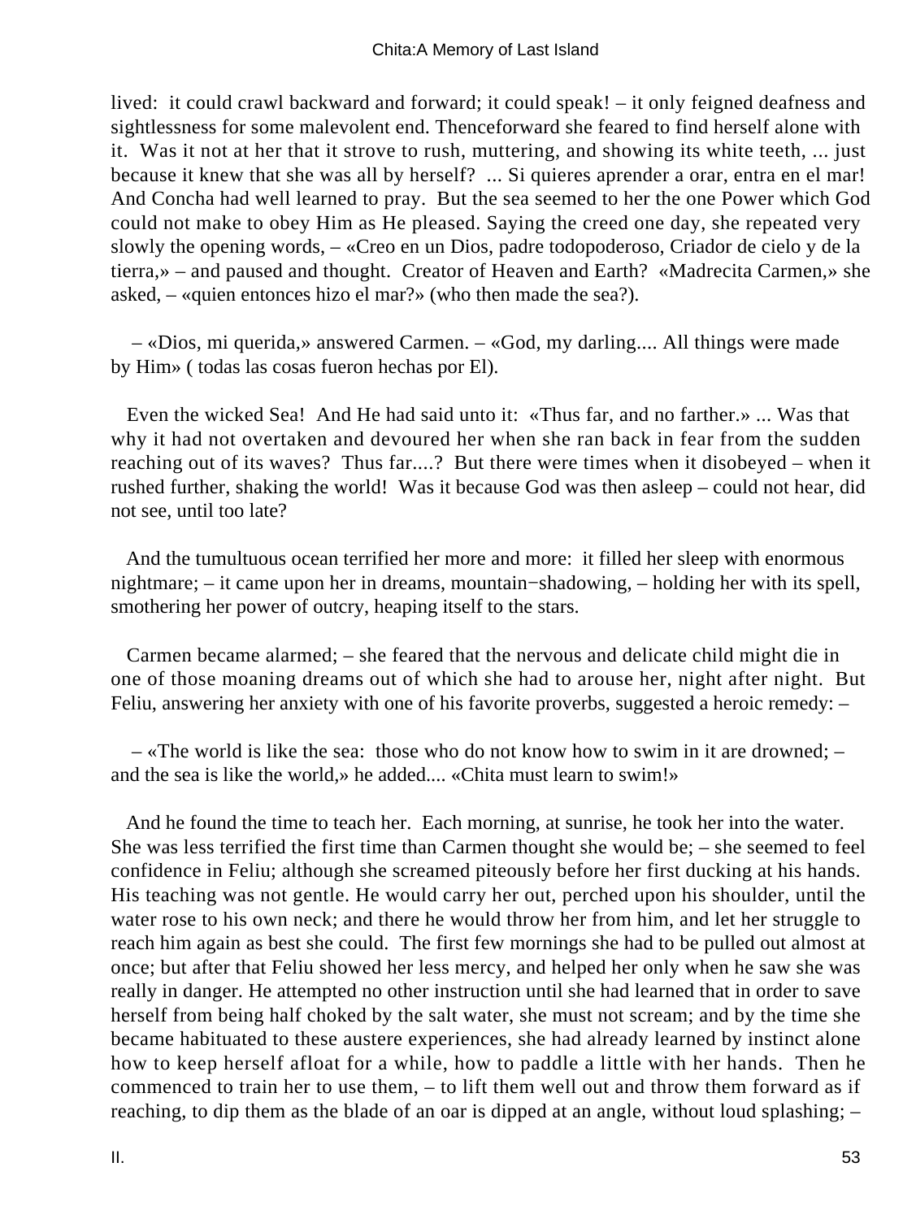lived: it could crawl backward and forward; it could speak! – it only feigned deafness and sightlessness for some malevolent end. Thenceforward she feared to find herself alone with it. Was it not at her that it strove to rush, muttering, and showing its white teeth, ... just because it knew that she was all by herself? ... Si quieres aprender a orar, entra en el mar! And Concha had well learned to pray. But the sea seemed to her the one Power which God could not make to obey Him as He pleased. Saying the creed one day, she repeated very slowly the opening words, – «Creo en un Dios, padre todopoderoso, Criador de cielo y de la tierra,» – and paused and thought. Creator of Heaven and Earth? «Madrecita Carmen,» she asked, – «quien entonces hizo el mar?» (who then made the sea?).

– «Dios, mi querida,» answered Carmen. – «God, my darling.... All things were made by Him» ( todas las cosas fueron hechas por El).

Even the wicked Sea! And He had said unto it: «Thus far, and no farther.» ... Was that why it had not overtaken and devoured her when she ran back in fear from the sudden reaching out of its waves? Thus far....? But there were times when it disobeyed – when it rushed further, shaking the world! Was it because God was then asleep – could not hear, did not see, until too late?

And the tumultuous ocean terrified her more and more: it filled her sleep with enormous nightmare; – it came upon her in dreams, mountain−shadowing, – holding her with its spell, smothering her power of outcry, heaping itself to the stars.

Carmen became alarmed; – she feared that the nervous and delicate child might die in one of those moaning dreams out of which she had to arouse her, night after night. But Feliu, answering her anxiety with one of his favorite proverbs, suggested a heroic remedy: –

– «The world is like the sea: those who do not know how to swim in it are drowned; – and the sea is like the world,» he added.... «Chita must learn to swim!»

And he found the time to teach her. Each morning, at sunrise, he took her into the water. She was less terrified the first time than Carmen thought she would be; – she seemed to feel confidence in Feliu; although she screamed piteously before her first ducking at his hands. His teaching was not gentle. He would carry her out, perched upon his shoulder, until the water rose to his own neck; and there he would throw her from him, and let her struggle to reach him again as best she could. The first few mornings she had to be pulled out almost at once; but after that Feliu showed her less mercy, and helped her only when he saw she was really in danger. He attempted no other instruction until she had learned that in order to save herself from being half choked by the salt water, she must not scream; and by the time she became habituated to these austere experiences, she had already learned by instinct alone how to keep herself afloat for a while, how to paddle a little with her hands. Then he commenced to train her to use them, – to lift them well out and throw them forward as if reaching, to dip them as the blade of an oar is dipped at an angle, without loud splashing; –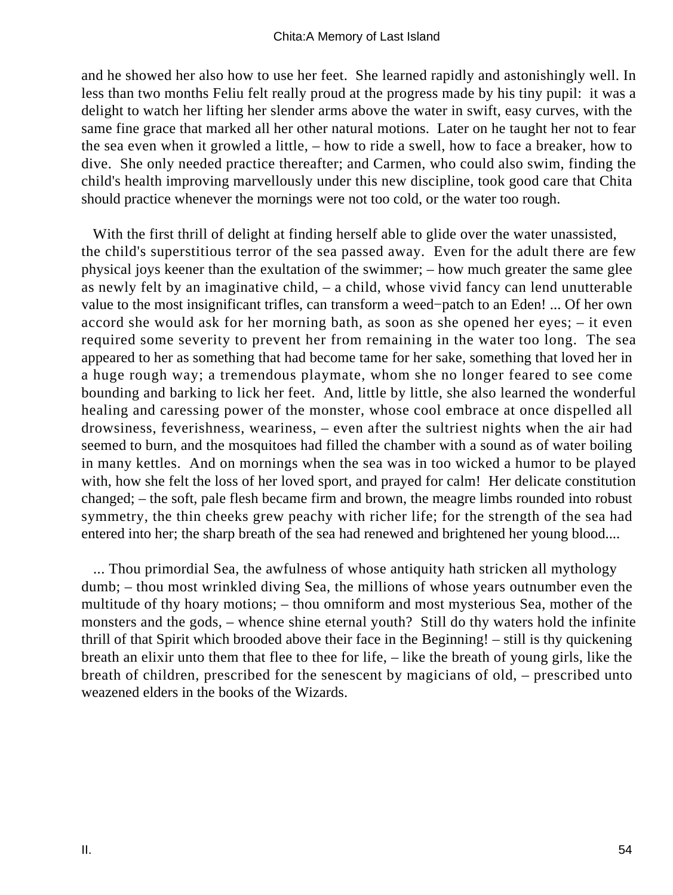and he showed her also how to use her feet. She learned rapidly and astonishingly well. In less than two months Feliu felt really proud at the progress made by his tiny pupil: it was a delight to watch her lifting her slender arms above the water in swift, easy curves, with the same fine grace that marked all her other natural motions. Later on he taught her not to fear the sea even when it growled a little, – how to ride a swell, how to face a breaker, how to dive. She only needed practice thereafter; and Carmen, who could also swim, finding the child's health improving marvellously under this new discipline, took good care that Chita should practice whenever the mornings were not too cold, or the water too rough.

With the first thrill of delight at finding herself able to glide over the water unassisted, the child's superstitious terror of the sea passed away. Even for the adult there are few physical joys keener than the exultation of the swimmer; – how much greater the same glee as newly felt by an imaginative child, – a child, whose vivid fancy can lend unutterable value to the most insignificant trifles, can transform a weed−patch to an Eden! ... Of her own accord she would ask for her morning bath, as soon as she opened her eyes; – it even required some severity to prevent her from remaining in the water too long. The sea appeared to her as something that had become tame for her sake, something that loved her in a huge rough way; a tremendous playmate, whom she no longer feared to see come bounding and barking to lick her feet. And, little by little, she also learned the wonderful healing and caressing power of the monster, whose cool embrace at once dispelled all drowsiness, feverishness, weariness, – even after the sultriest nights when the air had seemed to burn, and the mosquitoes had filled the chamber with a sound as of water boiling in many kettles. And on mornings when the sea was in too wicked a humor to be played with, how she felt the loss of her loved sport, and prayed for calm! Her delicate constitution changed; – the soft, pale flesh became firm and brown, the meagre limbs rounded into robust symmetry, the thin cheeks grew peachy with richer life; for the strength of the sea had entered into her; the sharp breath of the sea had renewed and brightened her young blood....

... Thou primordial Sea, the awfulness of whose antiquity hath stricken all mythology dumb; – thou most wrinkled diving Sea, the millions of whose years outnumber even the multitude of thy hoary motions; – thou omniform and most mysterious Sea, mother of the monsters and the gods, – whence shine eternal youth? Still do thy waters hold the infinite thrill of that Spirit which brooded above their face in the Beginning! – still is thy quickening breath an elixir unto them that flee to thee for life, – like the breath of young girls, like the breath of children, prescribed for the senescent by magicians of old, – prescribed unto weazened elders in the books of the Wizards.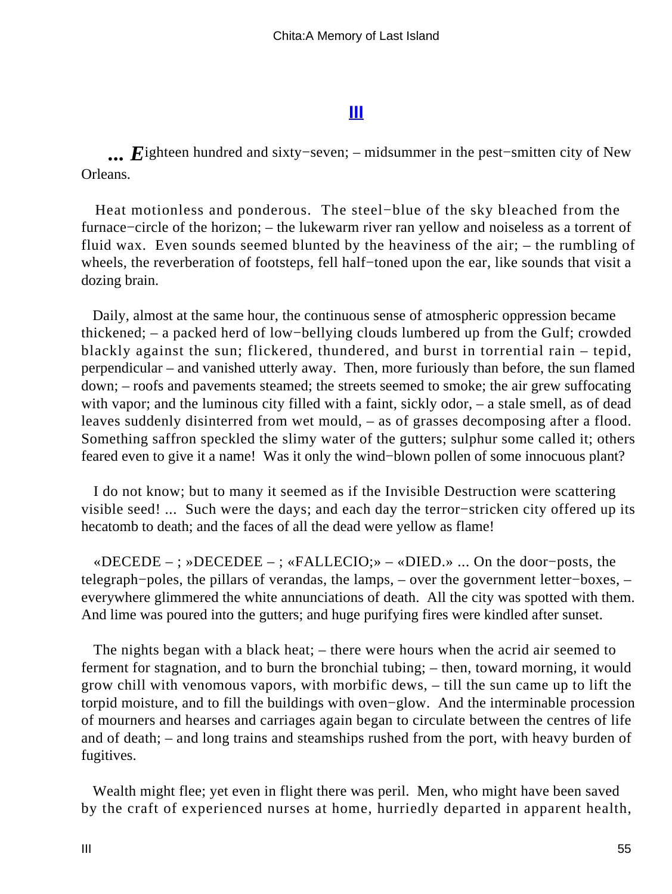## III

***... E**ighteen hundred and sixty−seven; – midsummer in the pest−smitten city of New Orleans.*

Heat motionless and ponderous. The steel−blue of the sky bleached from the furnace−circle of the horizon; – the lukewarm river ran yellow and noiseless as a torrent of fluid wax. Even sounds seemed blunted by the heaviness of the air; – the rumbling of wheels, the reverberation of footsteps, fell half−toned upon the ear, like sounds that visit a dozing brain.

Daily, almost at the same hour, the continuous sense of atmospheric oppression became thickened; – a packed herd of low−bellying clouds lumbered up from the Gulf; crowded blackly against the sun; flickered, thundered, and burst in torrential rain – tepid, perpendicular – and vanished utterly away. Then, more furiously than before, the sun flamed down; – roofs and pavements steamed; the streets seemed to smoke; the air grew suffocating with vapor; and the luminous city filled with a faint, sickly odor, – a stale smell, as of dead leaves suddenly disinterred from wet mould, – as of grasses decomposing after a flood. Something saffron speckled the slimy water of the gutters; sulphur some called it; others feared even to give it a name! Was it only the wind−blown pollen of some innocuous plant?

I do not know; but to many it seemed as if the Invisible Destruction were scattering visible seed! ... Such were the days; and each day the terror−stricken city offered up its hecatomb to death; and the faces of all the dead were yellow as flame!

«DECEDE – ; »DECEDEE – ; «FALLECIO;» – «DIED.» ... On the door−posts, the telegraph−poles, the pillars of verandas, the lamps, – over the government letter−boxes, – everywhere glimmered the white annunciations of death. All the city was spotted with them. And lime was poured into the gutters; and huge purifying fires were kindled after sunset.

The nights began with a black heat; – there were hours when the acrid air seemed to ferment for stagnation, and to burn the bronchial tubing; – then, toward morning, it would grow chill with venomous vapors, with morbific dews, – till the sun came up to lift the torpid moisture, and to fill the buildings with oven−glow. And the interminable procession of mourners and hearses and carriages again began to circulate between the centres of life and of death; – and long trains and steamships rushed from the port, with heavy burden of fugitives.

Wealth might flee; yet even in flight there was peril. Men, who might have been saved by the craft of experienced nurses at home, hurriedly departed in apparent health,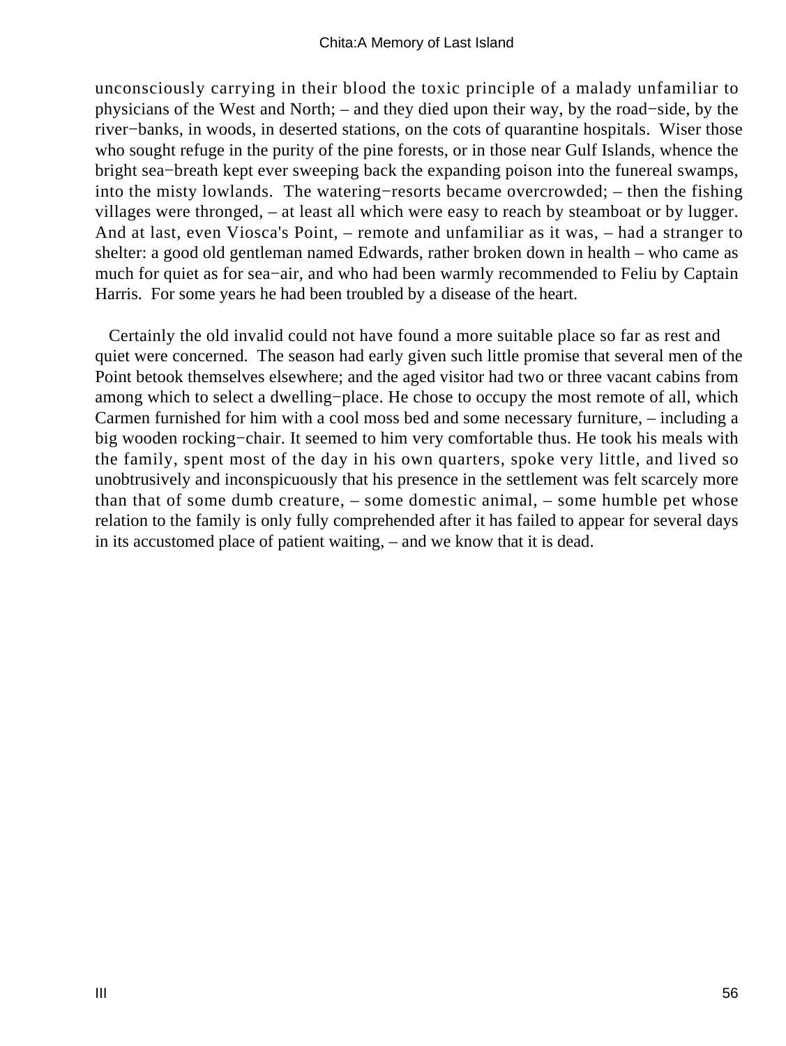unconsciously carrying in their blood the toxic principle of a malady unfamiliar to physicians of the West and North; – and they died upon their way, by the road−side, by the river−banks, in woods, in deserted stations, on the cots of quarantine hospitals. Wiser those who sought refuge in the purity of the pine forests, or in those near Gulf Islands, whence the bright sea−breath kept ever sweeping back the expanding poison into the funereal swamps, into the misty lowlands. The watering−resorts became overcrowded; – then the fishing villages were thronged, – at least all which were easy to reach by steamboat or by lugger. And at last, even Viosca's Point, – remote and unfamiliar as it was, – had a stranger to shelter: a good old gentleman named Edwards, rather broken down in health – who came as much for quiet as for sea−air, and who had been warmly recommended to Feliu by Captain Harris. For some years he had been troubled by a disease of the heart.

Certainly the old invalid could not have found a more suitable place so far as rest and quiet were concerned. The season had early given such little promise that several men of the Point betook themselves elsewhere; and the aged visitor had two or three vacant cabins from among which to select a dwelling−place. He chose to occupy the most remote of all, which Carmen furnished for him with a cool moss bed and some necessary furniture, – including a big wooden rocking−chair. It seemed to him very comfortable thus. He took his meals with the family, spent most of the day in his own quarters, spoke very little, and lived so unobtrusively and inconspicuously that his presence in the settlement was felt scarcely more than that of some dumb creature, – some domestic animal, – some humble pet whose relation to the family is only fully comprehended after it has failed to appear for several days in its accustomed place of patient waiting, – and we know that it is dead.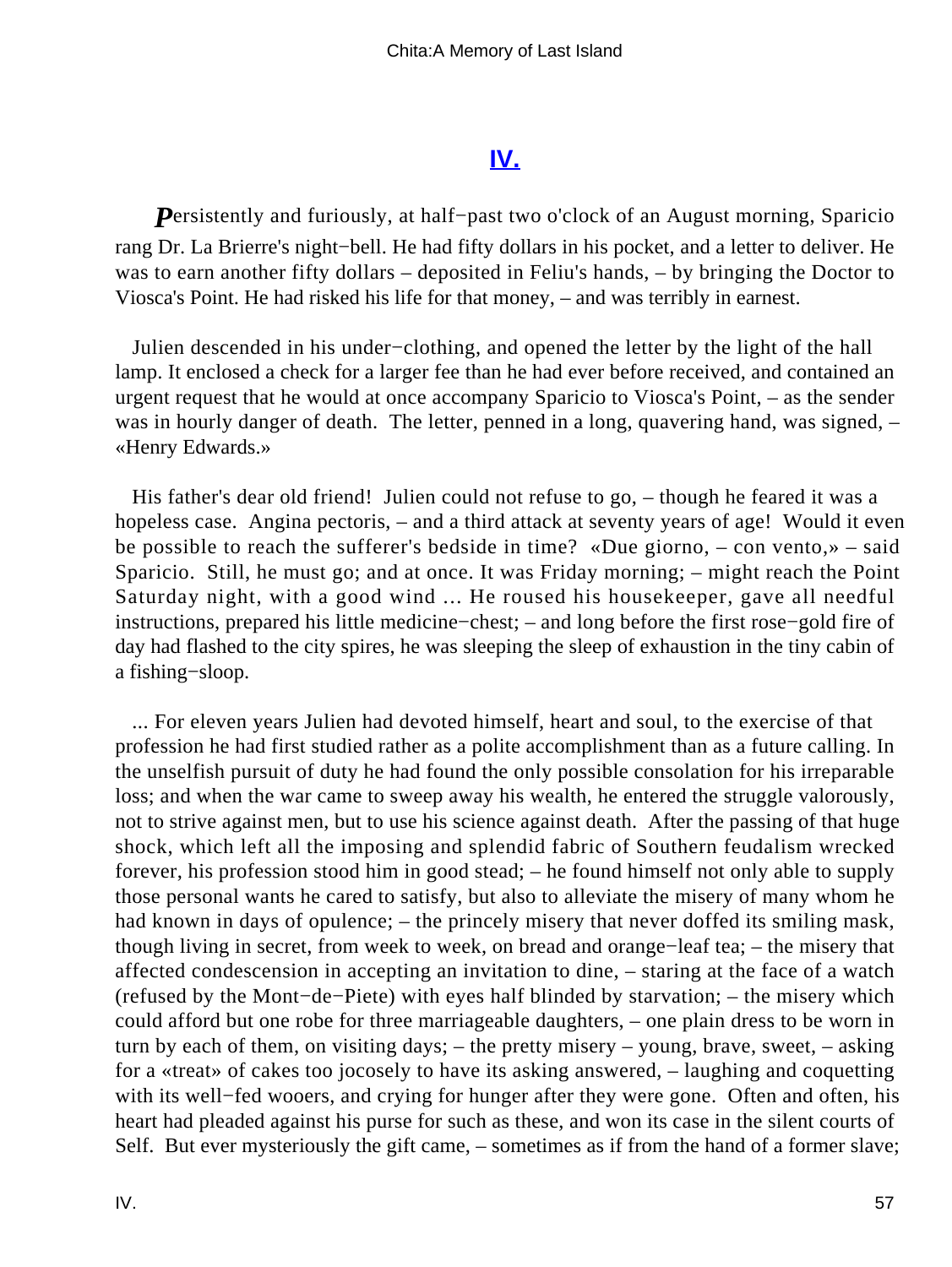## [IV.](#)

*P*ersistently and furiously, at half−past two o'clock of an August morning, Sparicio rang Dr. La Brierre's night−bell. He had fifty dollars in his pocket, and a letter to deliver. He was to earn another fifty dollars – deposited in Feliu's hands, – by bringing the Doctor to Viosca's Point. He had risked his life for that money, – and was terribly in earnest.

Julien descended in his under−clothing, and opened the letter by the light of the hall lamp. It enclosed a check for a larger fee than he had ever before received, and contained an urgent request that he would at once accompany Sparicio to Viosca's Point, – as the sender was in hourly danger of death. The letter, penned in a long, quavering hand, was signed, – «Henry Edwards.»

His father's dear old friend! Julien could not refuse to go, – though he feared it was a hopeless case. Angina pectoris, – and a third attack at seventy years of age! Would it even be possible to reach the sufferer's bedside in time? «Due giorno, – con vento,» – said Sparicio. Still, he must go; and at once. It was Friday morning; – might reach the Point Saturday night, with a good wind ... He roused his housekeeper, gave all needful instructions, prepared his little medicine−chest; – and long before the first rose−gold fire of day had flashed to the city spires, he was sleeping the sleep of exhaustion in the tiny cabin of a fishing−sloop.

... For eleven years Julien had devoted himself, heart and soul, to the exercise of that profession he had first studied rather as a polite accomplishment than as a future calling. In the unselfish pursuit of duty he had found the only possible consolation for his irreparable loss; and when the war came to sweep away his wealth, he entered the struggle valorously, not to strive against men, but to use his science against death. After the passing of that huge shock, which left all the imposing and splendid fabric of Southern feudalism wrecked forever, his profession stood him in good stead; – he found himself not only able to supply those personal wants he cared to satisfy, but also to alleviate the misery of many whom he had known in days of opulence; – the princely misery that never doffed its smiling mask, though living in secret, from week to week, on bread and orange−leaf tea; – the misery that affected condescension in accepting an invitation to dine, – staring at the face of a watch (refused by the Mont−de−Piete) with eyes half blinded by starvation; – the misery which could afford but one robe for three marriageable daughters, – one plain dress to be worn in turn by each of them, on visiting days; – the pretty misery – young, brave, sweet, – asking for a «treat» of cakes too jocosely to have its asking answered, – laughing and coquetting with its well−fed wooers, and crying for hunger after they were gone. Often and often, his heart had pleaded against his purse for such as these, and won its case in the silent courts of Self. But ever mysteriously the gift came, – sometimes as if from the hand of a former slave;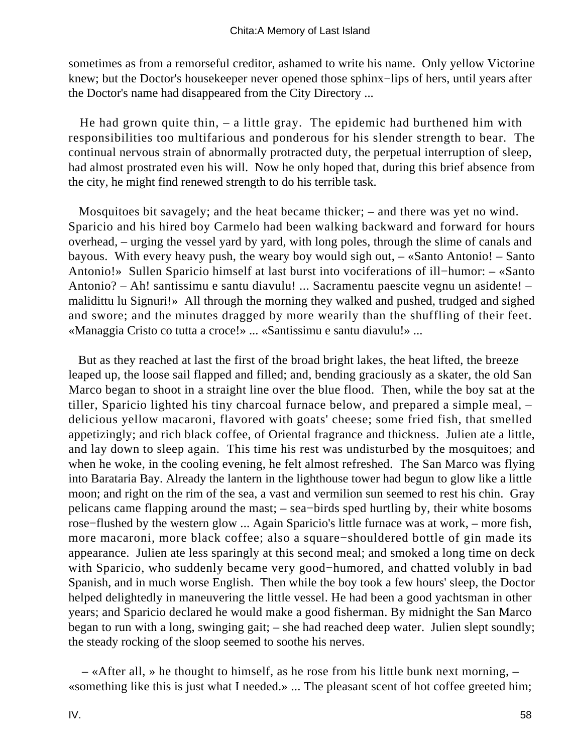sometimes as from a remorseful creditor, ashamed to write his name. Only yellow Victorine knew; but the Doctor's housekeeper never opened those sphinx−lips of hers, until years after the Doctor's name had disappeared from the City Directory ...

He had grown quite thin, – a little gray. The epidemic had burthened him with responsibilities too multifarious and ponderous for his slender strength to bear. The continual nervous strain of abnormally protracted duty, the perpetual interruption of sleep, had almost prostrated even his will. Now he only hoped that, during this brief absence from the city, he might find renewed strength to do his terrible task.

Mosquitoes bit savagely; and the heat became thicker; – and there was yet no wind. Sparicio and his hired boy Carmelo had been walking backward and forward for hours overhead, – urging the vessel yard by yard, with long poles, through the slime of canals and bayous. With every heavy push, the weary boy would sigh out, – «Santo Antonio! – Santo Antonio!» Sullen Sparicio himself at last burst into vociferations of ill−humor: – «Santo Antonio? – Ah! santissimu e santu diavulu! ... Sacramentu paescite vegnu un asidente! – malidittu lu Signuri!» All through the morning they walked and pushed, trudged and sighed and swore; and the minutes dragged by more wearily than the shuffling of their feet. «Managgia Cristo co tutta a croce!» ... «Santissimu e santu diavulu!» ...

But as they reached at last the first of the broad bright lakes, the heat lifted, the breeze leaped up, the loose sail flapped and filled; and, bending graciously as a skater, the old San Marco began to shoot in a straight line over the blue flood. Then, while the boy sat at the tiller, Sparicio lighted his tiny charcoal furnace below, and prepared a simple meal, – delicious yellow macaroni, flavored with goats' cheese; some fried fish, that smelled appetizingly; and rich black coffee, of Oriental fragrance and thickness. Julien ate a little, and lay down to sleep again. This time his rest was undisturbed by the mosquitoes; and when he woke, in the cooling evening, he felt almost refreshed. The San Marco was flying into Barataria Bay. Already the lantern in the lighthouse tower had begun to glow like a little moon; and right on the rim of the sea, a vast and vermilion sun seemed to rest his chin. Gray pelicans came flapping around the mast; – sea−birds sped hurtling by, their white bosoms rose−flushed by the western glow ... Again Sparicio's little furnace was at work, – more fish, more macaroni, more black coffee; also a square−shouldered bottle of gin made its appearance. Julien ate less sparingly at this second meal; and smoked a long time on deck with Sparicio, who suddenly became very good−humored, and chatted volubly in bad Spanish, and in much worse English. Then while the boy took a few hours' sleep, the Doctor helped delightedly in maneuvering the little vessel. He had been a good yachtsman in other years; and Sparicio declared he would make a good fisherman. By midnight the San Marco began to run with a long, swinging gait; – she had reached deep water. Julien slept soundly; the steady rocking of the sloop seemed to soothe his nerves.

– «After all, » he thought to himself, as he rose from his little bunk next morning, – «something like this is just what I needed.» ... The pleasant scent of hot coffee greeted him;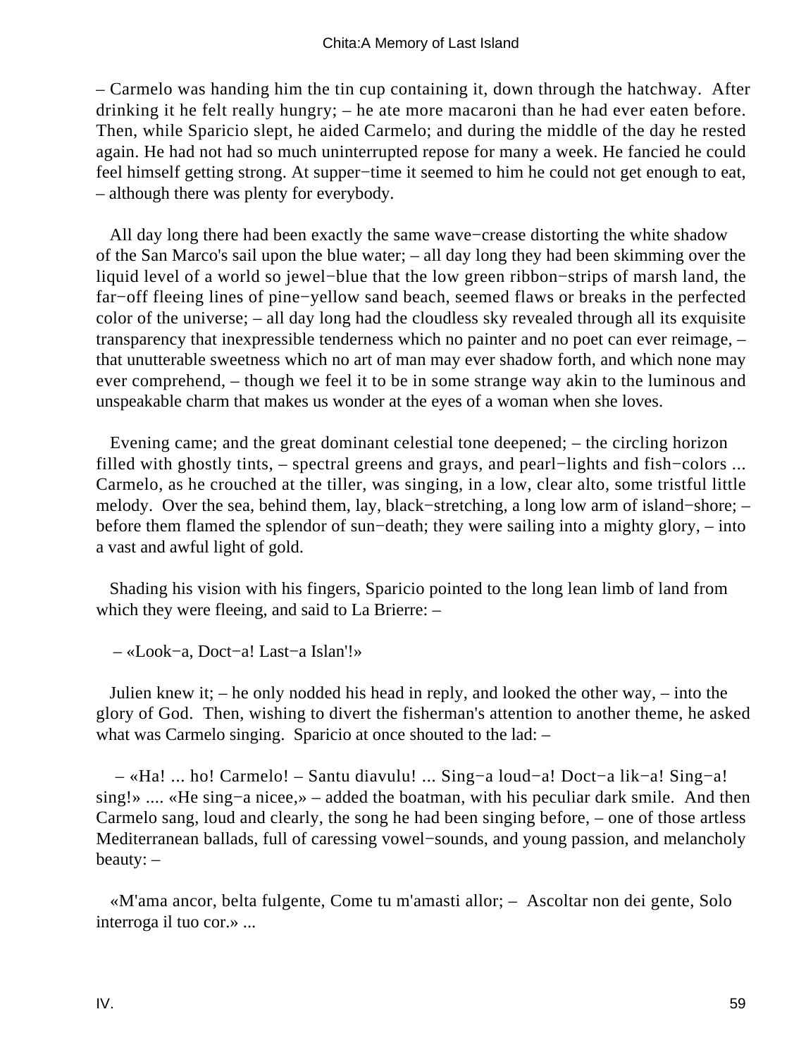– Carmelo was handing him the tin cup containing it, down through the hatchway. After drinking it he felt really hungry; – he ate more macaroni than he had ever eaten before. Then, while Sparicio slept, he aided Carmelo; and during the middle of the day he rested again. He had not had so much uninterrupted repose for many a week. He fancied he could feel himself getting strong. At supper−time it seemed to him he could not get enough to eat, – although there was plenty for everybody.

All day long there had been exactly the same wave−crease distorting the white shadow of the San Marco's sail upon the blue water; – all day long they had been skimming over the liquid level of a world so jewel−blue that the low green ribbon−strips of marsh land, the far−off fleeing lines of pine−yellow sand beach, seemed flaws or breaks in the perfected color of the universe; – all day long had the cloudless sky revealed through all its exquisite transparency that inexpressible tenderness which no painter and no poet can ever reimage, – that unutterable sweetness which no art of man may ever shadow forth, and which none may ever comprehend, – though we feel it to be in some strange way akin to the luminous and unspeakable charm that makes us wonder at the eyes of a woman when she loves.

Evening came; and the great dominant celestial tone deepened; – the circling horizon filled with ghostly tints, – spectral greens and grays, and pearl−lights and fish−colors ... Carmelo, as he crouched at the tiller, was singing, in a low, clear alto, some tristful little melody. Over the sea, behind them, lay, black−stretching, a long low arm of island−shore; – before them flamed the splendor of sun−death; they were sailing into a mighty glory, – into a vast and awful light of gold.

Shading his vision with his fingers, Sparicio pointed to the long lean limb of land from which they were fleeing, and said to La Brierre: –

– «Look−a, Doct−a! Last−a Islan'!»

Julien knew it; – he only nodded his head in reply, and looked the other way, – into the glory of God. Then, wishing to divert the fisherman's attention to another theme, he asked what was Carmelo singing. Sparicio at once shouted to the lad: –

– «Ha! ... ho! Carmelo! – Santu diavulu! ... Sing−a loud−a! Doct−a lik−a! Sing−a! sing!» .... «He sing−a nicee,» – added the boatman, with his peculiar dark smile. And then Carmelo sang, loud and clearly, the song he had been singing before, – one of those artless Mediterranean ballads, full of caressing vowel−sounds, and young passion, and melancholy beauty: –

«M'ama ancor, belta fulgente, Come tu m'amasti allor; – Ascoltar non dei gente, Solo interroga il tuo cor.» ...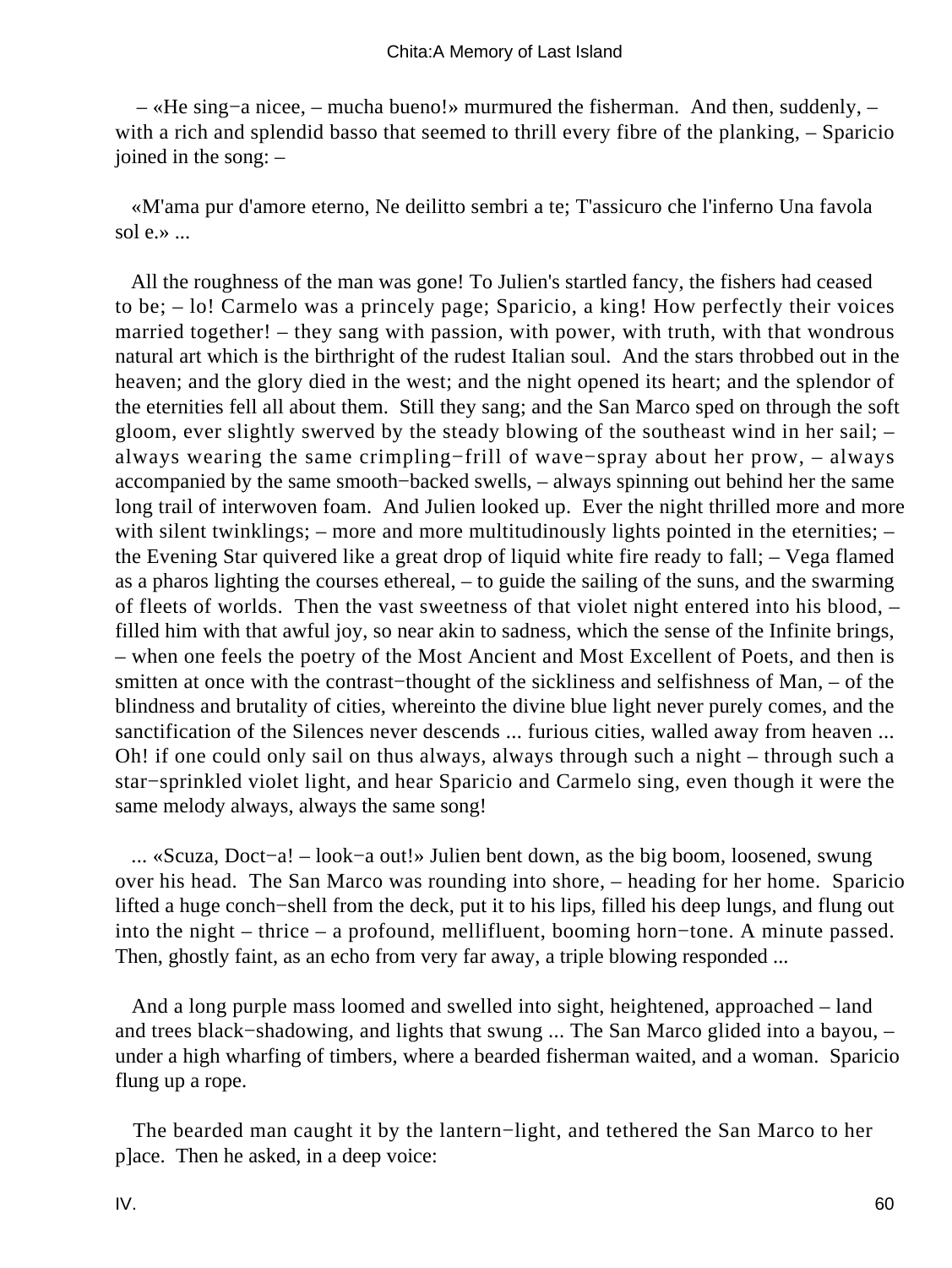– «He sing−a nicee, – mucha bueno!» murmured the fisherman. And then, suddenly, – with a rich and splendid basso that seemed to thrill every fibre of the planking, – Sparicio joined in the song: –

«M'ama pur d'amore eterno, Ne deilitto sembri a te; T'assicuro che l'inferno Una favola sol e.» ...

All the roughness of the man was gone! To Julien's startled fancy, the fishers had ceased to be; – lo! Carmelo was a princely page; Sparicio, a king! How perfectly their voices married together! – they sang with passion, with power, with truth, with that wondrous natural art which is the birthright of the rudest Italian soul. And the stars throbbed out in the heaven; and the glory died in the west; and the night opened its heart; and the splendor of the eternities fell all about them. Still they sang; and the San Marco sped on through the soft gloom, ever slightly swerved by the steady blowing of the southeast wind in her sail; – always wearing the same crimpling−frill of wave−spray about her prow, – always accompanied by the same smooth−backed swells, – always spinning out behind her the same long trail of interwoven foam. And Julien looked up. Ever the night thrilled more and more with silent twinklings; – more and more multitudinously lights pointed in the eternities; – the Evening Star quivered like a great drop of liquid white fire ready to fall; – Vega flamed as a pharos lighting the courses ethereal, – to guide the sailing of the suns, and the swarming of fleets of worlds. Then the vast sweetness of that violet night entered into his blood, – filled him with that awful joy, so near akin to sadness, which the sense of the Infinite brings, – when one feels the poetry of the Most Ancient and Most Excellent of Poets, and then is smitten at once with the contrast−thought of the sickliness and selfishness of Man, – of the blindness and brutality of cities, whereinto the divine blue light never purely comes, and the sanctification of the Silences never descends ... furious cities, walled away from heaven ... Oh! if one could only sail on thus always, always through such a night – through such a star−sprinkled violet light, and hear Sparicio and Carmelo sing, even though it were the same melody always, always the same song!

... «Scuza, Doct−a! – look−a out!» Julien bent down, as the big boom, loosened, swung over his head. The San Marco was rounding into shore, – heading for her home. Sparicio lifted a huge conch−shell from the deck, put it to his lips, filled his deep lungs, and flung out into the night – thrice – a profound, mellifluent, booming horn−tone. A minute passed. Then, ghostly faint, as an echo from very far away, a triple blowing responded ...

And a long purple mass loomed and swelled into sight, heightened, approached – land and trees black−shadowing, and lights that swung ... The San Marco glided into a bayou, – under a high wharfing of timbers, where a bearded fisherman waited, and a woman. Sparicio flung up a rope.

The bearded man caught it by the lantern−light, and tethered the San Marco to her p]ace. Then he asked, in a deep voice: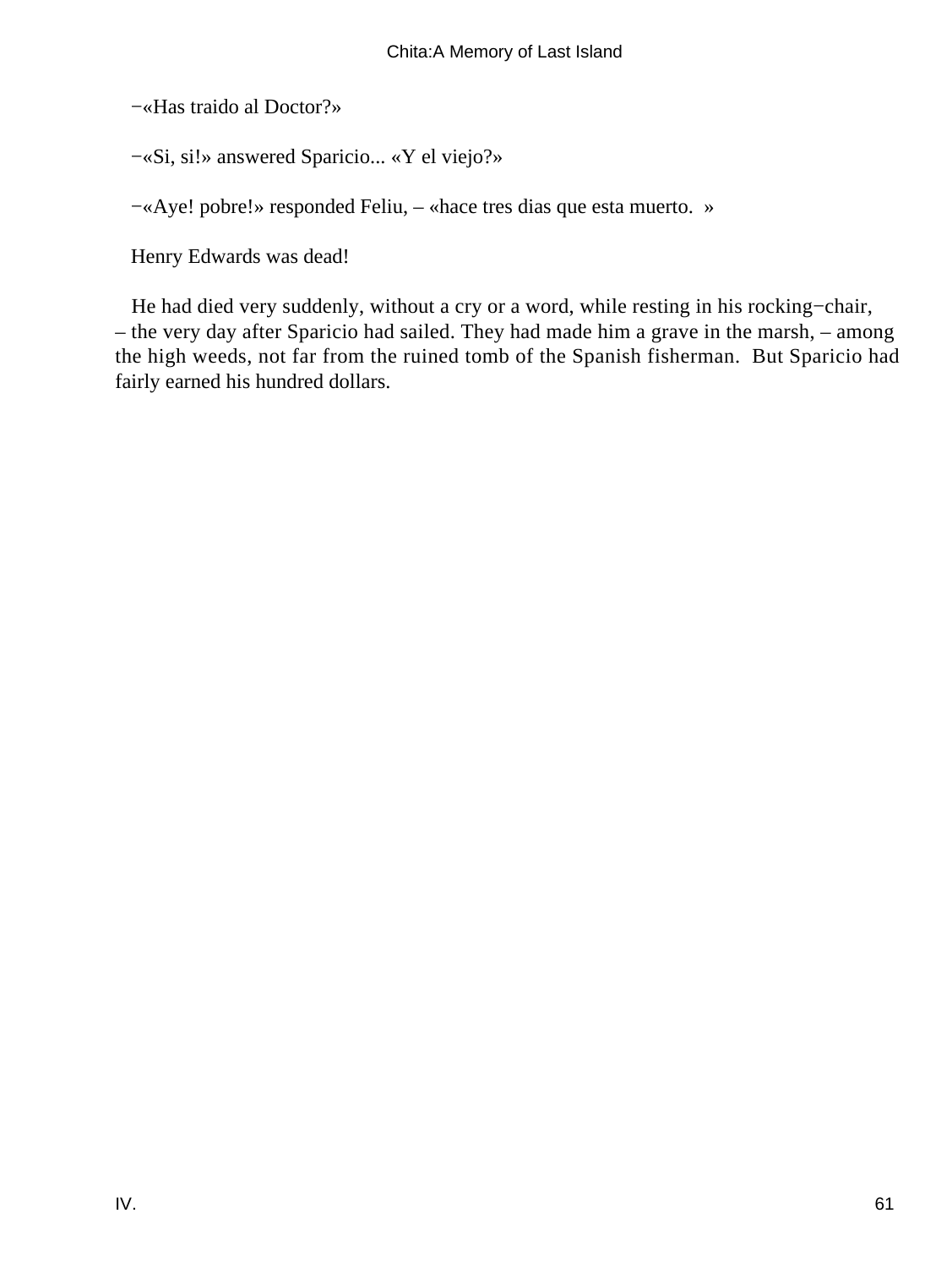−«Has traido al Doctor?»

−«Si, si!» answered Sparicio... «Y el viejo?»

−«Aye! pobre!» responded Feliu, – «hace tres dias que esta muerto. »

Henry Edwards was dead!

He had died very suddenly, without a cry or a word, while resting in his rocking−chair, – the very day after Sparicio had sailed. They had made him a grave in the marsh, – among the high weeds, not far from the ruined tomb of the Spanish fisherman. But Sparicio had fairly earned his hundred dollars.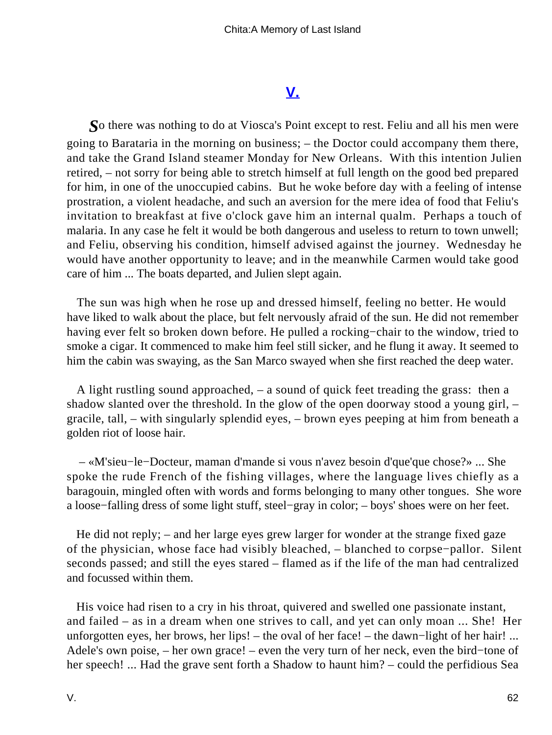## V.

*S*o there was nothing to do at Viosca's Point except to rest. Feliu and all his men were going to Barataria in the morning on business; – the Doctor could accompany them there, and take the Grand Island steamer Monday for New Orleans. With this intention Julien retired, – not sorry for being able to stretch himself at full length on the good bed prepared for him, in one of the unoccupied cabins. But he woke before day with a feeling of intense prostration, a violent headache, and such an aversion for the mere idea of food that Feliu's invitation to breakfast at five o'clock gave him an internal qualm. Perhaps a touch of malaria. In any case he felt it would be both dangerous and useless to return to town unwell; and Feliu, observing his condition, himself advised against the journey. Wednesday he would have another opportunity to leave; and in the meanwhile Carmen would take good care of him ... The boats departed, and Julien slept again.

The sun was high when he rose up and dressed himself, feeling no better. He would have liked to walk about the place, but felt nervously afraid of the sun. He did not remember having ever felt so broken down before. He pulled a rocking−chair to the window, tried to smoke a cigar. It commenced to make him feel still sicker, and he flung it away. It seemed to him the cabin was swaying, as the San Marco swayed when she first reached the deep water.

A light rustling sound approached, – a sound of quick feet treading the grass: then a shadow slanted over the threshold. In the glow of the open doorway stood a young girl, – gracile, tall, – with singularly splendid eyes, – brown eyes peeping at him from beneath a golden riot of loose hair.

– «M'sieu−le−Docteur, maman d'mande si vous n'avez besoin d'que'que chose?» ... She spoke the rude French of the fishing villages, where the language lives chiefly as a baragouin, mingled often with words and forms belonging to many other tongues. She wore a loose−falling dress of some light stuff, steel−gray in color; – boys' shoes were on her feet.

He did not reply; – and her large eyes grew larger for wonder at the strange fixed gaze of the physician, whose face had visibly bleached, – blanched to corpse−pallor. Silent seconds passed; and still the eyes stared – flamed as if the life of the man had centralized and focussed within them.

His voice had risen to a cry in his throat, quivered and swelled one passionate instant, and failed – as in a dream when one strives to call, and yet can only moan ... She! Her unforgotten eyes, her brows, her lips! – the oval of her face! – the dawn−light of her hair! ... Adele's own poise, – her own grace! – even the very turn of her neck, even the bird−tone of her speech! ... Had the grave sent forth a Shadow to haunt him? – could the perfidious Sea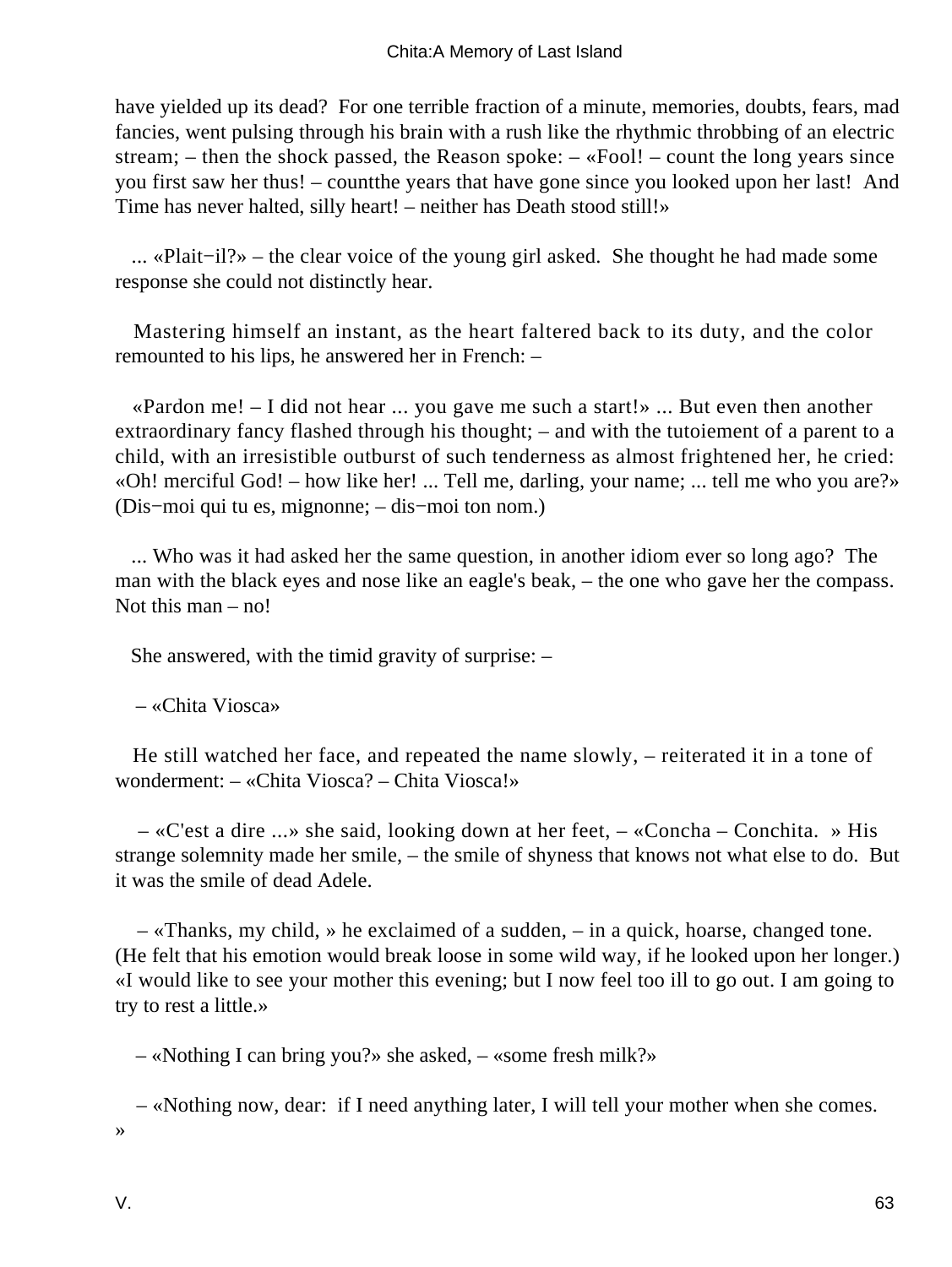have yielded up its dead? For one terrible fraction of a minute, memories, doubts, fears, mad fancies, went pulsing through his brain with a rush like the rhythmic throbbing of an electric stream; – then the shock passed, the Reason spoke: – «Fool! – count the long years since you first saw her thus! – countthe years that have gone since you looked upon her last! And Time has never halted, silly heart! – neither has Death stood still!»

... «Plait−il?» – the clear voice of the young girl asked. She thought he had made some response she could not distinctly hear.

Mastering himself an instant, as the heart faltered back to its duty, and the color remounted to his lips, he answered her in French: –

«Pardon me! – I did not hear ... you gave me such a start!» ... But even then another extraordinary fancy flashed through his thought; – and with the tutoiement of a parent to a child, with an irresistible outburst of such tenderness as almost frightened her, he cried: «Oh! merciful God! – how like her! ... Tell me, darling, your name; ... tell me who you are?» (Dis−moi qui tu es, mignonne; – dis−moi ton nom.)

... Who was it had asked her the same question, in another idiom ever so long ago? The man with the black eyes and nose like an eagle's beak, – the one who gave her the compass. Not this man – no!

She answered, with the timid gravity of surprise: –

– «Chita Viosca»

He still watched her face, and repeated the name slowly, – reiterated it in a tone of wonderment: – «Chita Viosca? – Chita Viosca!»

– «C'est a dire ...» she said, looking down at her feet, – «Concha – Conchita. » His strange solemnity made her smile, – the smile of shyness that knows not what else to do. But it was the smile of dead Adele.

– «Thanks, my child, » he exclaimed of a sudden, – in a quick, hoarse, changed tone. (He felt that his emotion would break loose in some wild way, if he looked upon her longer.) «I would like to see your mother this evening; but I now feel too ill to go out. I am going to try to rest a little.»

– «Nothing I can bring you?» she asked, – «some fresh milk?»

– «Nothing now, dear: if I need anything later, I will tell your mother when she comes. »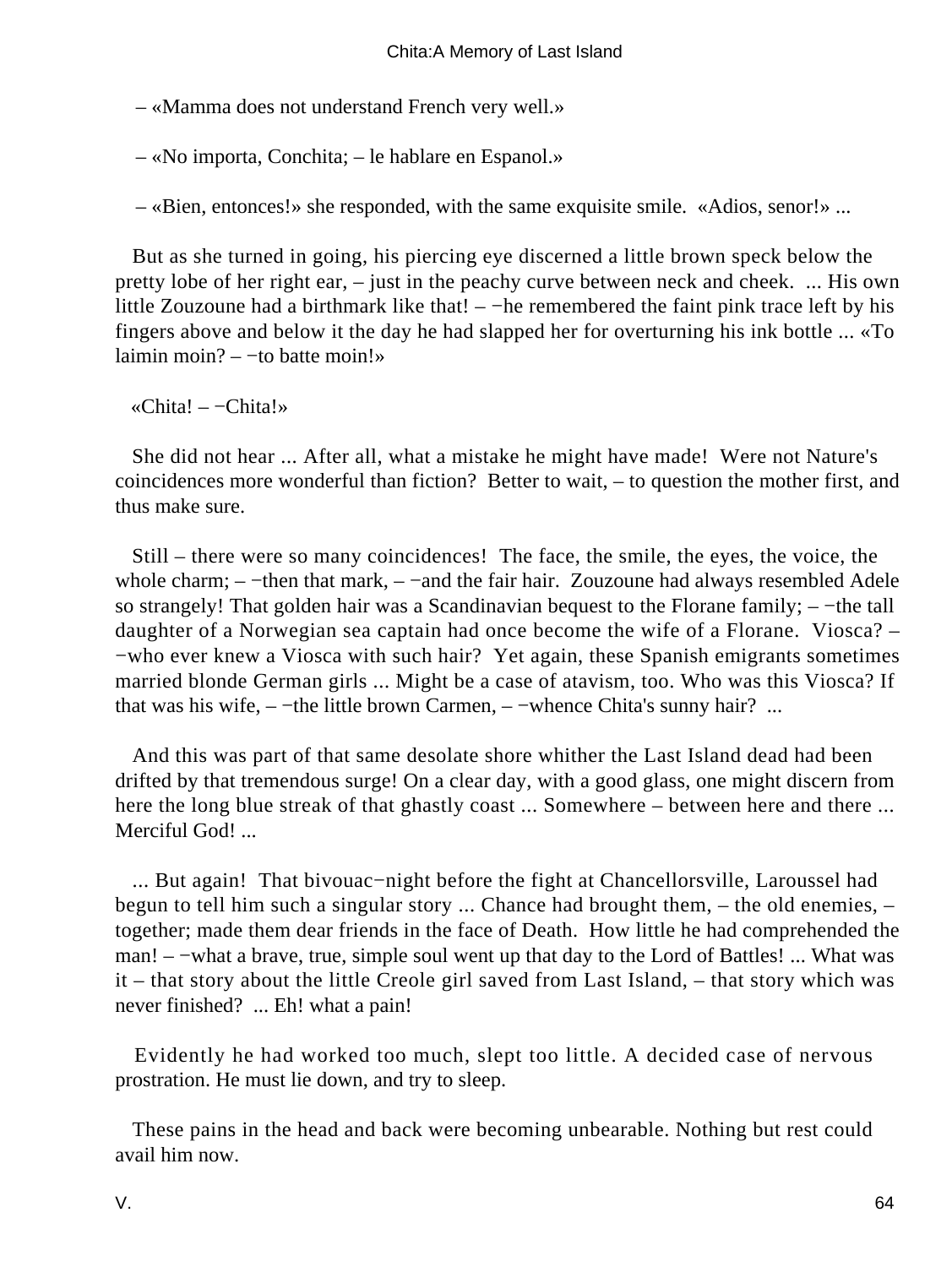– «Mamma does not understand French very well.»

– «No importa, Conchita; – le hablare en Espanol.»

– «Bien, entonces!» she responded, with the same exquisite smile. «Adios, senor!» ...

But as she turned in going, his piercing eye discerned a little brown speck below the pretty lobe of her right ear, – just in the peachy curve between neck and cheek. ... His own little Zouzoune had a birthmark like that! – −he remembered the faint pink trace left by his fingers above and below it the day he had slapped her for overturning his ink bottle ... «To laimin moin? – −to batte moin!»

«Chita! – −Chita!»

She did not hear ... After all, what a mistake he might have made! Were not Nature's coincidences more wonderful than fiction? Better to wait, – to question the mother first, and thus make sure.

Still – there were so many coincidences! The face, the smile, the eyes, the voice, the whole charm; – −then that mark, – −and the fair hair. Zouzoune had always resembled Adele so strangely! That golden hair was a Scandinavian bequest to the Florane family; – −the tall daughter of a Norwegian sea captain had once become the wife of a Florane. Viosca? – −who ever knew a Viosca with such hair? Yet again, these Spanish emigrants sometimes married blonde German girls ... Might be a case of atavism, too. Who was this Viosca? If that was his wife, – −the little brown Carmen, – −whence Chita's sunny hair? ...

And this was part of that same desolate shore whither the Last Island dead had been drifted by that tremendous surge! On a clear day, with a good glass, one might discern from here the long blue streak of that ghastly coast ... Somewhere – between here and there ... Merciful God! ...

... But again! That bivouac−night before the fight at Chancellorsville, Laroussel had begun to tell him such a singular story ... Chance had brought them, – the old enemies, – together; made them dear friends in the face of Death. How little he had comprehended the man! – −what a brave, true, simple soul went up that day to the Lord of Battles! ... What was it – that story about the little Creole girl saved from Last Island, – that story which was never finished? ... Eh! what a pain!

Evidently he had worked too much, slept too little. A decided case of nervous prostration. He must lie down, and try to sleep.

These pains in the head and back were becoming unbearable. Nothing but rest could avail him now.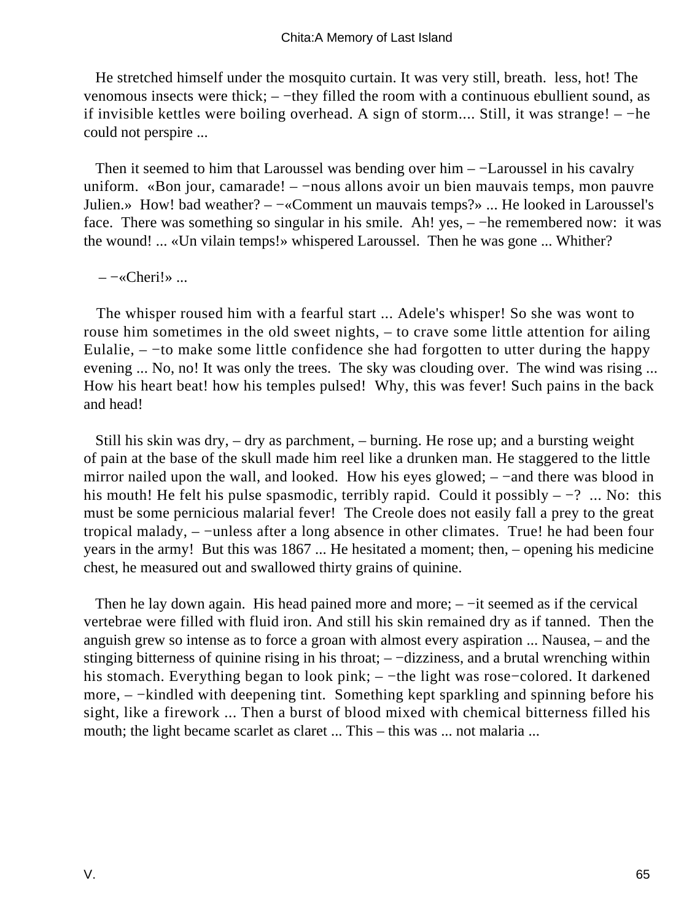He stretched himself under the mosquito curtain. It was very still, breath. less, hot! The venomous insects were thick; – −they filled the room with a continuous ebullient sound, as if invisible kettles were boiling overhead. A sign of storm.... Still, it was strange! – −he could not perspire ...

Then it seemed to him that Laroussel was bending over him – −Laroussel in his cavalry uniform. «Bon jour, camarade! – −nous allons avoir un bien mauvais temps, mon pauvre Julien.» How! bad weather? – −«Comment un mauvais temps?» ... He looked in Laroussel's face. There was something so singular in his smile. Ah! yes, – −he remembered now: it was the wound! ... «Un vilain temps!» whispered Laroussel. Then he was gone ... Whither?

– −«Cheri!» ...

The whisper roused him with a fearful start ... Adele's whisper! So she was wont to rouse him sometimes in the old sweet nights, – to crave some little attention for ailing Eulalie, – −to make some little confidence she had forgotten to utter during the happy evening ... No, no! It was only the trees. The sky was clouding over. The wind was rising ... How his heart beat! how his temples pulsed! Why, this was fever! Such pains in the back and head!

Still his skin was dry, – dry as parchment, – burning. He rose up; and a bursting weight of pain at the base of the skull made him reel like a drunken man. He staggered to the little mirror nailed upon the wall, and looked. How his eyes glowed; – −and there was blood in his mouth! He felt his pulse spasmodic, terribly rapid. Could it possibly – −? ... No: this must be some pernicious malarial fever! The Creole does not easily fall a prey to the great tropical malady, – −unless after a long absence in other climates. True! he had been four years in the army! But this was 1867 ... He hesitated a moment; then, – opening his medicine chest, he measured out and swallowed thirty grains of quinine.

Then he lay down again. His head pained more and more; – −it seemed as if the cervical vertebrae were filled with fluid iron. And still his skin remained dry as if tanned. Then the anguish grew so intense as to force a groan with almost every aspiration ... Nausea, – and the stinging bitterness of quinine rising in his throat; – −dizziness, and a brutal wrenching within his stomach. Everything began to look pink; – −the light was rose−colored. It darkened more, – −kindled with deepening tint. Something kept sparkling and spinning before his sight, like a firework ... Then a burst of blood mixed with chemical bitterness filled his mouth; the light became scarlet as claret ... This – this was ... not malaria ...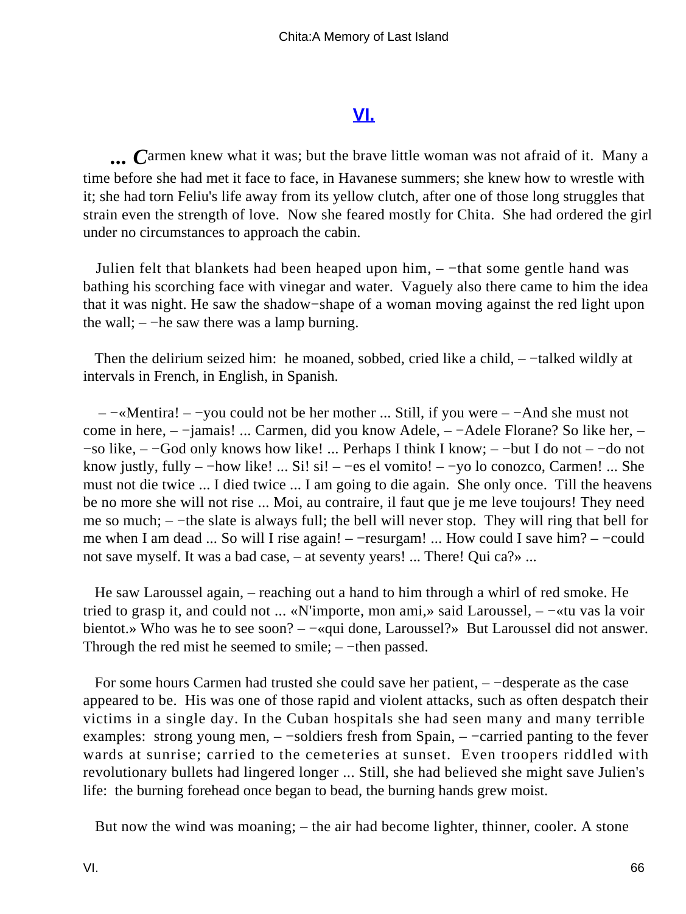## VI.

**...** ***C****armen knew what it was; but the brave little woman was not afraid of it. Many a time before she had met it face to face, in Havanese summers; she knew how to wrestle with it; she had torn Feliu's life away from its yellow clutch, after one of those long struggles that strain even the strength of love. Now she feared mostly for Chita. She had ordered the girl under no circumstances to approach the cabin.

Julien felt that blankets had been heaped upon him, – −that some gentle hand was bathing his scorching face with vinegar and water. Vaguely also there came to him the idea that it was night. He saw the shadow−shape of a woman moving against the red light upon the wall; – −he saw there was a lamp burning.

Then the delirium seized him: he moaned, sobbed, cried like a child, – −talked wildly at intervals in French, in English, in Spanish.

– −«Mentira! – −you could not be her mother ... Still, if you were – −And she must not come in here, – −jamais! ... Carmen, did you know Adele, – −Adele Florane? So like her, – −so like, – −God only knows how like! ... Perhaps I think I know; – −but I do not – −do not know justly, fully – −how like! ... Si! si! – −es el vomito! – −yo lo conozco, Carmen! ... She must not die twice ... I died twice ... I am going to die again. She only once. Till the heavens be no more she will not rise ... Moi, au contraire, il faut que je me leve toujours! They need me so much; – −the slate is always full; the bell will never stop. They will ring that bell for me when I am dead ... So will I rise again! – −resurgam! ... How could I save him? – −could not save myself. It was a bad case, – at seventy years! ... There! Qui ca?» ...

He saw Laroussel again, – reaching out a hand to him through a whirl of red smoke. He tried to grasp it, and could not ... «N'importe, mon ami,» said Laroussel, – −«tu vas la voir bientot.» Who was he to see soon? – −«qui done, Laroussel?» But Laroussel did not answer. Through the red mist he seemed to smile; – −then passed.

For some hours Carmen had trusted she could save her patient, – −desperate as the case appeared to be. His was one of those rapid and violent attacks, such as often despatch their victims in a single day. In the Cuban hospitals she had seen many and many terrible examples: strong young men, – −soldiers fresh from Spain, – −carried panting to the fever wards at sunrise; carried to the cemeteries at sunset. Even troopers riddled with revolutionary bullets had lingered longer ... Still, she had believed she might save Julien's life: the burning forehead once began to bead, the burning hands grew moist.

But now the wind was moaning; – the air had become lighter, thinner, cooler. A stone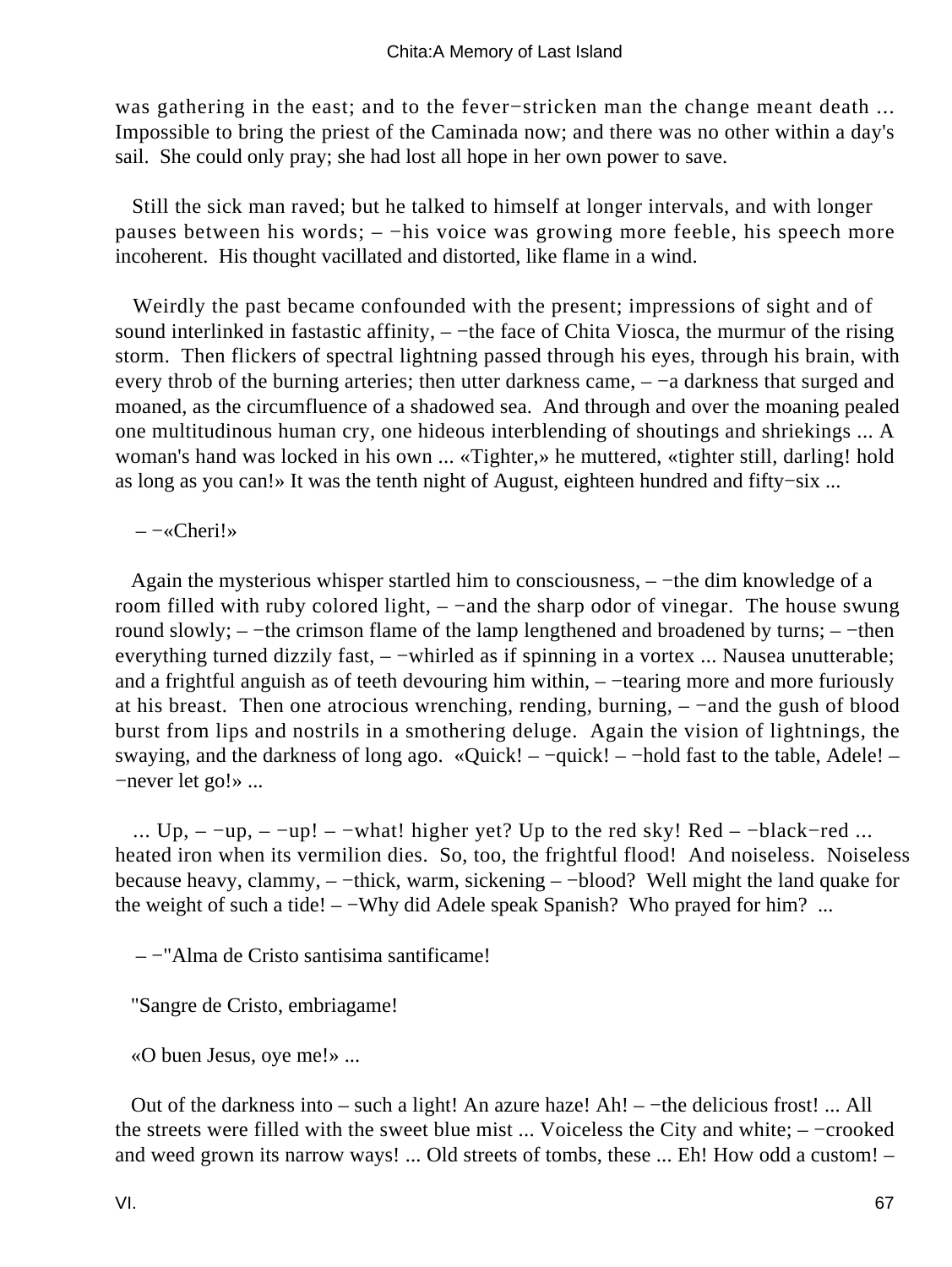was gathering in the east; and to the fever−stricken man the change meant death ... Impossible to bring the priest of the Caminada now; and there was no other within a day's sail. She could only pray; she had lost all hope in her own power to save.

Still the sick man raved; but he talked to himself at longer intervals, and with longer pauses between his words; – −his voice was growing more feeble, his speech more incoherent. His thought vacillated and distorted, like flame in a wind.

Weirdly the past became confounded with the present; impressions of sight and of sound interlinked in fastastic affinity, – −the face of Chita Viosca, the murmur of the rising storm. Then flickers of spectral lightning passed through his eyes, through his brain, with every throb of the burning arteries; then utter darkness came, – −a darkness that surged and moaned, as the circumfluence of a shadowed sea. And through and over the moaning pealed one multitudinous human cry, one hideous interblending of shoutings and shriekings ... A woman's hand was locked in his own ... «Tighter,» he muttered, «tighter still, darling! hold as long as you can!» It was the tenth night of August, eighteen hundred and fifty−six ...

– −«Cheri!»

Again the mysterious whisper startled him to consciousness, – −the dim knowledge of a room filled with ruby colored light, – −and the sharp odor of vinegar. The house swung round slowly; – −the crimson flame of the lamp lengthened and broadened by turns; – −then everything turned dizzily fast, – −whirled as if spinning in a vortex ... Nausea unutterable; and a frightful anguish as of teeth devouring him within, – −tearing more and more furiously at his breast. Then one atrocious wrenching, rending, burning, – −and the gush of blood burst from lips and nostrils in a smothering deluge. Again the vision of lightnings, the swaying, and the darkness of long ago. «Quick! – −quick! – −hold fast to the table, Adele! – −never let go!» ...

... Up, – −up, – −up! – −what! higher yet? Up to the red sky! Red – −black−red ... heated iron when its vermilion dies. So, too, the frightful flood! And noiseless. Noiseless because heavy, clammy, – −thick, warm, sickening – −blood? Well might the land quake for the weight of such a tide! – −Why did Adele speak Spanish? Who prayed for him? ...

– −"Alma de Cristo santisima santificame!

"Sangre de Cristo, embriagame!

«O buen Jesus, oye me!» ...

Out of the darkness into – such a light! An azure haze! Ah! – −the delicious frost! ... All the streets were filled with the sweet blue mist ... Voiceless the City and white; – −crooked and weed grown its narrow ways! ... Old streets of tombs, these ... Eh! How odd a custom! –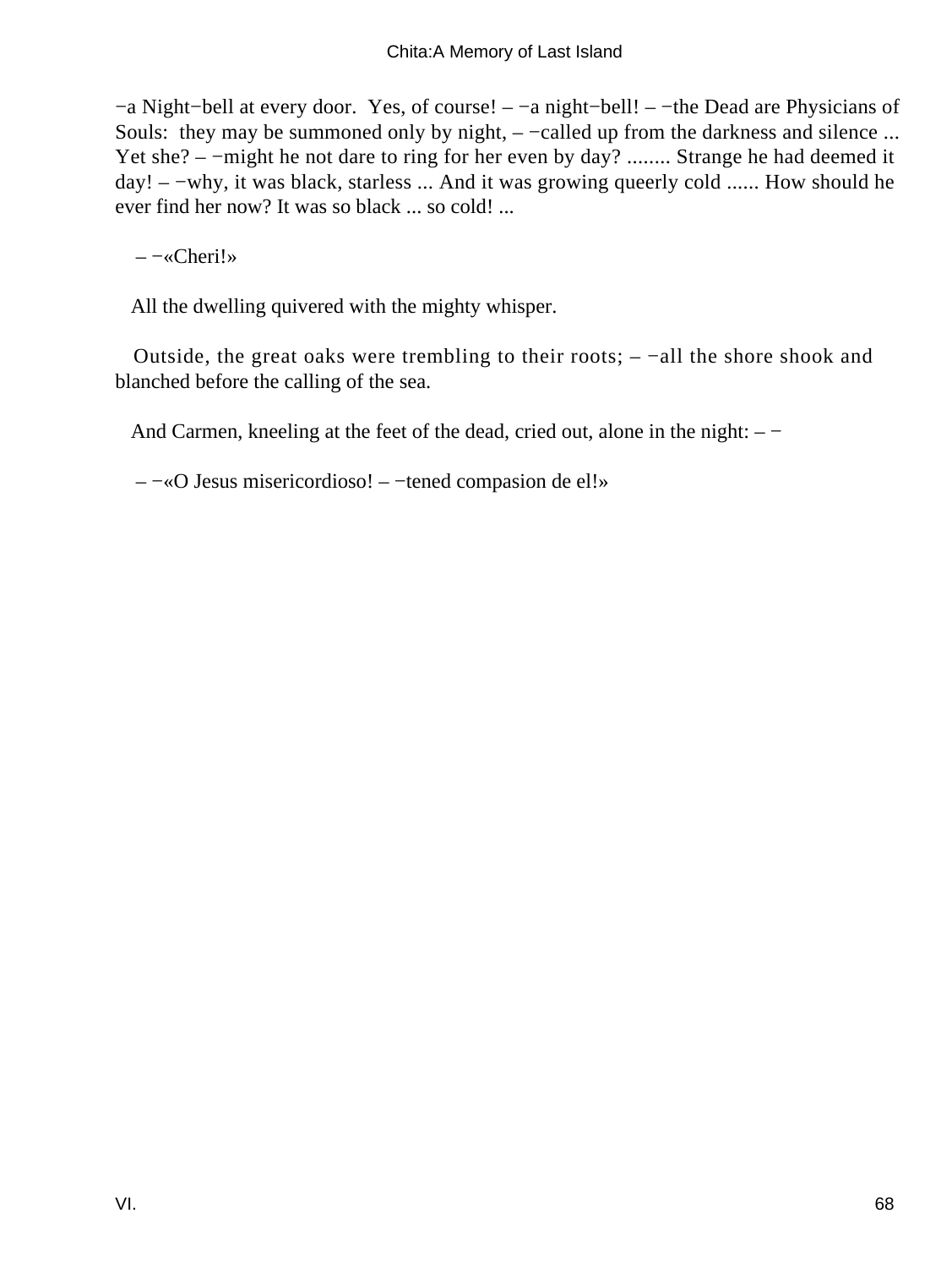−a Night−bell at every door. Yes, of course! – −a night−bell! – −the Dead are Physicians of Souls: they may be summoned only by night, – −called up from the darkness and silence ... Yet she? – −might he not dare to ring for her even by day? ........ Strange he had deemed it day! – −why, it was black, starless ... And it was growing queerly cold ...... How should he ever find her now? It was so black ... so cold! ...

– −«Cheri!»

All the dwelling quivered with the mighty whisper.

Outside, the great oaks were trembling to their roots; – −all the shore shook and blanched before the calling of the sea.

And Carmen, kneeling at the feet of the dead, cried out, alone in the night: – −

– −«O Jesus misericordioso! – −tened compasion de el!»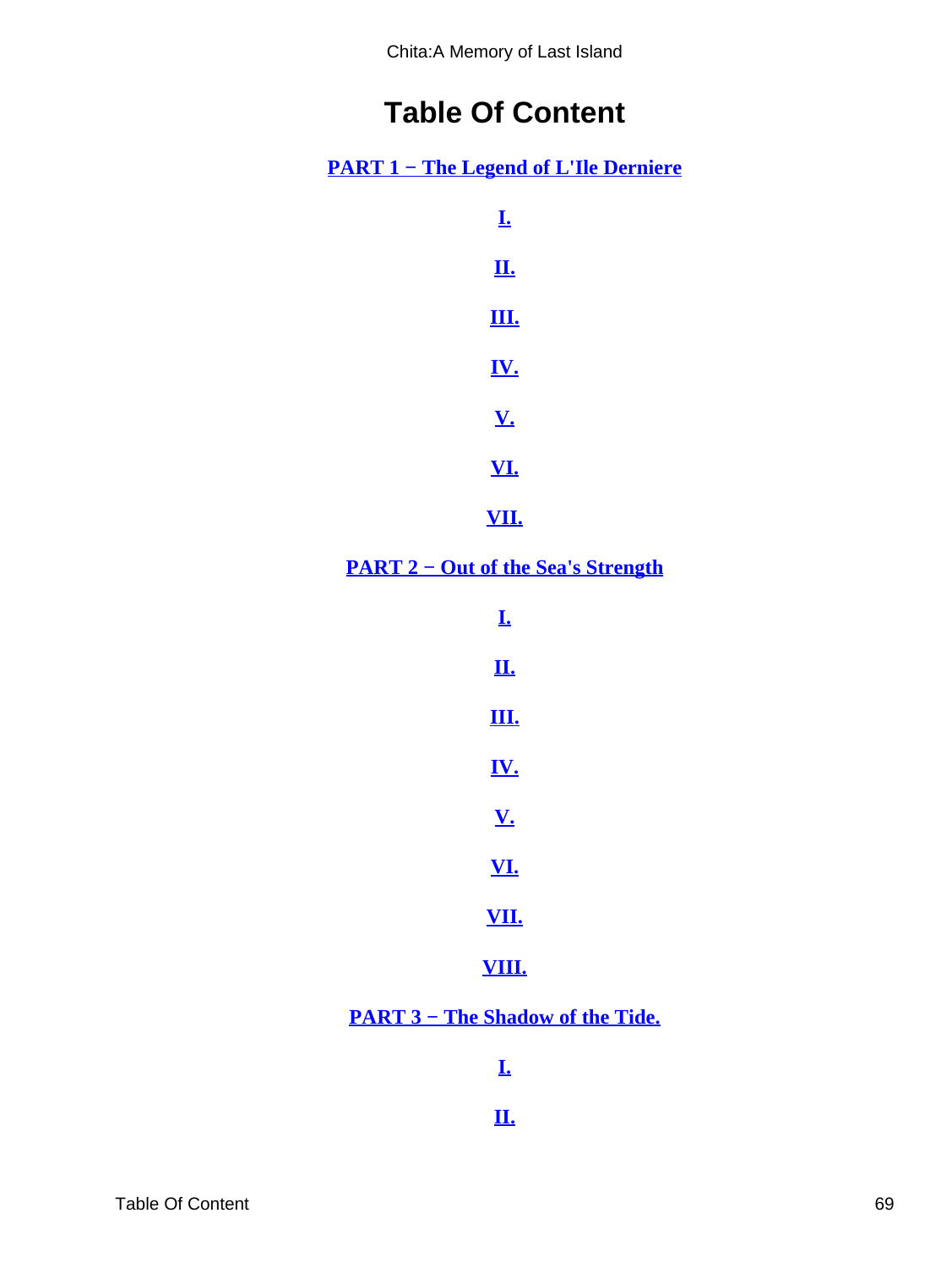# Table Of Content

**PART 1 − The Legend of L'Ile Derniere**

**I.**

**II.**

**III.**

**IV.**

**V.**

**VI.**

**VII.**

**PART 2 − Out of the Sea's Strength**

**I.**

**II.**

**III.**

**IV.**

**V.**

**VI.**

**VII.**

**VIII.**

**PART 3 − The Shadow of the Tide.**

**I.**

**II.**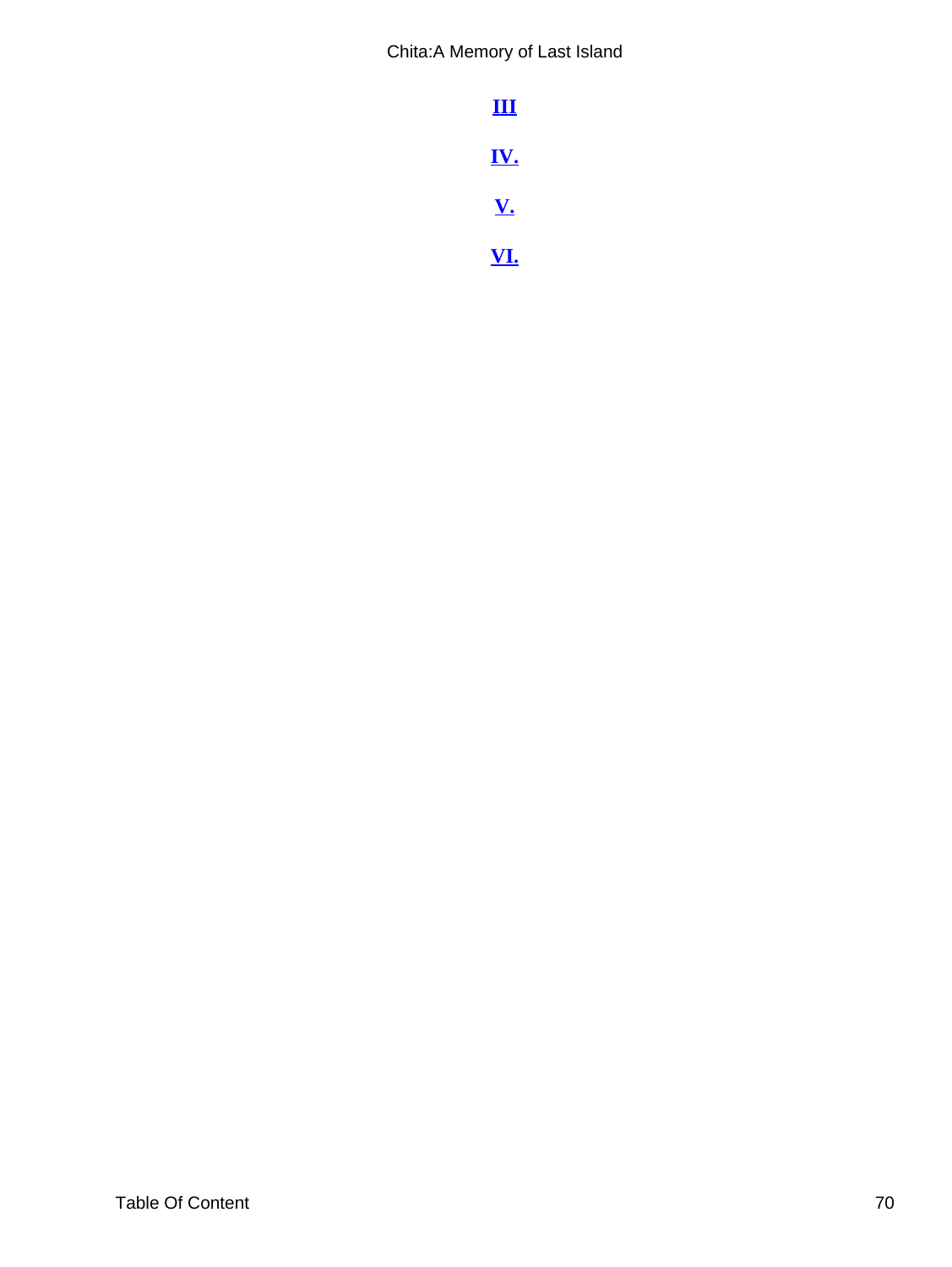**III**

**IV.**

**V.**

**VI.**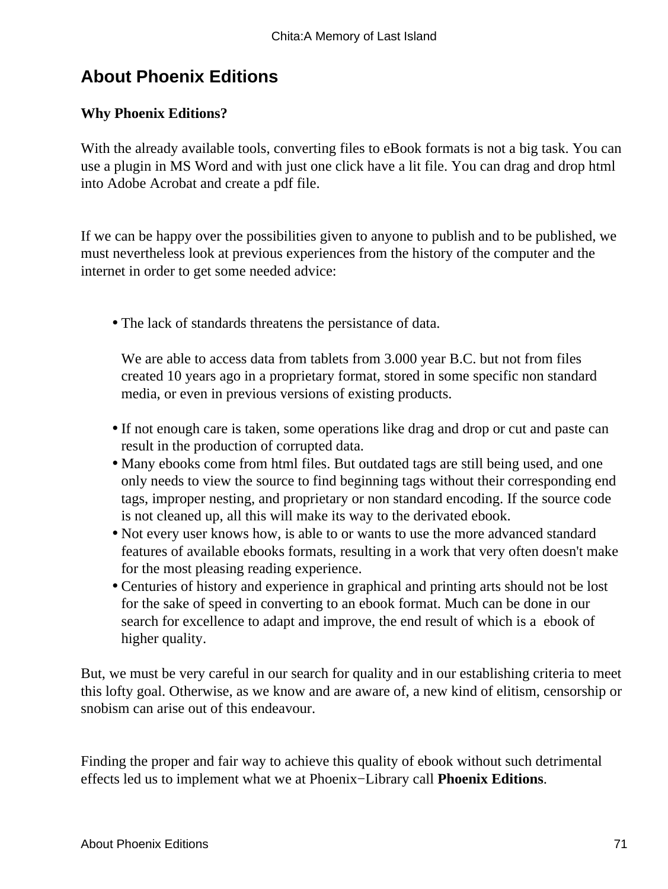## About Phoenix Editions

**Why Phoenix Editions?**

With the already available tools, converting files to eBook formats is not a big task. You can use a plugin in MS Word and with just one click have a lit file. You can drag and drop html into Adobe Acrobat and create a pdf file.

If we can be happy over the possibilities given to anyone to publish and to be published, we must nevertheless look at previous experiences from the history of the computer and the internet in order to get some needed advice:

- The lack of standards threatens the persistance of data.

  We are able to access data from tablets from 3.000 year B.C. but not from files created 10 years ago in a proprietary format, stored in some specific non standard media, or even in previous versions of existing products.
- If not enough care is taken, some operations like drag and drop or cut and paste can result in the production of corrupted data.
- Many ebooks come from html files. But outdated tags are still being used, and one only needs to view the source to find beginning tags without their corresponding end tags, improper nesting, and proprietary or non standard encoding. If the source code is not cleaned up, all this will make its way to the derivated ebook.
- Not every user knows how, is able to or wants to use the more advanced standard features of available ebooks formats, resulting in a work that very often doesn't make for the most pleasing reading experience.
- Centuries of history and experience in graphical and printing arts should not be lost for the sake of speed in converting to an ebook format. Much can be done in our search for excellence to adapt and improve, the end result of which is a ebook of higher quality.

But, we must be very careful in our search for quality and in our establishing criteria to meet this lofty goal. Otherwise, as we know and are aware of, a new kind of elitism, censorship or snobism can arise out of this endeavour.

Finding the proper and fair way to achieve this quality of ebook without such detrimental effects led us to implement what we at Phoenix−Library call **Phoenix Editions**.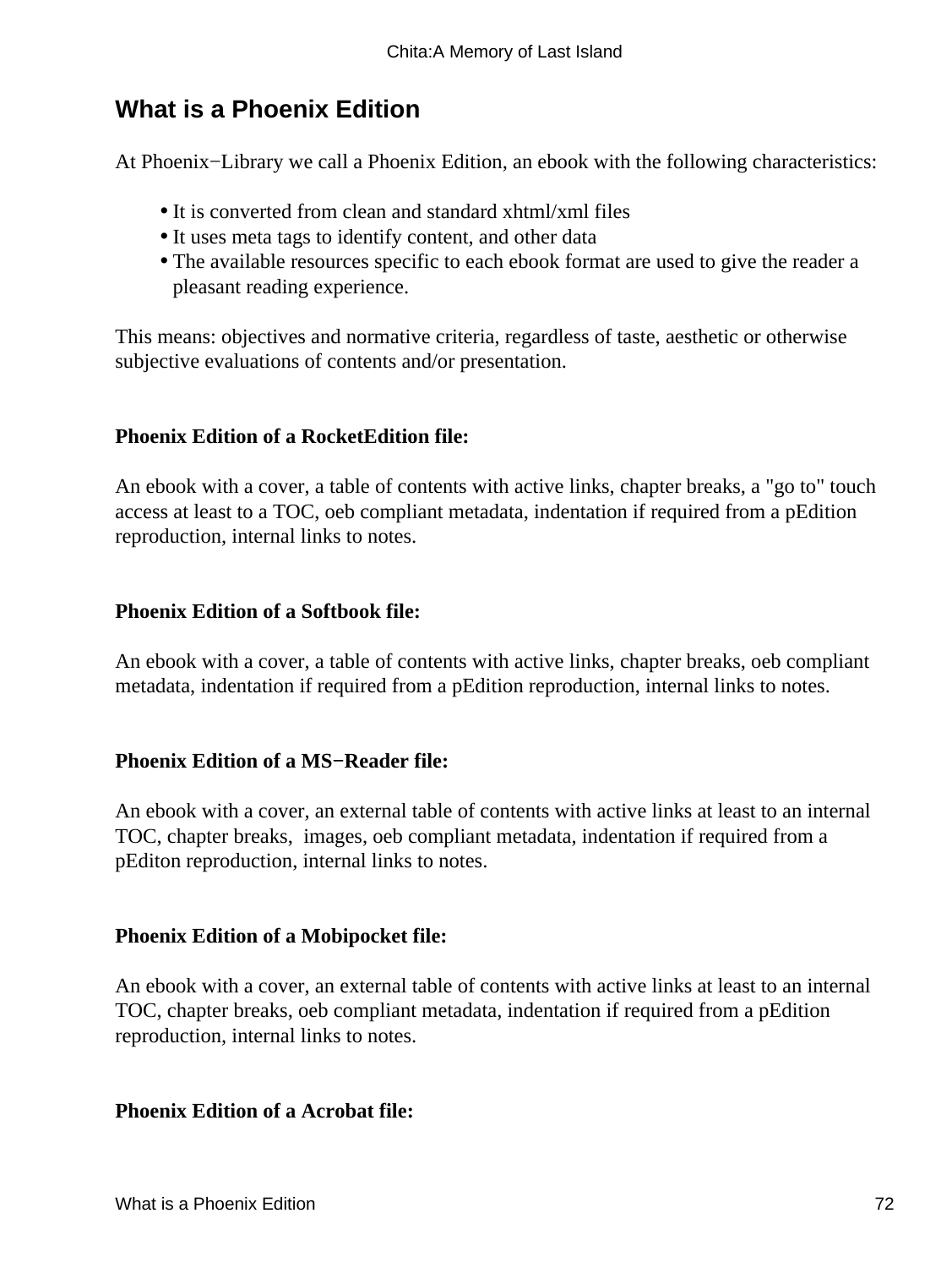## What is a Phoenix Edition

At Phoenix−Library we call a Phoenix Edition, an ebook with the following characteristics:

- It is converted from clean and standard xhtml/xml files
- It uses meta tags to identify content, and other data
- The available resources specific to each ebook format are used to give the reader a pleasant reading experience.

This means: objectives and normative criteria, regardless of taste, aesthetic or otherwise subjective evaluations of contents and/or presentation.

**Phoenix Edition of a RocketEdition file:**

An ebook with a cover, a table of contents with active links, chapter breaks, a "go to" touch access at least to a TOC, oeb compliant metadata, indentation if required from a pEdition reproduction, internal links to notes.

**Phoenix Edition of a Softbook file:**

An ebook with a cover, a table of contents with active links, chapter breaks, oeb compliant metadata, indentation if required from a pEdition reproduction, internal links to notes.

**Phoenix Edition of a MS−Reader file:**

An ebook with a cover, an external table of contents with active links at least to an internal TOC, chapter breaks, images, oeb compliant metadata, indentation if required from a pEditon reproduction, internal links to notes.

**Phoenix Edition of a Mobipocket file:**

An ebook with a cover, an external table of contents with active links at least to an internal TOC, chapter breaks, oeb compliant metadata, indentation if required from a pEdition reproduction, internal links to notes.

**Phoenix Edition of a Acrobat file:**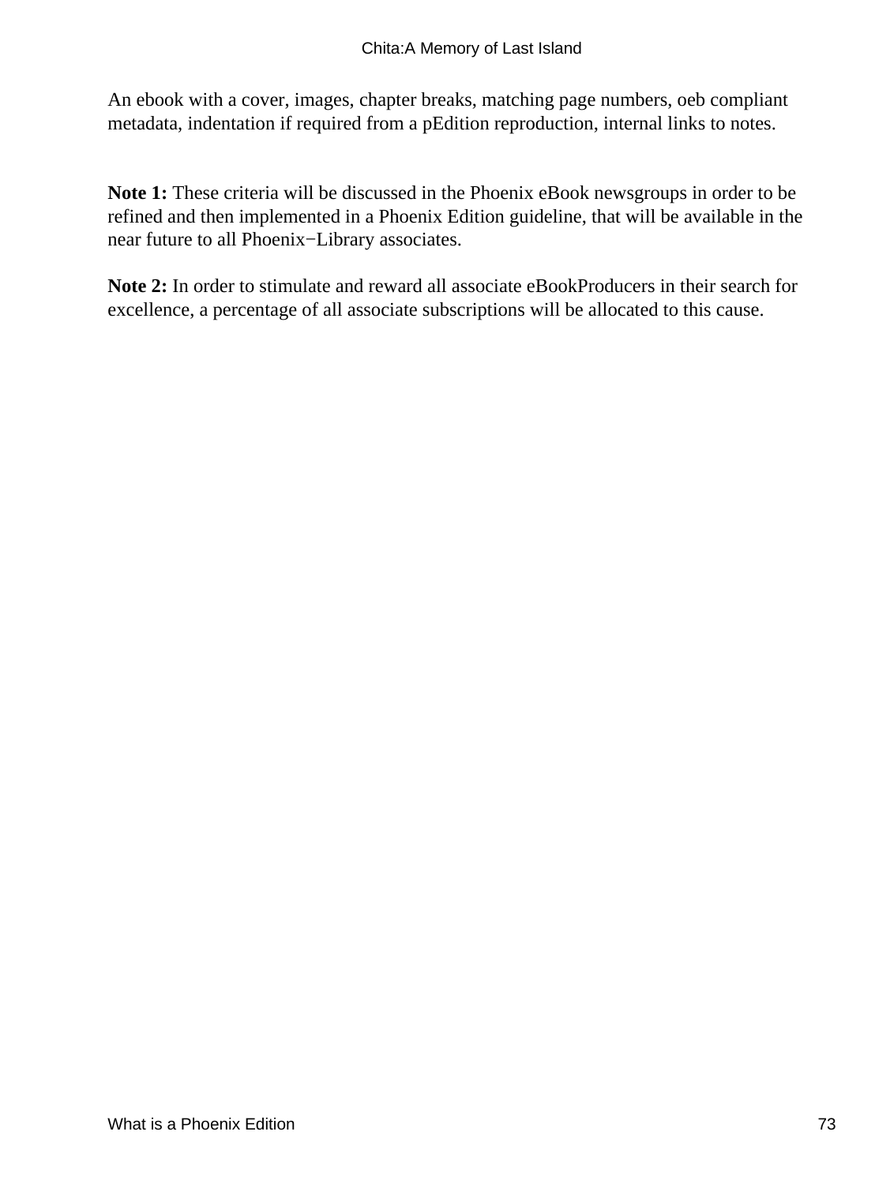An ebook with a cover, images, chapter breaks, matching page numbers, oeb compliant metadata, indentation if required from a pEdition reproduction, internal links to notes.

**Note 1:** These criteria will be discussed in the Phoenix eBook newsgroups in order to be refined and then implemented in a Phoenix Edition guideline, that will be available in the near future to all Phoenix−Library associates.

**Note 2:** In order to stimulate and reward all associate eBookProducers in their search for excellence, a percentage of all associate subscriptions will be allocated to this cause.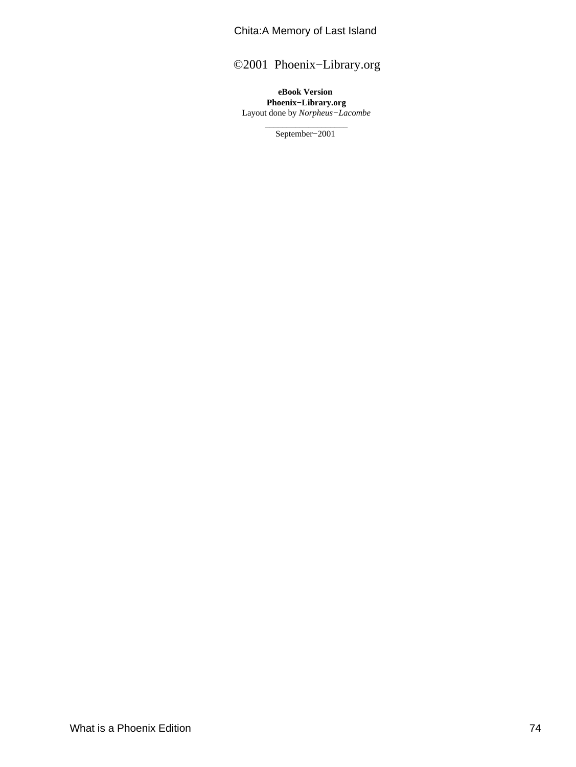©2001 Phoenix−Library.org

**eBook Version**
**Phoenix−Library.org**
Layout done by *Norpheus−Lacombe*

___________________
September−2001